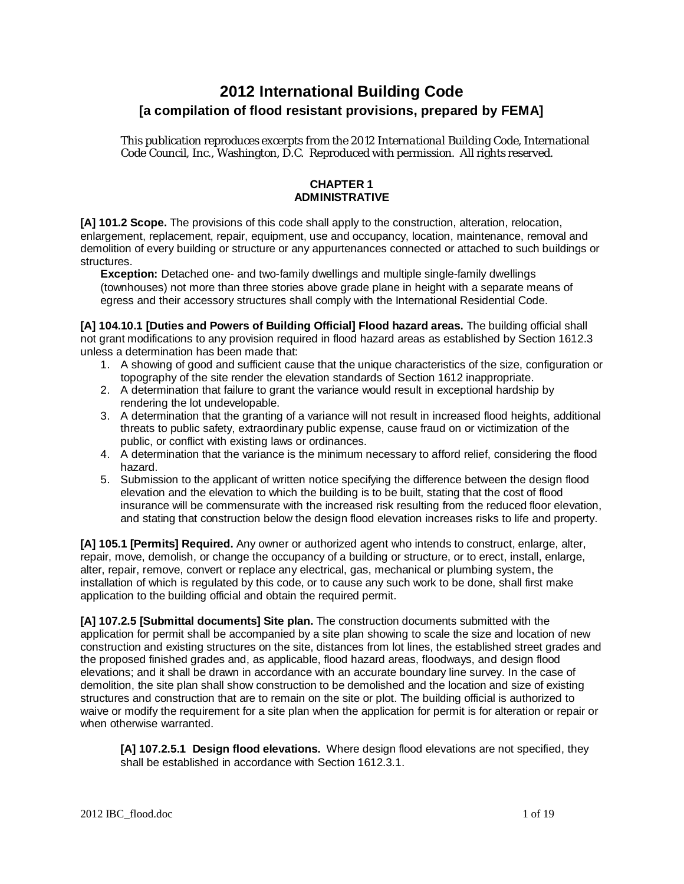# 2012 International Building Code

## [a compilation of flood resistant provisions, prepared by FEMA]

*This publication reproduces excerpts from the 2012 International Building Code, International Code Council, Inc., Washington, D.C. Reproduced with permission. All rights reserved.*

### CHAPTER 1
### ADMINISTRATIVE

**[A] 101.2 Scope.** The provisions of this code shall apply to the construction, alteration, relocation, enlargement, replacement, repair, equipment, use and occupancy, location, maintenance, removal and demolition of every building or structure or any appurtenances connected or attached to such buildings or structures.

**Exception:** Detached one- and two-family dwellings and multiple single-family dwellings (townhouses) not more than three stories above grade plane in height with a separate means of egress and their accessory structures shall comply with the International Residential Code.

**[A] 104.10.1 [Duties and Powers of Building Official] Flood hazard areas.** The building official shall not grant modifications to any provision required in flood hazard areas as established by Section 1612.3 unless a determination has been made that:

1. A showing of good and sufficient cause that the unique characteristics of the size, configuration or topography of the site render the elevation standards of Section 1612 inappropriate.
2. A determination that failure to grant the variance would result in exceptional hardship by rendering the lot undevelopable.
3. A determination that the granting of a variance will not result in increased flood heights, additional threats to public safety, extraordinary public expense, cause fraud on or victimization of the public, or conflict with existing laws or ordinances.
4. A determination that the variance is the minimum necessary to afford relief, considering the flood hazard.
5. Submission to the applicant of written notice specifying the difference between the design flood elevation and the elevation to which the building is to be built, stating that the cost of flood insurance will be commensurate with the increased risk resulting from the reduced floor elevation, and stating that construction below the design flood elevation increases risks to life and property.

**[A] 105.1 [Permits] Required.** Any owner or authorized agent who intends to construct, enlarge, alter, repair, move, demolish, or change the occupancy of a building or structure, or to erect, install, enlarge, alter, repair, remove, convert or replace any electrical, gas, mechanical or plumbing system, the installation of which is regulated by this code, or to cause any such work to be done, shall first make application to the building official and obtain the required permit.

**[A] 107.2.5 [Submittal documents] Site plan.** The construction documents submitted with the application for permit shall be accompanied by a site plan showing to scale the size and location of new construction and existing structures on the site, distances from lot lines, the established street grades and the proposed finished grades and, as applicable, flood hazard areas, floodways, and design flood elevations; and it shall be drawn in accordance with an accurate boundary line survey. In the case of demolition, the site plan shall show construction to be demolished and the location and size of existing structures and construction that are to remain on the site or plot. The building official is authorized to waive or modify the requirement for a site plan when the application for permit is for alteration or repair or when otherwise warranted.

**[A] 107.2.5.1 Design flood elevations.** Where design flood elevations are not specified, they shall be established in accordance with Section 1612.3.1.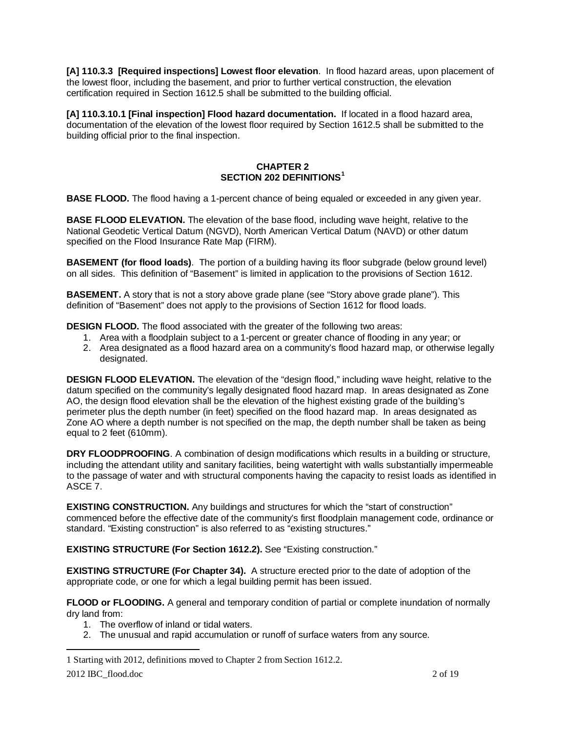**[A] 110.3.3 [Required inspections] Lowest floor elevation**. In flood hazard areas, upon placement of the lowest floor, including the basement, and prior to further vertical construction, the elevation certification required in Section 1612.5 shall be submitted to the building official.

**[A] 110.3.10.1 [Final inspection] Flood hazard documentation.** If located in a flood hazard area, documentation of the elevation of the lowest floor required by Section 1612.5 shall be submitted to the building official prior to the final inspection.

## CHAPTER 2
## SECTION 202 DEFINITIONS[1]

**BASE FLOOD.** The flood having a 1-percent chance of being equaled or exceeded in any given year.

**BASE FLOOD ELEVATION.** The elevation of the base flood, including wave height, relative to the National Geodetic Vertical Datum (NGVD), North American Vertical Datum (NAVD) or other datum specified on the Flood Insurance Rate Map (FIRM).

**BASEMENT (for flood loads)**. The portion of a building having its floor subgrade (below ground level) on all sides. This definition of "Basement" is limited in application to the provisions of Section 1612.

**BASEMENT.** A story that is not a story above grade plane (see "Story above grade plane"). This definition of "Basement" does not apply to the provisions of Section 1612 for flood loads.

**DESIGN FLOOD.** The flood associated with the greater of the following two areas:

1. Area with a floodplain subject to a 1-percent or greater chance of flooding in any year; or
2. Area designated as a flood hazard area on a community's flood hazard map, or otherwise legally designated.

**DESIGN FLOOD ELEVATION.** The elevation of the "design flood," including wave height, relative to the datum specified on the community's legally designated flood hazard map. In areas designated as Zone AO, the design flood elevation shall be the elevation of the highest existing grade of the building's perimeter plus the depth number (in feet) specified on the flood hazard map. In areas designated as Zone AO where a depth number is not specified on the map, the depth number shall be taken as being equal to 2 feet (610mm).

**DRY FLOODPROOFING**. A combination of design modifications which results in a building or structure, including the attendant utility and sanitary facilities, being watertight with walls substantially impermeable to the passage of water and with structural components having the capacity to resist loads as identified in ASCE 7.

**EXISTING CONSTRUCTION.** Any buildings and structures for which the "start of construction" commenced before the effective date of the community's first floodplain management code, ordinance or standard. "Existing construction" is also referred to as "existing structures."

**EXISTING STRUCTURE (For Section 1612.2).** See "Existing construction."

**EXISTING STRUCTURE (For Chapter 34).** A structure erected prior to the date of adoption of the appropriate code, or one for which a legal building permit has been issued.

**FLOOD or FLOODING.** A general and temporary condition of partial or complete inundation of normally dry land from:

1. The overflow of inland or tidal waters.
2. The unusual and rapid accumulation or runoff of surface waters from any source.

---

1 Starting with 2012, definitions moved to Chapter 2 from Section 1612.2.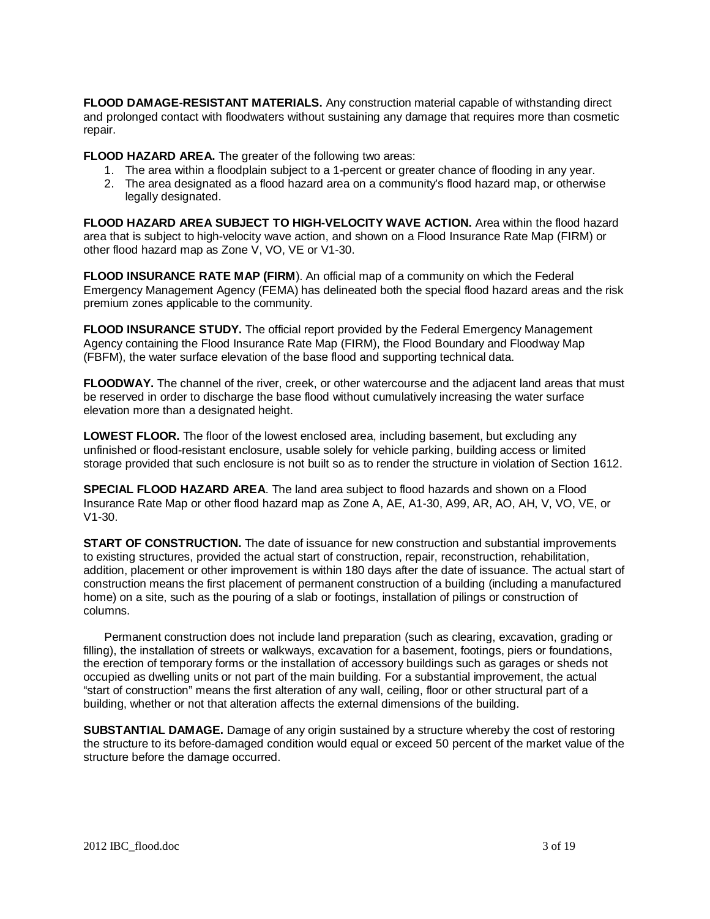**FLOOD DAMAGE-RESISTANT MATERIALS.** Any construction material capable of withstanding direct and prolonged contact with floodwaters without sustaining any damage that requires more than cosmetic repair.

**FLOOD HAZARD AREA.** The greater of the following two areas:

1. The area within a floodplain subject to a 1-percent or greater chance of flooding in any year.
2. The area designated as a flood hazard area on a community's flood hazard map, or otherwise legally designated.

**FLOOD HAZARD AREA SUBJECT TO HIGH-VELOCITY WAVE ACTION.** Area within the flood hazard area that is subject to high-velocity wave action, and shown on a Flood Insurance Rate Map (FIRM) or other flood hazard map as Zone V, VO, VE or V1-30.

**FLOOD INSURANCE RATE MAP (FIRM**). An official map of a community on which the Federal Emergency Management Agency (FEMA) has delineated both the special flood hazard areas and the risk premium zones applicable to the community.

**FLOOD INSURANCE STUDY.** The official report provided by the Federal Emergency Management Agency containing the Flood Insurance Rate Map (FIRM), the Flood Boundary and Floodway Map (FBFM), the water surface elevation of the base flood and supporting technical data.

**FLOODWAY.** The channel of the river, creek, or other watercourse and the adjacent land areas that must be reserved in order to discharge the base flood without cumulatively increasing the water surface elevation more than a designated height.

**LOWEST FLOOR.** The floor of the lowest enclosed area, including basement, but excluding any unfinished or flood-resistant enclosure, usable solely for vehicle parking, building access or limited storage provided that such enclosure is not built so as to render the structure in violation of Section 1612.

**SPECIAL FLOOD HAZARD AREA**. The land area subject to flood hazards and shown on a Flood Insurance Rate Map or other flood hazard map as Zone A, AE, A1-30, A99, AR, AO, AH, V, VO, VE, or V1-30.

**START OF CONSTRUCTION.** The date of issuance for new construction and substantial improvements to existing structures, provided the actual start of construction, repair, reconstruction, rehabilitation, addition, placement or other improvement is within 180 days after the date of issuance. The actual start of construction means the first placement of permanent construction of a building (including a manufactured home) on a site, such as the pouring of a slab or footings, installation of pilings or construction of columns.

Permanent construction does not include land preparation (such as clearing, excavation, grading or filling), the installation of streets or walkways, excavation for a basement, footings, piers or foundations, the erection of temporary forms or the installation of accessory buildings such as garages or sheds not occupied as dwelling units or not part of the main building. For a substantial improvement, the actual "start of construction" means the first alteration of any wall, ceiling, floor or other structural part of a building, whether or not that alteration affects the external dimensions of the building.

**SUBSTANTIAL DAMAGE.** Damage of any origin sustained by a structure whereby the cost of restoring the structure to its before-damaged condition would equal or exceed 50 percent of the market value of the structure before the damage occurred.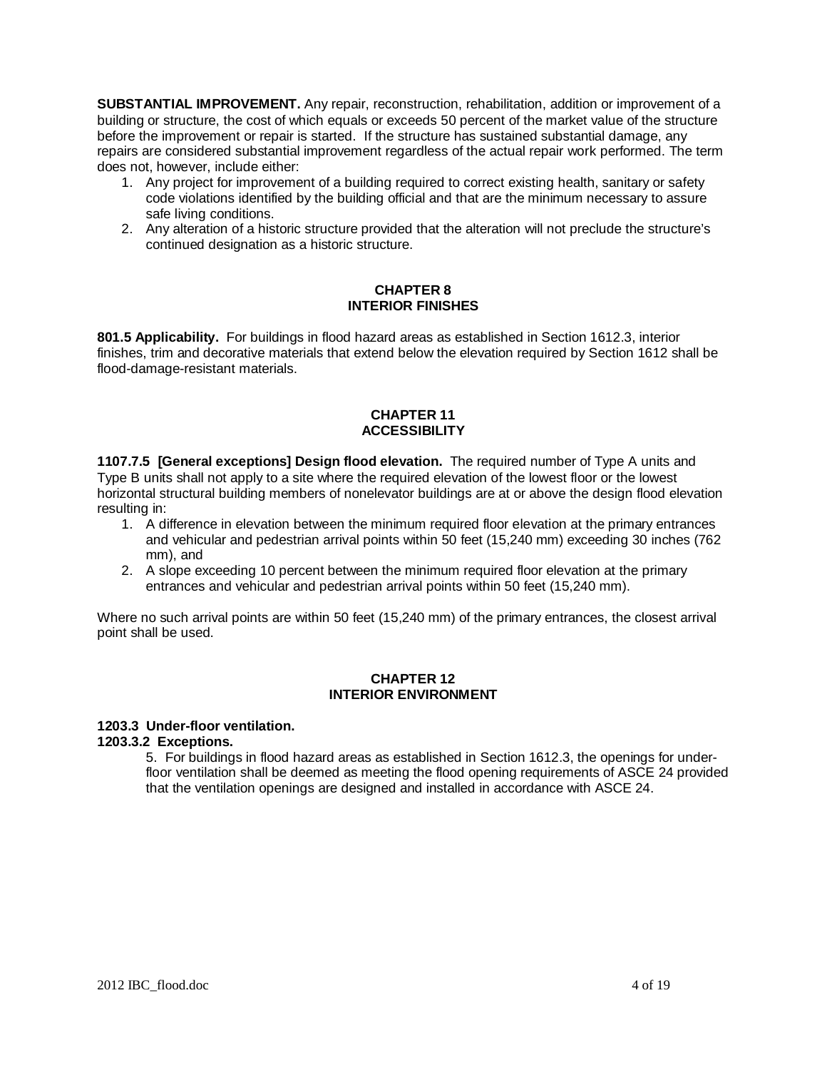**SUBSTANTIAL IMPROVEMENT.** Any repair, reconstruction, rehabilitation, addition or improvement of a building or structure, the cost of which equals or exceeds 50 percent of the market value of the structure before the improvement or repair is started. If the structure has sustained substantial damage, any repairs are considered substantial improvement regardless of the actual repair work performed. The term does not, however, include either:

1. Any project for improvement of a building required to correct existing health, sanitary or safety code violations identified by the building official and that are the minimum necessary to assure safe living conditions.
2. Any alteration of a historic structure provided that the alteration will not preclude the structure's continued designation as a historic structure.

## CHAPTER 8
## INTERIOR FINISHES

**801.5 Applicability.** For buildings in flood hazard areas as established in Section 1612.3, interior finishes, trim and decorative materials that extend below the elevation required by Section 1612 shall be flood-damage-resistant materials.

## CHAPTER 11
## ACCESSIBILITY

**1107.7.5 [General exceptions] Design flood elevation.** The required number of Type A units and Type B units shall not apply to a site where the required elevation of the lowest floor or the lowest horizontal structural building members of nonelevator buildings are at or above the design flood elevation resulting in:

1. A difference in elevation between the minimum required floor elevation at the primary entrances and vehicular and pedestrian arrival points within 50 feet (15,240 mm) exceeding 30 inches (762 mm), and
2. A slope exceeding 10 percent between the minimum required floor elevation at the primary entrances and vehicular and pedestrian arrival points within 50 feet (15,240 mm).

Where no such arrival points are within 50 feet (15,240 mm) of the primary entrances, the closest arrival point shall be used.

## CHAPTER 12
## INTERIOR ENVIRONMENT

**1203.3 Under-floor ventilation.**

**1203.3.2 Exceptions.**

5. For buildings in flood hazard areas as established in Section 1612.3, the openings for under-floor ventilation shall be deemed as meeting the flood opening requirements of ASCE 24 provided that the ventilation openings are designed and installed in accordance with ASCE 24.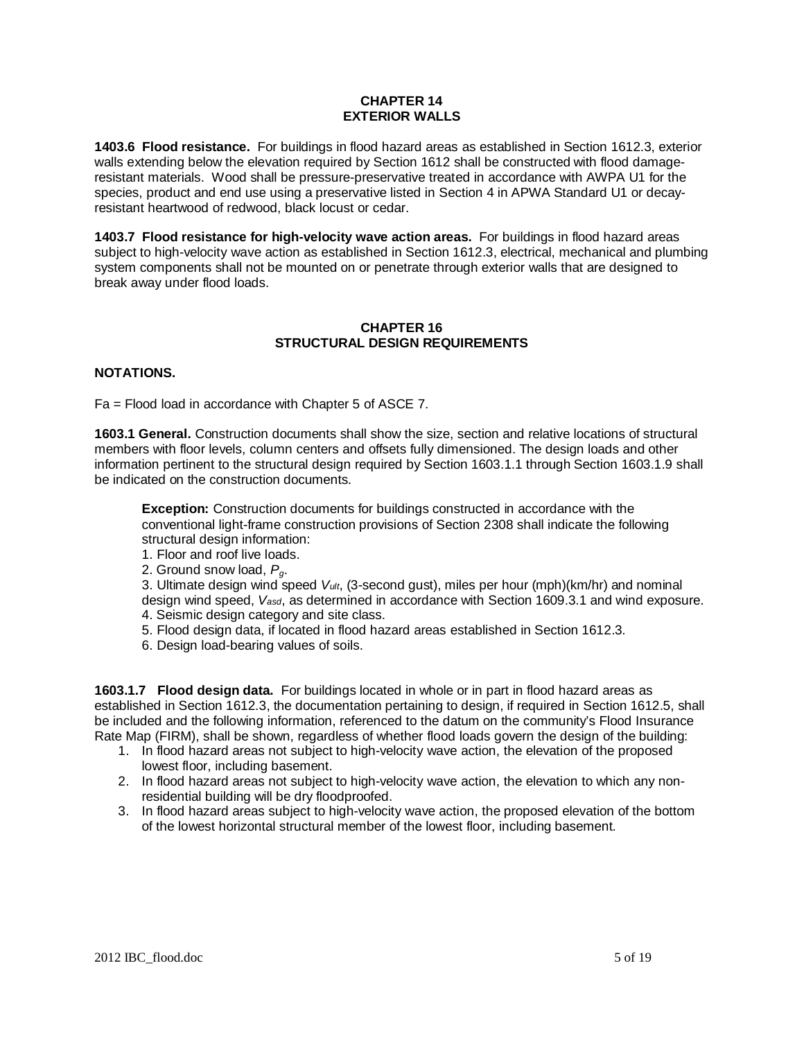## CHAPTER 14
## EXTERIOR WALLS

**1403.6 Flood resistance.** For buildings in flood hazard areas as established in Section 1612.3, exterior walls extending below the elevation required by Section 1612 shall be constructed with flood damage-resistant materials. Wood shall be pressure-preservative treated in accordance with AWPA U1 for the species, product and end use using a preservative listed in Section 4 in APWA Standard U1 or decay-resistant heartwood of redwood, black locust or cedar.

**1403.7 Flood resistance for high-velocity wave action areas.** For buildings in flood hazard areas subject to high-velocity wave action as established in Section 1612.3, electrical, mechanical and plumbing system components shall not be mounted on or penetrate through exterior walls that are designed to break away under flood loads.

## CHAPTER 16
## STRUCTURAL DESIGN REQUIREMENTS

**NOTATIONS.**

Fa = Flood load in accordance with Chapter 5 of ASCE 7.

**1603.1 General.** Construction documents shall show the size, section and relative locations of structural members with floor levels, column centers and offsets fully dimensioned. The design loads and other information pertinent to the structural design required by Section 1603.1.1 through Section 1603.1.9 shall be indicated on the construction documents.

> **Exception:** Construction documents for buildings constructed in accordance with the conventional light-frame construction provisions of Section 2308 shall indicate the following structural design information:
> 1. Floor and roof live loads.
> 2. Ground snow load, $P_g$.
> 3. Ultimate design wind speed $V_{ult}$, (3-second gust), miles per hour (mph)(km/hr) and nominal design wind speed, $V_{asd}$, as determined in accordance with Section 1609.3.1 and wind exposure.
> 4. Seismic design category and site class.
> 5. Flood design data, if located in flood hazard areas established in Section 1612.3.
> 6. Design load-bearing values of soils.

**1603.1.7 Flood design data.** For buildings located in whole or in part in flood hazard areas as established in Section 1612.3, the documentation pertaining to design, if required in Section 1612.5, shall be included and the following information, referenced to the datum on the community's Flood Insurance Rate Map (FIRM), shall be shown, regardless of whether flood loads govern the design of the building:

1. In flood hazard areas not subject to high-velocity wave action, the elevation of the proposed lowest floor, including basement.
2. In flood hazard areas not subject to high-velocity wave action, the elevation to which any non-residential building will be dry floodproofed.
3. In flood hazard areas subject to high-velocity wave action, the proposed elevation of the bottom of the lowest horizontal structural member of the lowest floor, including basement.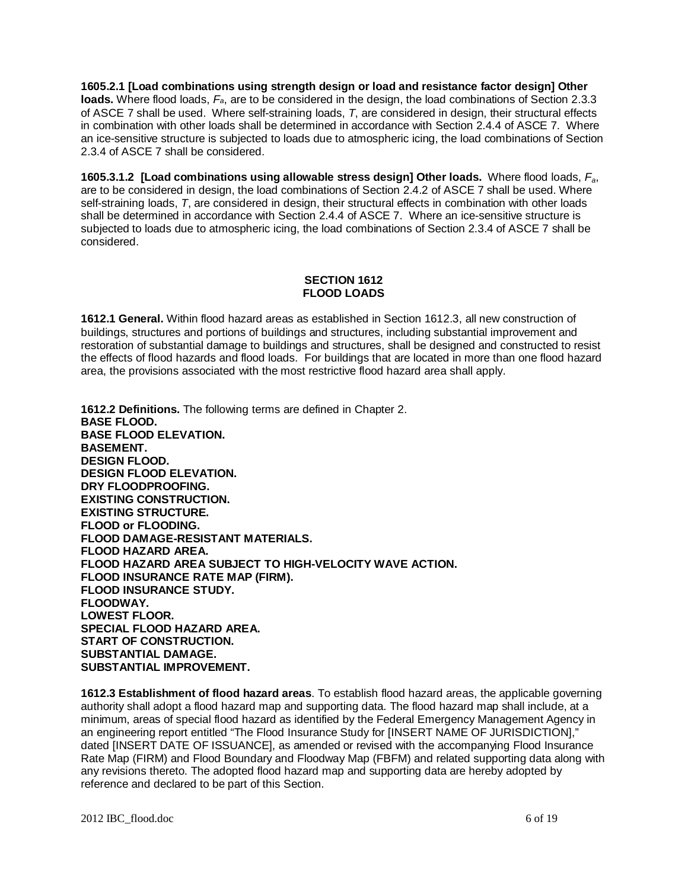**1605.2.1 [Load combinations using strength design or load and resistance factor design] Other loads.** Where flood loads, $F_a$, are to be considered in the design, the load combinations of Section 2.3.3 of ASCE 7 shall be used. Where self-straining loads, $T$, are considered in design, their structural effects in combination with other loads shall be determined in accordance with Section 2.4.4 of ASCE 7. Where an ice-sensitive structure is subjected to loads due to atmospheric icing, the load combinations of Section 2.3.4 of ASCE 7 shall be considered.

**1605.3.1.2 [Load combinations using allowable stress design] Other loads.** Where flood loads, $F_a$, are to be considered in design, the load combinations of Section 2.4.2 of ASCE 7 shall be used. Where self-straining loads, $T$, are considered in design, their structural effects in combination with other loads shall be determined in accordance with Section 2.4.4 of ASCE 7. Where an ice-sensitive structure is subjected to loads due to atmospheric icing, the load combinations of Section 2.3.4 of ASCE 7 shall be considered.

## SECTION 1612
## FLOOD LOADS

**1612.1 General.** Within flood hazard areas as established in Section 1612.3, all new construction of buildings, structures and portions of buildings and structures, including substantial improvement and restoration of substantial damage to buildings and structures, shall be designed and constructed to resist the effects of flood hazards and flood loads. For buildings that are located in more than one flood hazard area, the provisions associated with the most restrictive flood hazard area shall apply.

**1612.2 Definitions.** The following terms are defined in Chapter 2.

**BASE FLOOD.**
**BASE FLOOD ELEVATION.**
**BASEMENT.**
**DESIGN FLOOD.**
**DESIGN FLOOD ELEVATION.**
**DRY FLOODPROOFING.**
**EXISTING CONSTRUCTION.**
**EXISTING STRUCTURE.**
**FLOOD or FLOODING.**
**FLOOD DAMAGE-RESISTANT MATERIALS.**
**FLOOD HAZARD AREA.**
**FLOOD HAZARD AREA SUBJECT TO HIGH-VELOCITY WAVE ACTION.**
**FLOOD INSURANCE RATE MAP (FIRM).**
**FLOOD INSURANCE STUDY.**
**FLOODWAY.**
**LOWEST FLOOR.**
**SPECIAL FLOOD HAZARD AREA.**
**START OF CONSTRUCTION.**
**SUBSTANTIAL DAMAGE.**
**SUBSTANTIAL IMPROVEMENT.**

**1612.3 Establishment of flood hazard areas**. To establish flood hazard areas, the applicable governing authority shall adopt a flood hazard map and supporting data. The flood hazard map shall include, at a minimum, areas of special flood hazard as identified by the Federal Emergency Management Agency in an engineering report entitled "The Flood Insurance Study for [INSERT NAME OF JURISDICTION]," dated [INSERT DATE OF ISSUANCE], as amended or revised with the accompanying Flood Insurance Rate Map (FIRM) and Flood Boundary and Floodway Map (FBFM) and related supporting data along with any revisions thereto. The adopted flood hazard map and supporting data are hereby adopted by reference and declared to be part of this Section.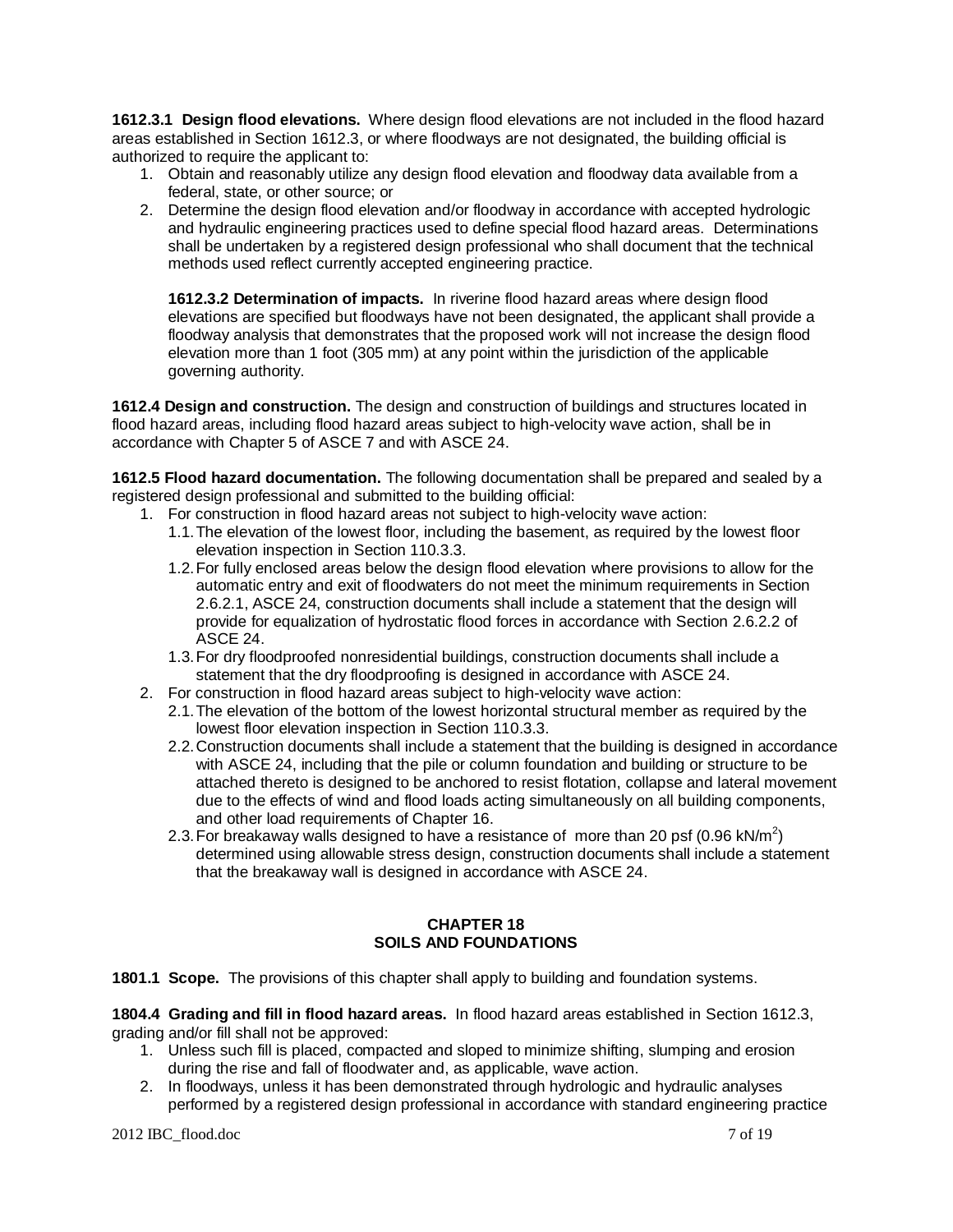**1612.3.1 Design flood elevations.** Where design flood elevations are not included in the flood hazard areas established in Section 1612.3, or where floodways are not designated, the building official is authorized to require the applicant to:

1. Obtain and reasonably utilize any design flood elevation and floodway data available from a federal, state, or other source; or
2. Determine the design flood elevation and/or floodway in accordance with accepted hydrologic and hydraulic engineering practices used to define special flood hazard areas. Determinations shall be undertaken by a registered design professional who shall document that the technical methods used reflect currently accepted engineering practice.

**1612.3.2 Determination of impacts.** In riverine flood hazard areas where design flood elevations are specified but floodways have not been designated, the applicant shall provide a floodway analysis that demonstrates that the proposed work will not increase the design flood elevation more than 1 foot (305 mm) at any point within the jurisdiction of the applicable governing authority.

**1612.4 Design and construction.** The design and construction of buildings and structures located in flood hazard areas, including flood hazard areas subject to high-velocity wave action, shall be in accordance with Chapter 5 of ASCE 7 and with ASCE 24.

**1612.5 Flood hazard documentation.** The following documentation shall be prepared and sealed by a registered design professional and submitted to the building official:

1. For construction in flood hazard areas not subject to high-velocity wave action:
   - 1.1. The elevation of the lowest floor, including the basement, as required by the lowest floor elevation inspection in Section 110.3.3.
   - 1.2. For fully enclosed areas below the design flood elevation where provisions to allow for the automatic entry and exit of floodwaters do not meet the minimum requirements in Section 2.6.2.1, ASCE 24, construction documents shall include a statement that the design will provide for equalization of hydrostatic flood forces in accordance with Section 2.6.2.2 of ASCE 24.
   - 1.3. For dry floodproofed nonresidential buildings, construction documents shall include a statement that the dry floodproofing is designed in accordance with ASCE 24.
2. For construction in flood hazard areas subject to high-velocity wave action:
   - 2.1. The elevation of the bottom of the lowest horizontal structural member as required by the lowest floor elevation inspection in Section 110.3.3.
   - 2.2. Construction documents shall include a statement that the building is designed in accordance with ASCE 24, including that the pile or column foundation and building or structure to be attached thereto is designed to be anchored to resist flotation, collapse and lateral movement due to the effects of wind and flood loads acting simultaneously on all building components, and other load requirements of Chapter 16.
   - 2.3. For breakaway walls designed to have a resistance of more than 20 psf (0.96 kN/m$^2$) determined using allowable stress design, construction documents shall include a statement that the breakaway wall is designed in accordance with ASCE 24.

## CHAPTER 18
## SOILS AND FOUNDATIONS

**1801.1 Scope.** The provisions of this chapter shall apply to building and foundation systems.

**1804.4 Grading and fill in flood hazard areas.** In flood hazard areas established in Section 1612.3, grading and/or fill shall not be approved:

1. Unless such fill is placed, compacted and sloped to minimize shifting, slumping and erosion during the rise and fall of floodwater and, as applicable, wave action.
2. In floodways, unless it has been demonstrated through hydrologic and hydraulic analyses performed by a registered design professional in accordance with standard engineering practice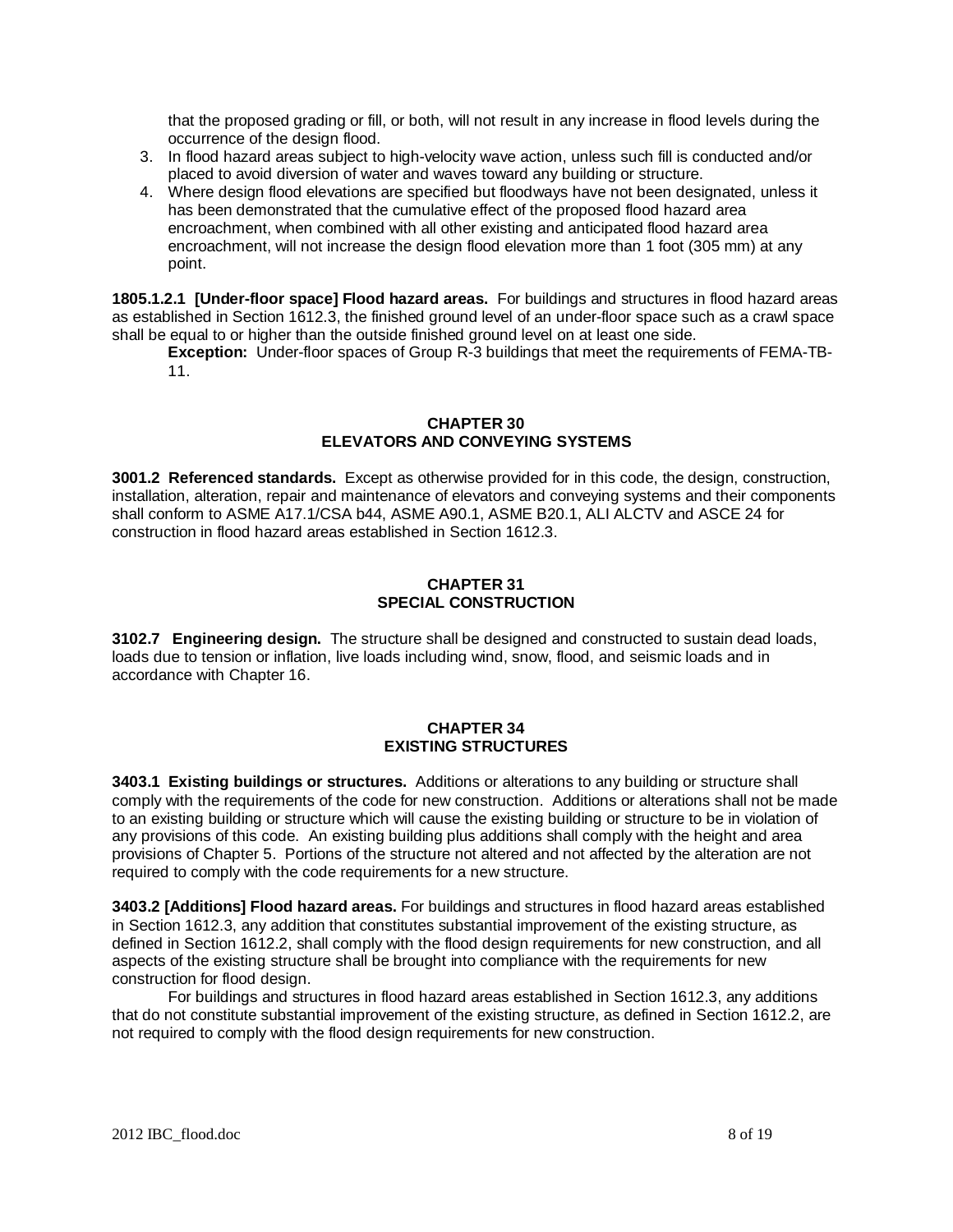that the proposed grading or fill, or both, will not result in any increase in flood levels during the occurrence of the design flood.

3. In flood hazard areas subject to high-velocity wave action, unless such fill is conducted and/or placed to avoid diversion of water and waves toward any building or structure.
4. Where design flood elevations are specified but floodways have not been designated, unless it has been demonstrated that the cumulative effect of the proposed flood hazard area encroachment, when combined with all other existing and anticipated flood hazard area encroachment, will not increase the design flood elevation more than 1 foot (305 mm) at any point.

**1805.1.2.1 [Under-floor space] Flood hazard areas.** For buildings and structures in flood hazard areas as established in Section 1612.3, the finished ground level of an under-floor space such as a crawl space shall be equal to or higher than the outside finished ground level on at least one side.

**Exception:** Under-floor spaces of Group R-3 buildings that meet the requirements of FEMA-TB-11.

## CHAPTER 30
## ELEVATORS AND CONVEYING SYSTEMS

**3001.2 Referenced standards.** Except as otherwise provided for in this code, the design, construction, installation, alteration, repair and maintenance of elevators and conveying systems and their components shall conform to ASME A17.1/CSA b44, ASME A90.1, ASME B20.1, ALI ALCTV and ASCE 24 for construction in flood hazard areas established in Section 1612.3.

## CHAPTER 31
## SPECIAL CONSTRUCTION

**3102.7 Engineering design.** The structure shall be designed and constructed to sustain dead loads, loads due to tension or inflation, live loads including wind, snow, flood, and seismic loads and in accordance with Chapter 16.

## CHAPTER 34
## EXISTING STRUCTURES

**3403.1 Existing buildings or structures.** Additions or alterations to any building or structure shall comply with the requirements of the code for new construction. Additions or alterations shall not be made to an existing building or structure which will cause the existing building or structure to be in violation of any provisions of this code. An existing building plus additions shall comply with the height and area provisions of Chapter 5. Portions of the structure not altered and not affected by the alteration are not required to comply with the code requirements for a new structure.

**3403.2 [Additions] Flood hazard areas.** For buildings and structures in flood hazard areas established in Section 1612.3, any addition that constitutes substantial improvement of the existing structure, as defined in Section 1612.2, shall comply with the flood design requirements for new construction, and all aspects of the existing structure shall be brought into compliance with the requirements for new construction for flood design.

For buildings and structures in flood hazard areas established in Section 1612.3, any additions that do not constitute substantial improvement of the existing structure, as defined in Section 1612.2, are not required to comply with the flood design requirements for new construction.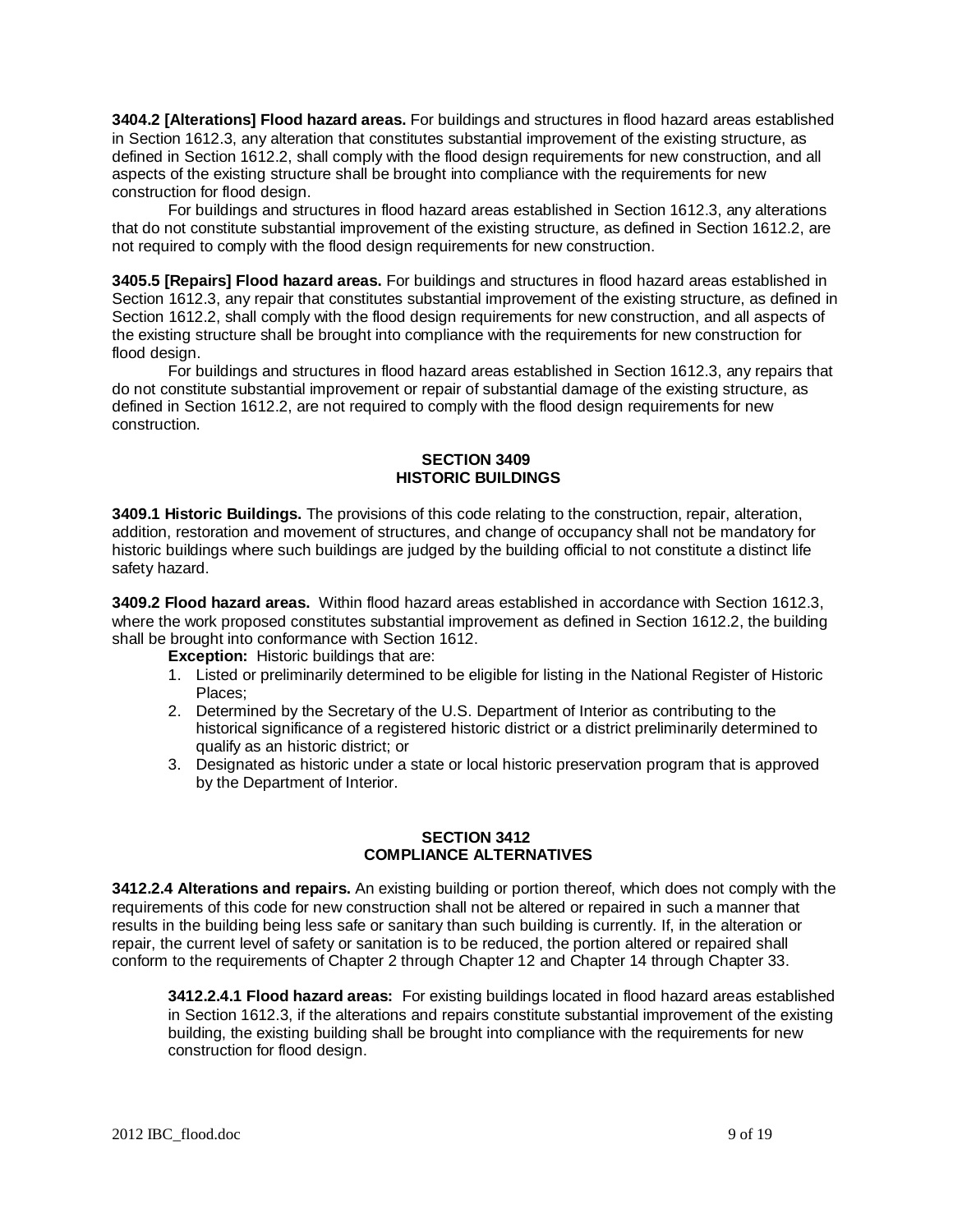**3404.2 [Alterations] Flood hazard areas.** For buildings and structures in flood hazard areas established in Section 1612.3, any alteration that constitutes substantial improvement of the existing structure, as defined in Section 1612.2, shall comply with the flood design requirements for new construction, and all aspects of the existing structure shall be brought into compliance with the requirements for new construction for flood design.

For buildings and structures in flood hazard areas established in Section 1612.3, any alterations that do not constitute substantial improvement of the existing structure, as defined in Section 1612.2, are not required to comply with the flood design requirements for new construction.

**3405.5 [Repairs] Flood hazard areas.** For buildings and structures in flood hazard areas established in Section 1612.3, any repair that constitutes substantial improvement of the existing structure, as defined in Section 1612.2, shall comply with the flood design requirements for new construction, and all aspects of the existing structure shall be brought into compliance with the requirements for new construction for flood design.

For buildings and structures in flood hazard areas established in Section 1612.3, any repairs that do not constitute substantial improvement or repair of substantial damage of the existing structure, as defined in Section 1612.2, are not required to comply with the flood design requirements for new construction.

## SECTION 3409
## HISTORIC BUILDINGS

**3409.1 Historic Buildings.** The provisions of this code relating to the construction, repair, alteration, addition, restoration and movement of structures, and change of occupancy shall not be mandatory for historic buildings where such buildings are judged by the building official to not constitute a distinct life safety hazard.

**3409.2 Flood hazard areas.** Within flood hazard areas established in accordance with Section 1612.3, where the work proposed constitutes substantial improvement as defined in Section 1612.2, the building shall be brought into conformance with Section 1612.

**Exception:** Historic buildings that are:

1. Listed or preliminarily determined to be eligible for listing in the National Register of Historic Places;
2. Determined by the Secretary of the U.S. Department of Interior as contributing to the historical significance of a registered historic district or a district preliminarily determined to qualify as an historic district; or
3. Designated as historic under a state or local historic preservation program that is approved by the Department of Interior.

## SECTION 3412
## COMPLIANCE ALTERNATIVES

**3412.2.4 Alterations and repairs.** An existing building or portion thereof, which does not comply with the requirements of this code for new construction shall not be altered or repaired in such a manner that results in the building being less safe or sanitary than such building is currently. If, in the alteration or repair, the current level of safety or sanitation is to be reduced, the portion altered or repaired shall conform to the requirements of Chapter 2 through Chapter 12 and Chapter 14 through Chapter 33.

**3412.2.4.1 Flood hazard areas:** For existing buildings located in flood hazard areas established in Section 1612.3, if the alterations and repairs constitute substantial improvement of the existing building, the existing building shall be brought into compliance with the requirements for new construction for flood design.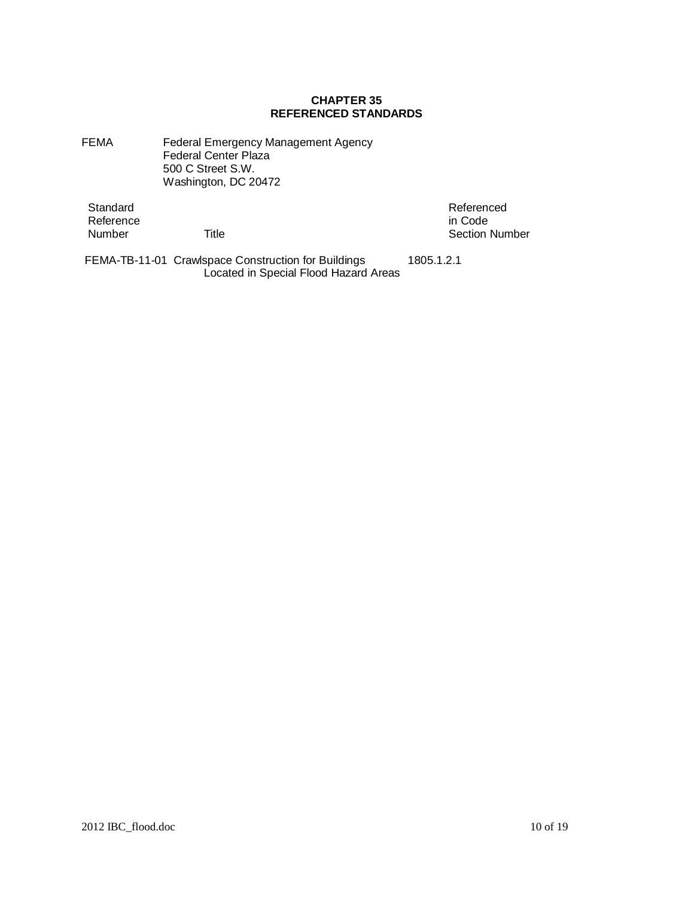# CHAPTER 35
# REFERENCED STANDARDS

FEMA Federal Emergency Management Agency
Federal Center Plaza
500 C Street S.W.
Washington, DC 20472

| Standard Reference Number | Title | Referenced in Code Section Number |
| --- | --- | --- |
| FEMA-TB-11-01 | Crawlspace Construction for Buildings Located in Special Flood Hazard Areas | 1805.1.2.1 |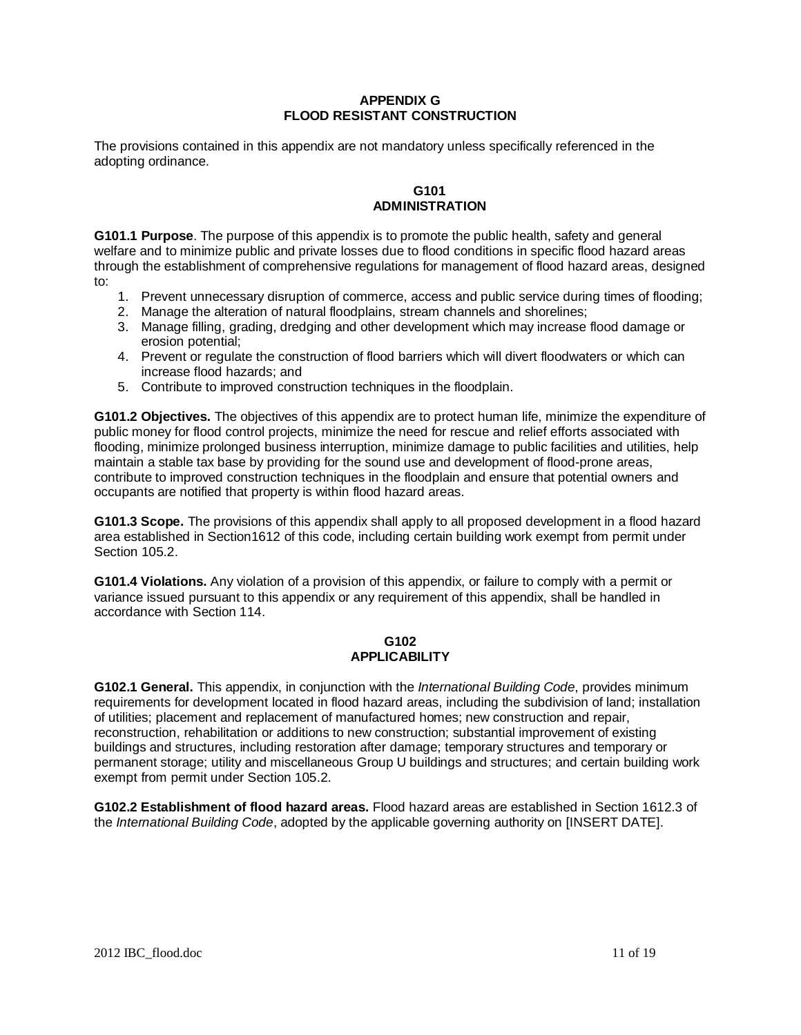# APPENDIX G
# FLOOD RESISTANT CONSTRUCTION

The provisions contained in this appendix are not mandatory unless specifically referenced in the adopting ordinance.

## G101
## ADMINISTRATION

**G101.1 Purpose**. The purpose of this appendix is to promote the public health, safety and general welfare and to minimize public and private losses due to flood conditions in specific flood hazard areas through the establishment of comprehensive regulations for management of flood hazard areas, designed to:

1. Prevent unnecessary disruption of commerce, access and public service during times of flooding;
2. Manage the alteration of natural floodplains, stream channels and shorelines;
3. Manage filling, grading, dredging and other development which may increase flood damage or erosion potential;
4. Prevent or regulate the construction of flood barriers which will divert floodwaters or which can increase flood hazards; and
5. Contribute to improved construction techniques in the floodplain.

**G101.2 Objectives.** The objectives of this appendix are to protect human life, minimize the expenditure of public money for flood control projects, minimize the need for rescue and relief efforts associated with flooding, minimize prolonged business interruption, minimize damage to public facilities and utilities, help maintain a stable tax base by providing for the sound use and development of flood-prone areas, contribute to improved construction techniques in the floodplain and ensure that potential owners and occupants are notified that property is within flood hazard areas.

**G101.3 Scope.** The provisions of this appendix shall apply to all proposed development in a flood hazard area established in Section1612 of this code, including certain building work exempt from permit under Section 105.2.

**G101.4 Violations.** Any violation of a provision of this appendix, or failure to comply with a permit or variance issued pursuant to this appendix or any requirement of this appendix, shall be handled in accordance with Section 114.

## G102
## APPLICABILITY

**G102.1 General.** This appendix, in conjunction with the *International Building Code*, provides minimum requirements for development located in flood hazard areas, including the subdivision of land; installation of utilities; placement and replacement of manufactured homes; new construction and repair, reconstruction, rehabilitation or additions to new construction; substantial improvement of existing buildings and structures, including restoration after damage; temporary structures and temporary or permanent storage; utility and miscellaneous Group U buildings and structures; and certain building work exempt from permit under Section 105.2.

**G102.2 Establishment of flood hazard areas.** Flood hazard areas are established in Section 1612.3 of the *International Building Code*, adopted by the applicable governing authority on [INSERT DATE].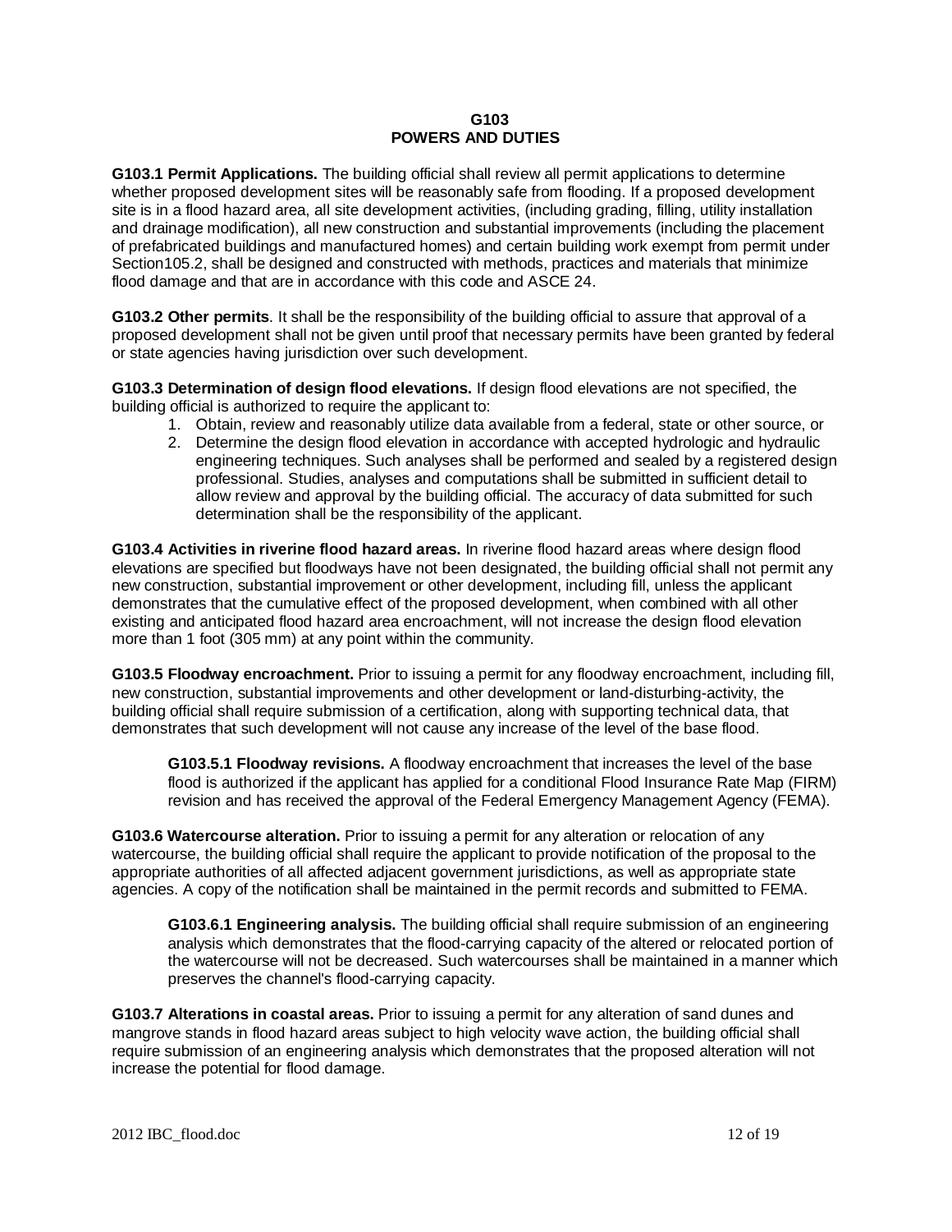## G103
## POWERS AND DUTIES

**G103.1 Permit Applications.** The building official shall review all permit applications to determine whether proposed development sites will be reasonably safe from flooding. If a proposed development site is in a flood hazard area, all site development activities, (including grading, filling, utility installation and drainage modification), all new construction and substantial improvements (including the placement of prefabricated buildings and manufactured homes) and certain building work exempt from permit under Section105.2, shall be designed and constructed with methods, practices and materials that minimize flood damage and that are in accordance with this code and ASCE 24.

**G103.2 Other permits**. It shall be the responsibility of the building official to assure that approval of a proposed development shall not be given until proof that necessary permits have been granted by federal or state agencies having jurisdiction over such development.

**G103.3 Determination of design flood elevations.** If design flood elevations are not specified, the building official is authorized to require the applicant to:

1. Obtain, review and reasonably utilize data available from a federal, state or other source, or
2. Determine the design flood elevation in accordance with accepted hydrologic and hydraulic engineering techniques. Such analyses shall be performed and sealed by a registered design professional. Studies, analyses and computations shall be submitted in sufficient detail to allow review and approval by the building official. The accuracy of data submitted for such determination shall be the responsibility of the applicant.

**G103.4 Activities in riverine flood hazard areas.** In riverine flood hazard areas where design flood elevations are specified but floodways have not been designated, the building official shall not permit any new construction, substantial improvement or other development, including fill, unless the applicant demonstrates that the cumulative effect of the proposed development, when combined with all other existing and anticipated flood hazard area encroachment, will not increase the design flood elevation more than 1 foot (305 mm) at any point within the community.

**G103.5 Floodway encroachment.** Prior to issuing a permit for any floodway encroachment, including fill, new construction, substantial improvements and other development or land-disturbing-activity, the building official shall require submission of a certification, along with supporting technical data, that demonstrates that such development will not cause any increase of the level of the base flood.

**G103.5.1 Floodway revisions.** A floodway encroachment that increases the level of the base flood is authorized if the applicant has applied for a conditional Flood Insurance Rate Map (FIRM) revision and has received the approval of the Federal Emergency Management Agency (FEMA).

**G103.6 Watercourse alteration.** Prior to issuing a permit for any alteration or relocation of any watercourse, the building official shall require the applicant to provide notification of the proposal to the appropriate authorities of all affected adjacent government jurisdictions, as well as appropriate state agencies. A copy of the notification shall be maintained in the permit records and submitted to FEMA.

**G103.6.1 Engineering analysis.** The building official shall require submission of an engineering analysis which demonstrates that the flood-carrying capacity of the altered or relocated portion of the watercourse will not be decreased. Such watercourses shall be maintained in a manner which preserves the channel's flood-carrying capacity.

**G103.7 Alterations in coastal areas.** Prior to issuing a permit for any alteration of sand dunes and mangrove stands in flood hazard areas subject to high velocity wave action, the building official shall require submission of an engineering analysis which demonstrates that the proposed alteration will not increase the potential for flood damage.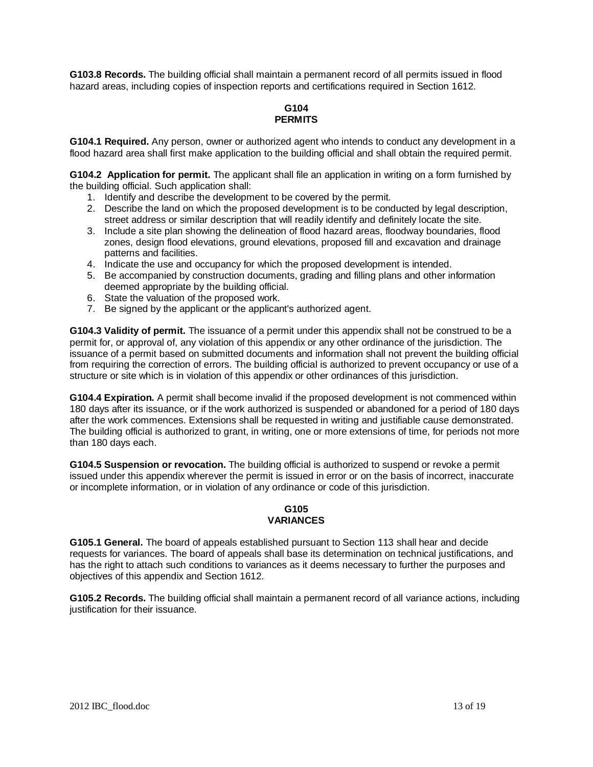**G103.8 Records.** The building official shall maintain a permanent record of all permits issued in flood hazard areas, including copies of inspection reports and certifications required in Section 1612.

## G104
## PERMITS

**G104.1 Required.** Any person, owner or authorized agent who intends to conduct any development in a flood hazard area shall first make application to the building official and shall obtain the required permit.

**G104.2 Application for permit.** The applicant shall file an application in writing on a form furnished by the building official. Such application shall:

1. Identify and describe the development to be covered by the permit.
2. Describe the land on which the proposed development is to be conducted by legal description, street address or similar description that will readily identify and definitely locate the site.
3. Include a site plan showing the delineation of flood hazard areas, floodway boundaries, flood zones, design flood elevations, ground elevations, proposed fill and excavation and drainage patterns and facilities.
4. Indicate the use and occupancy for which the proposed development is intended.
5. Be accompanied by construction documents, grading and filling plans and other information deemed appropriate by the building official.
6. State the valuation of the proposed work.
7. Be signed by the applicant or the applicant's authorized agent.

**G104.3 Validity of permit.** The issuance of a permit under this appendix shall not be construed to be a permit for, or approval of, any violation of this appendix or any other ordinance of the jurisdiction. The issuance of a permit based on submitted documents and information shall not prevent the building official from requiring the correction of errors. The building official is authorized to prevent occupancy or use of a structure or site which is in violation of this appendix or other ordinances of this jurisdiction.

**G104.4 Expiration.** A permit shall become invalid if the proposed development is not commenced within 180 days after its issuance, or if the work authorized is suspended or abandoned for a period of 180 days after the work commences. Extensions shall be requested in writing and justifiable cause demonstrated. The building official is authorized to grant, in writing, one or more extensions of time, for periods not more than 180 days each.

**G104.5 Suspension or revocation.** The building official is authorized to suspend or revoke a permit issued under this appendix wherever the permit is issued in error or on the basis of incorrect, inaccurate or incomplete information, or in violation of any ordinance or code of this jurisdiction.

## G105
## VARIANCES

**G105.1 General.** The board of appeals established pursuant to Section 113 shall hear and decide requests for variances. The board of appeals shall base its determination on technical justifications, and has the right to attach such conditions to variances as it deems necessary to further the purposes and objectives of this appendix and Section 1612.

**G105.2 Records.** The building official shall maintain a permanent record of all variance actions, including justification for their issuance.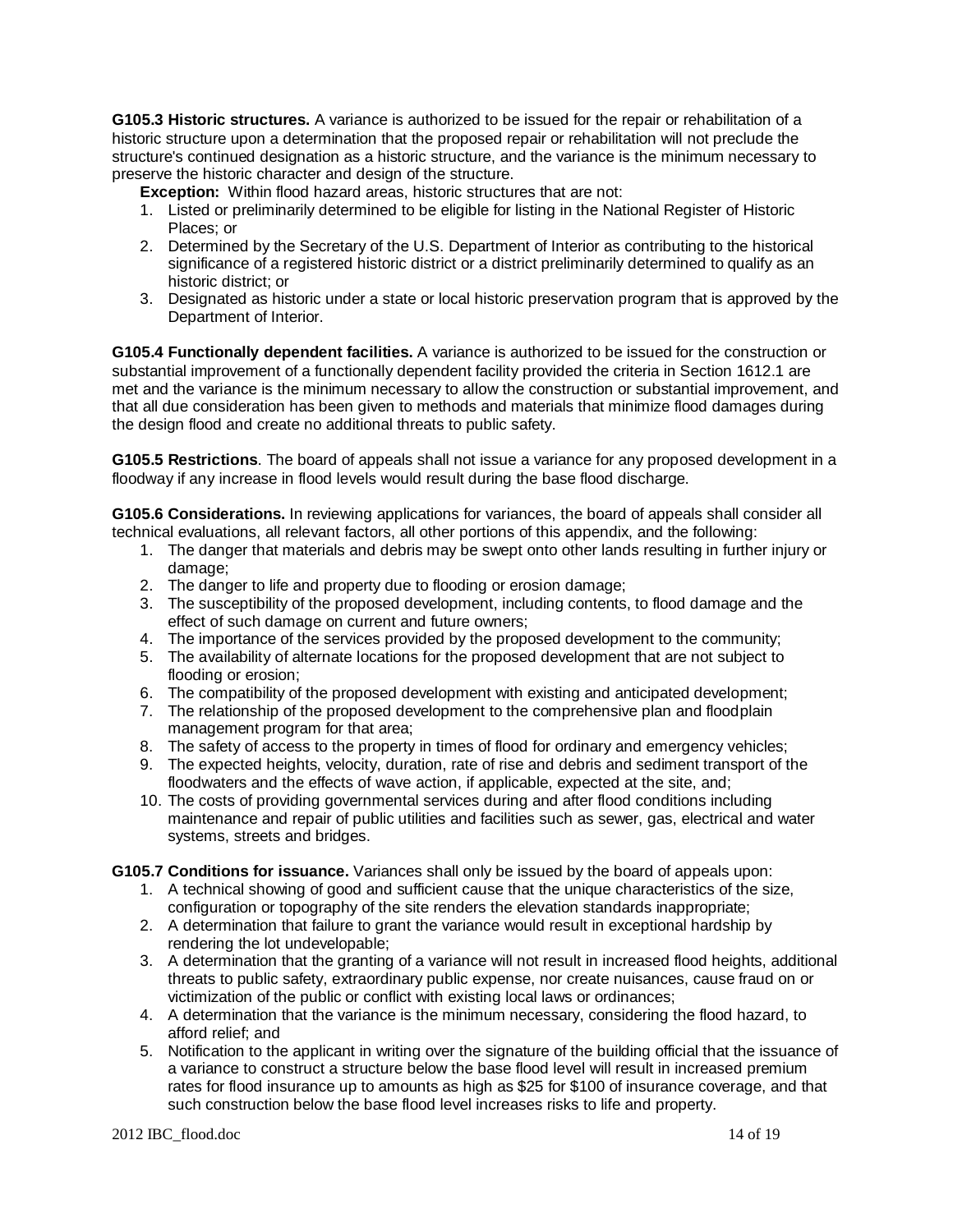**G105.3 Historic structures.** A variance is authorized to be issued for the repair or rehabilitation of a historic structure upon a determination that the proposed repair or rehabilitation will not preclude the structure's continued designation as a historic structure, and the variance is the minimum necessary to preserve the historic character and design of the structure.

**Exception:** Within flood hazard areas, historic structures that are not:

1. Listed or preliminarily determined to be eligible for listing in the National Register of Historic Places; or
2. Determined by the Secretary of the U.S. Department of Interior as contributing to the historical significance of a registered historic district or a district preliminarily determined to qualify as an historic district; or
3. Designated as historic under a state or local historic preservation program that is approved by the Department of Interior.

**G105.4 Functionally dependent facilities.** A variance is authorized to be issued for the construction or substantial improvement of a functionally dependent facility provided the criteria in Section 1612.1 are met and the variance is the minimum necessary to allow the construction or substantial improvement, and that all due consideration has been given to methods and materials that minimize flood damages during the design flood and create no additional threats to public safety.

**G105.5 Restrictions**. The board of appeals shall not issue a variance for any proposed development in a floodway if any increase in flood levels would result during the base flood discharge.

**G105.6 Considerations.** In reviewing applications for variances, the board of appeals shall consider all technical evaluations, all relevant factors, all other portions of this appendix, and the following:

1. The danger that materials and debris may be swept onto other lands resulting in further injury or damage;
2. The danger to life and property due to flooding or erosion damage;
3. The susceptibility of the proposed development, including contents, to flood damage and the effect of such damage on current and future owners;
4. The importance of the services provided by the proposed development to the community;
5. The availability of alternate locations for the proposed development that are not subject to flooding or erosion;
6. The compatibility of the proposed development with existing and anticipated development;
7. The relationship of the proposed development to the comprehensive plan and floodplain management program for that area;
8. The safety of access to the property in times of flood for ordinary and emergency vehicles;
9. The expected heights, velocity, duration, rate of rise and debris and sediment transport of the floodwaters and the effects of wave action, if applicable, expected at the site, and;
10. The costs of providing governmental services during and after flood conditions including maintenance and repair of public utilities and facilities such as sewer, gas, electrical and water systems, streets and bridges.

**G105.7 Conditions for issuance.** Variances shall only be issued by the board of appeals upon:

1. A technical showing of good and sufficient cause that the unique characteristics of the size, configuration or topography of the site renders the elevation standards inappropriate;
2. A determination that failure to grant the variance would result in exceptional hardship by rendering the lot undevelopable;
3. A determination that the granting of a variance will not result in increased flood heights, additional threats to public safety, extraordinary public expense, nor create nuisances, cause fraud on or victimization of the public or conflict with existing local laws or ordinances;
4. A determination that the variance is the minimum necessary, considering the flood hazard, to afford relief; and
5. Notification to the applicant in writing over the signature of the building official that the issuance of a variance to construct a structure below the base flood level will result in increased premium rates for flood insurance up to amounts as high as $25 for $100 of insurance coverage, and that such construction below the base flood level increases risks to life and property.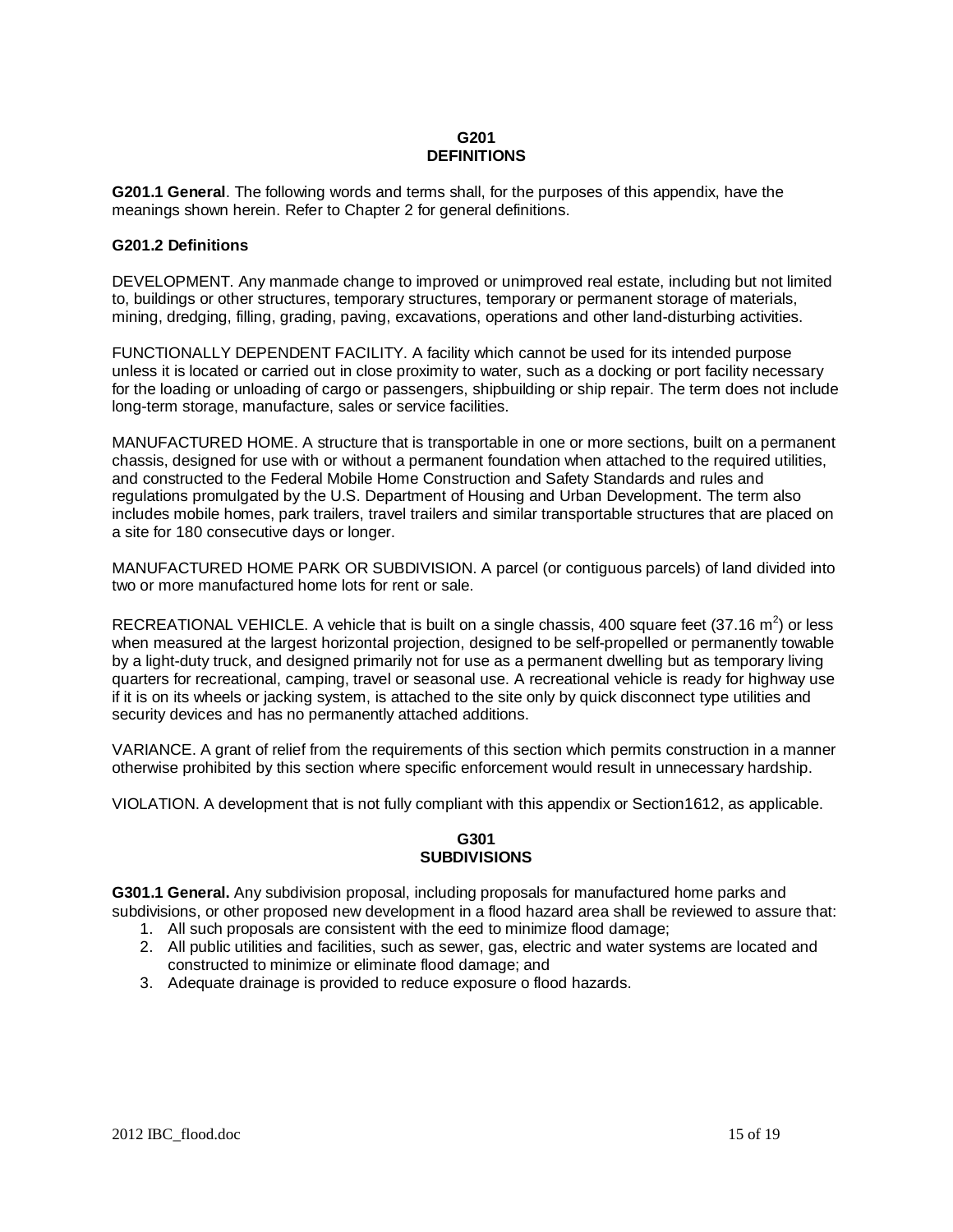## G201
## DEFINITIONS

**G201.1 General**. The following words and terms shall, for the purposes of this appendix, have the meanings shown herein. Refer to Chapter 2 for general definitions.

**G201.2 Definitions**

DEVELOPMENT. Any manmade change to improved or unimproved real estate, including but not limited to, buildings or other structures, temporary structures, temporary or permanent storage of materials, mining, dredging, filling, grading, paving, excavations, operations and other land-disturbing activities.

FUNCTIONALLY DEPENDENT FACILITY. A facility which cannot be used for its intended purpose unless it is located or carried out in close proximity to water, such as a docking or port facility necessary for the loading or unloading of cargo or passengers, shipbuilding or ship repair. The term does not include long-term storage, manufacture, sales or service facilities.

MANUFACTURED HOME. A structure that is transportable in one or more sections, built on a permanent chassis, designed for use with or without a permanent foundation when attached to the required utilities, and constructed to the Federal Mobile Home Construction and Safety Standards and rules and regulations promulgated by the U.S. Department of Housing and Urban Development. The term also includes mobile homes, park trailers, travel trailers and similar transportable structures that are placed on a site for 180 consecutive days or longer.

MANUFACTURED HOME PARK OR SUBDIVISION. A parcel (or contiguous parcels) of land divided into two or more manufactured home lots for rent or sale.

RECREATIONAL VEHICLE. A vehicle that is built on a single chassis, 400 square feet (37.16 $m^2$) or less when measured at the largest horizontal projection, designed to be self-propelled or permanently towable by a light-duty truck, and designed primarily not for use as a permanent dwelling but as temporary living quarters for recreational, camping, travel or seasonal use. A recreational vehicle is ready for highway use if it is on its wheels or jacking system, is attached to the site only by quick disconnect type utilities and security devices and has no permanently attached additions.

VARIANCE. A grant of relief from the requirements of this section which permits construction in a manner otherwise prohibited by this section where specific enforcement would result in unnecessary hardship.

VIOLATION. A development that is not fully compliant with this appendix or Section1612, as applicable.

## G301
## SUBDIVISIONS

**G301.1 General.** Any subdivision proposal, including proposals for manufactured home parks and subdivisions, or other proposed new development in a flood hazard area shall be reviewed to assure that:

1. All such proposals are consistent with the eed to minimize flood damage;
2. All public utilities and facilities, such as sewer, gas, electric and water systems are located and constructed to minimize or eliminate flood damage; and
3. Adequate drainage is provided to reduce exposure o flood hazards.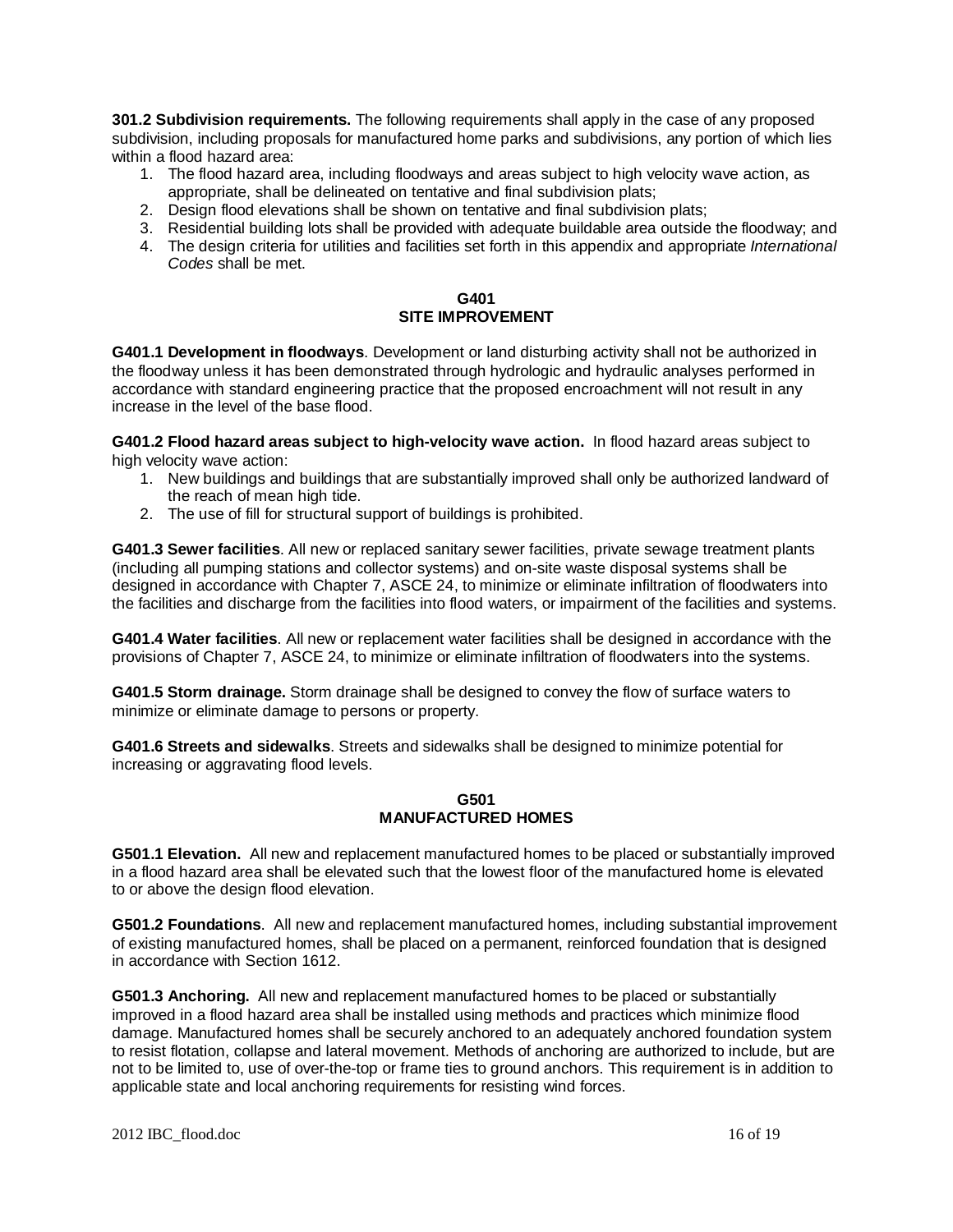**301.2 Subdivision requirements.** The following requirements shall apply in the case of any proposed subdivision, including proposals for manufactured home parks and subdivisions, any portion of which lies within a flood hazard area:

1. The flood hazard area, including floodways and areas subject to high velocity wave action, as appropriate, shall be delineated on tentative and final subdivision plats;
2. Design flood elevations shall be shown on tentative and final subdivision plats;
3. Residential building lots shall be provided with adequate buildable area outside the floodway; and
4. The design criteria for utilities and facilities set forth in this appendix and appropriate *International Codes* shall be met.

## G401
## SITE IMPROVEMENT

**G401.1 Development in floodways**. Development or land disturbing activity shall not be authorized in the floodway unless it has been demonstrated through hydrologic and hydraulic analyses performed in accordance with standard engineering practice that the proposed encroachment will not result in any increase in the level of the base flood.

**G401.2 Flood hazard areas subject to high-velocity wave action.** In flood hazard areas subject to high velocity wave action:

1. New buildings and buildings that are substantially improved shall only be authorized landward of the reach of mean high tide.
2. The use of fill for structural support of buildings is prohibited.

**G401.3 Sewer facilities**. All new or replaced sanitary sewer facilities, private sewage treatment plants (including all pumping stations and collector systems) and on-site waste disposal systems shall be designed in accordance with Chapter 7, ASCE 24, to minimize or eliminate infiltration of floodwaters into the facilities and discharge from the facilities into flood waters, or impairment of the facilities and systems.

**G401.4 Water facilities**. All new or replacement water facilities shall be designed in accordance with the provisions of Chapter 7, ASCE 24, to minimize or eliminate infiltration of floodwaters into the systems.

**G401.5 Storm drainage.** Storm drainage shall be designed to convey the flow of surface waters to minimize or eliminate damage to persons or property.

**G401.6 Streets and sidewalks**. Streets and sidewalks shall be designed to minimize potential for increasing or aggravating flood levels.

## G501
## MANUFACTURED HOMES

**G501.1 Elevation.** All new and replacement manufactured homes to be placed or substantially improved in a flood hazard area shall be elevated such that the lowest floor of the manufactured home is elevated to or above the design flood elevation.

**G501.2 Foundations**. All new and replacement manufactured homes, including substantial improvement of existing manufactured homes, shall be placed on a permanent, reinforced foundation that is designed in accordance with Section 1612.

**G501.3 Anchoring.** All new and replacement manufactured homes to be placed or substantially improved in a flood hazard area shall be installed using methods and practices which minimize flood damage. Manufactured homes shall be securely anchored to an adequately anchored foundation system to resist flotation, collapse and lateral movement. Methods of anchoring are authorized to include, but are not to be limited to, use of over-the-top or frame ties to ground anchors. This requirement is in addition to applicable state and local anchoring requirements for resisting wind forces.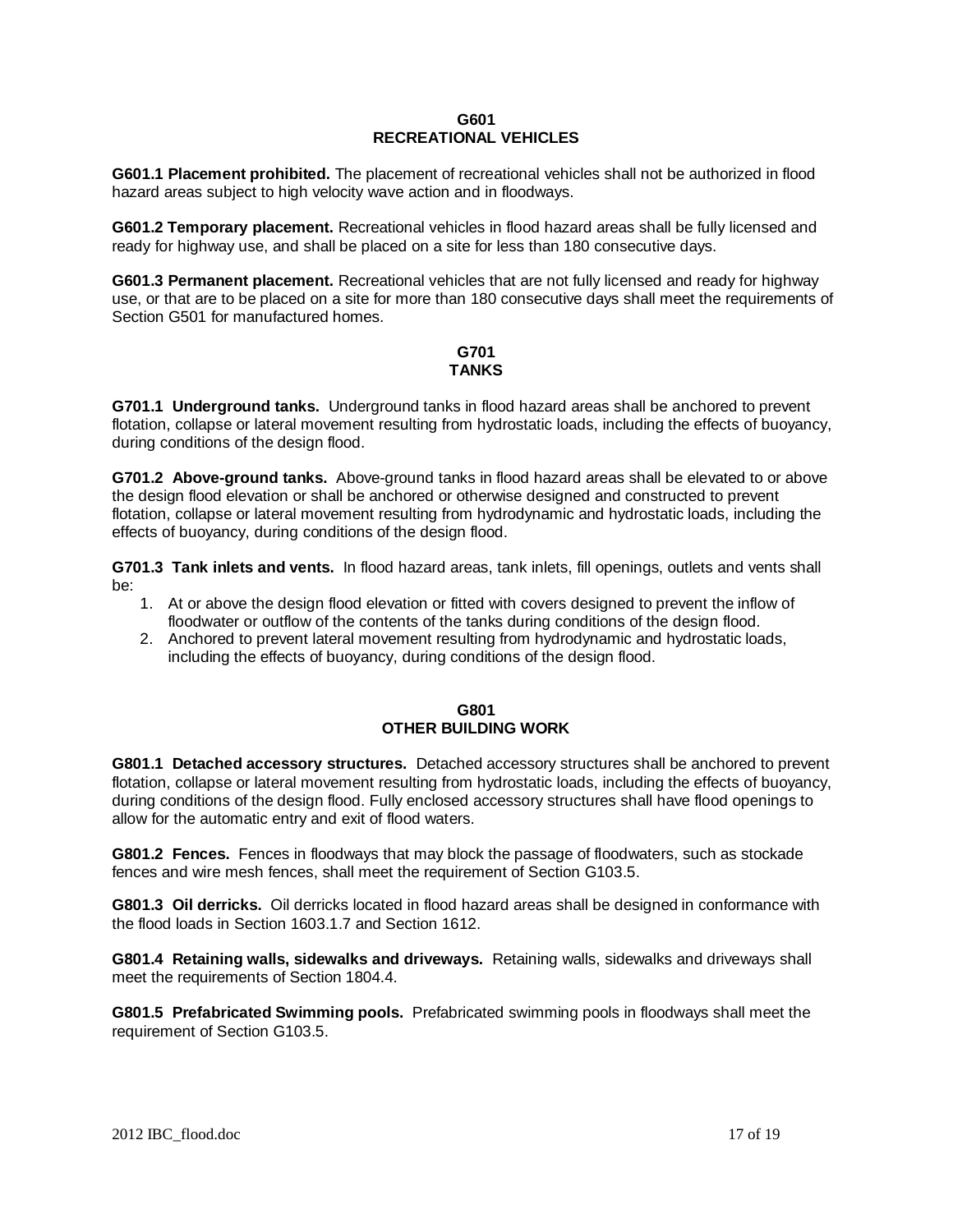## G601 RECREATIONAL VEHICLES

**G601.1 Placement prohibited.** The placement of recreational vehicles shall not be authorized in flood hazard areas subject to high velocity wave action and in floodways.

**G601.2 Temporary placement.** Recreational vehicles in flood hazard areas shall be fully licensed and ready for highway use, and shall be placed on a site for less than 180 consecutive days.

**G601.3 Permanent placement.** Recreational vehicles that are not fully licensed and ready for highway use, or that are to be placed on a site for more than 180 consecutive days shall meet the requirements of Section G501 for manufactured homes.

## G701 TANKS

**G701.1 Underground tanks.** Underground tanks in flood hazard areas shall be anchored to prevent flotation, collapse or lateral movement resulting from hydrostatic loads, including the effects of buoyancy, during conditions of the design flood.

**G701.2 Above-ground tanks.** Above-ground tanks in flood hazard areas shall be elevated to or above the design flood elevation or shall be anchored or otherwise designed and constructed to prevent flotation, collapse or lateral movement resulting from hydrodynamic and hydrostatic loads, including the effects of buoyancy, during conditions of the design flood.

**G701.3 Tank inlets and vents.** In flood hazard areas, tank inlets, fill openings, outlets and vents shall be:

1. At or above the design flood elevation or fitted with covers designed to prevent the inflow of floodwater or outflow of the contents of the tanks during conditions of the design flood.
2. Anchored to prevent lateral movement resulting from hydrodynamic and hydrostatic loads, including the effects of buoyancy, during conditions of the design flood.

## G801 OTHER BUILDING WORK

**G801.1 Detached accessory structures.** Detached accessory structures shall be anchored to prevent flotation, collapse or lateral movement resulting from hydrostatic loads, including the effects of buoyancy, during conditions of the design flood. Fully enclosed accessory structures shall have flood openings to allow for the automatic entry and exit of flood waters.

**G801.2 Fences.** Fences in floodways that may block the passage of floodwaters, such as stockade fences and wire mesh fences, shall meet the requirement of Section G103.5.

**G801.3 Oil derricks.** Oil derricks located in flood hazard areas shall be designed in conformance with the flood loads in Section 1603.1.7 and Section 1612.

**G801.4 Retaining walls, sidewalks and driveways.** Retaining walls, sidewalks and driveways shall meet the requirements of Section 1804.4.

**G801.5 Prefabricated Swimming pools.** Prefabricated swimming pools in floodways shall meet the requirement of Section G103.5.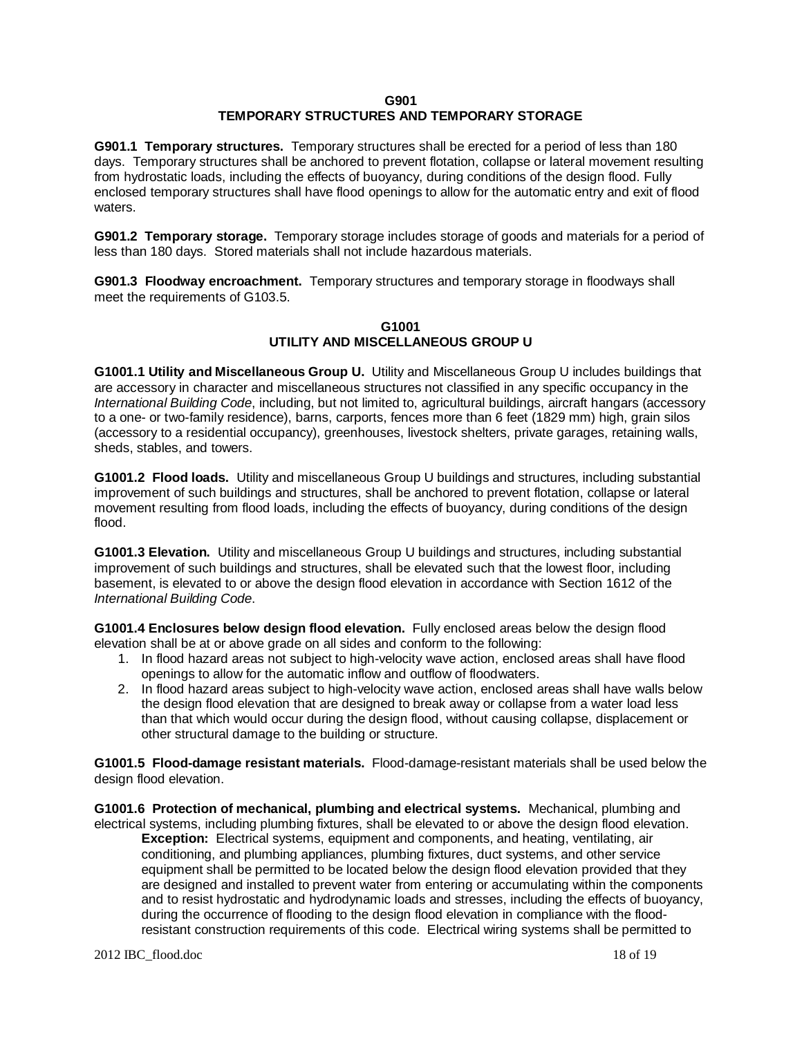## G901
## TEMPORARY STRUCTURES AND TEMPORARY STORAGE

**G901.1 Temporary structures.** Temporary structures shall be erected for a period of less than 180 days. Temporary structures shall be anchored to prevent flotation, collapse or lateral movement resulting from hydrostatic loads, including the effects of buoyancy, during conditions of the design flood. Fully enclosed temporary structures shall have flood openings to allow for the automatic entry and exit of flood waters.

**G901.2 Temporary storage.** Temporary storage includes storage of goods and materials for a period of less than 180 days. Stored materials shall not include hazardous materials.

**G901.3 Floodway encroachment.** Temporary structures and temporary storage in floodways shall meet the requirements of G103.5.

## G1001
## UTILITY AND MISCELLANEOUS GROUP U

**G1001.1 Utility and Miscellaneous Group U.** Utility and Miscellaneous Group U includes buildings that are accessory in character and miscellaneous structures not classified in any specific occupancy in the *International Building Code*, including, but not limited to, agricultural buildings, aircraft hangars (accessory to a one- or two-family residence), barns, carports, fences more than 6 feet (1829 mm) high, grain silos (accessory to a residential occupancy), greenhouses, livestock shelters, private garages, retaining walls, sheds, stables, and towers.

**G1001.2 Flood loads.** Utility and miscellaneous Group U buildings and structures, including substantial improvement of such buildings and structures, shall be anchored to prevent flotation, collapse or lateral movement resulting from flood loads, including the effects of buoyancy, during conditions of the design flood.

**G1001.3 Elevation.** Utility and miscellaneous Group U buildings and structures, including substantial improvement of such buildings and structures, shall be elevated such that the lowest floor, including basement, is elevated to or above the design flood elevation in accordance with Section 1612 of the *International Building Code*.

**G1001.4 Enclosures below design flood elevation.** Fully enclosed areas below the design flood elevation shall be at or above grade on all sides and conform to the following:

1. In flood hazard areas not subject to high-velocity wave action, enclosed areas shall have flood openings to allow for the automatic inflow and outflow of floodwaters.
2. In flood hazard areas subject to high-velocity wave action, enclosed areas shall have walls below the design flood elevation that are designed to break away or collapse from a water load less than that which would occur during the design flood, without causing collapse, displacement or other structural damage to the building or structure.

**G1001.5 Flood-damage resistant materials.** Flood-damage-resistant materials shall be used below the design flood elevation.

**G1001.6 Protection of mechanical, plumbing and electrical systems.** Mechanical, plumbing and electrical systems, including plumbing fixtures, shall be elevated to or above the design flood elevation.

> **Exception:** Electrical systems, equipment and components, and heating, ventilating, air conditioning, and plumbing appliances, plumbing fixtures, duct systems, and other service equipment shall be permitted to be located below the design flood elevation provided that they are designed and installed to prevent water from entering or accumulating within the components and to resist hydrostatic and hydrodynamic loads and stresses, including the effects of buoyancy, during the occurrence of flooding to the design flood elevation in compliance with the flood-resistant construction requirements of this code. Electrical wiring systems shall be permitted to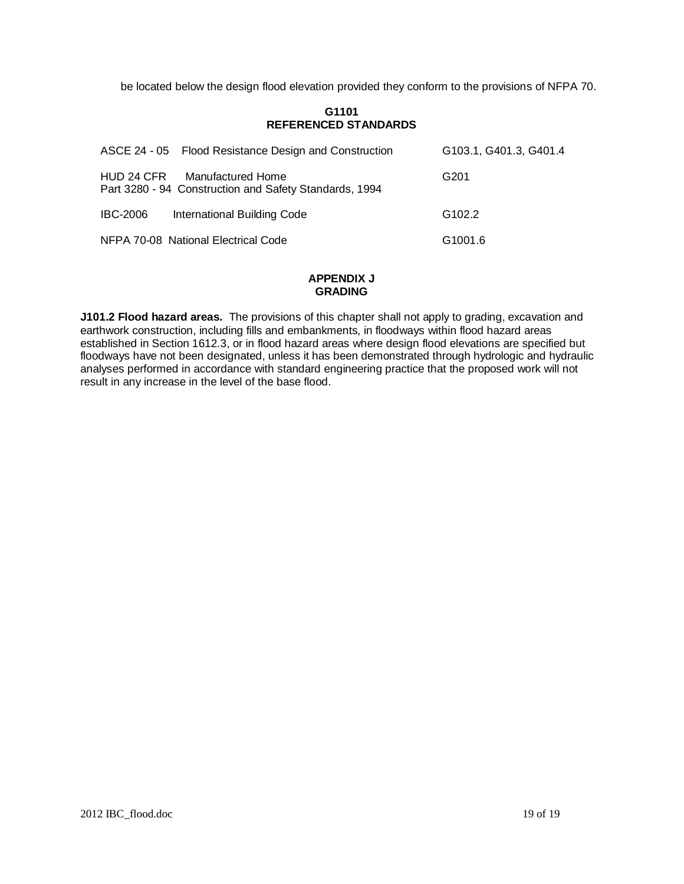be located below the design flood elevation provided they conform to the provisions of NFPA 70.

## G1101
## REFERENCED STANDARDS

| Standard | Title | Referenced in |
|---|---|---|
| ASCE 24 - 05 | Flood Resistance Design and Construction | G103.1, G401.3, G401.4 |
| HUD 24 CFR Part 3280 - 94 | Manufactured Home Construction and Safety Standards, 1994 | G201 |
| IBC-2006 | International Building Code | G102.2 |
| NFPA 70-08 | National Electrical Code | G1001.6 |

## APPENDIX J
## GRADING

**J101.2 Flood hazard areas.** The provisions of this chapter shall not apply to grading, excavation and earthwork construction, including fills and embankments, in floodways within flood hazard areas established in Section 1612.3, or in flood hazard areas where design flood elevations are specified but floodways have not been designated, unless it has been demonstrated through hydrologic and hydraulic analyses performed in accordance with standard engineering practice that the proposed work will not result in any increase in the level of the base flood.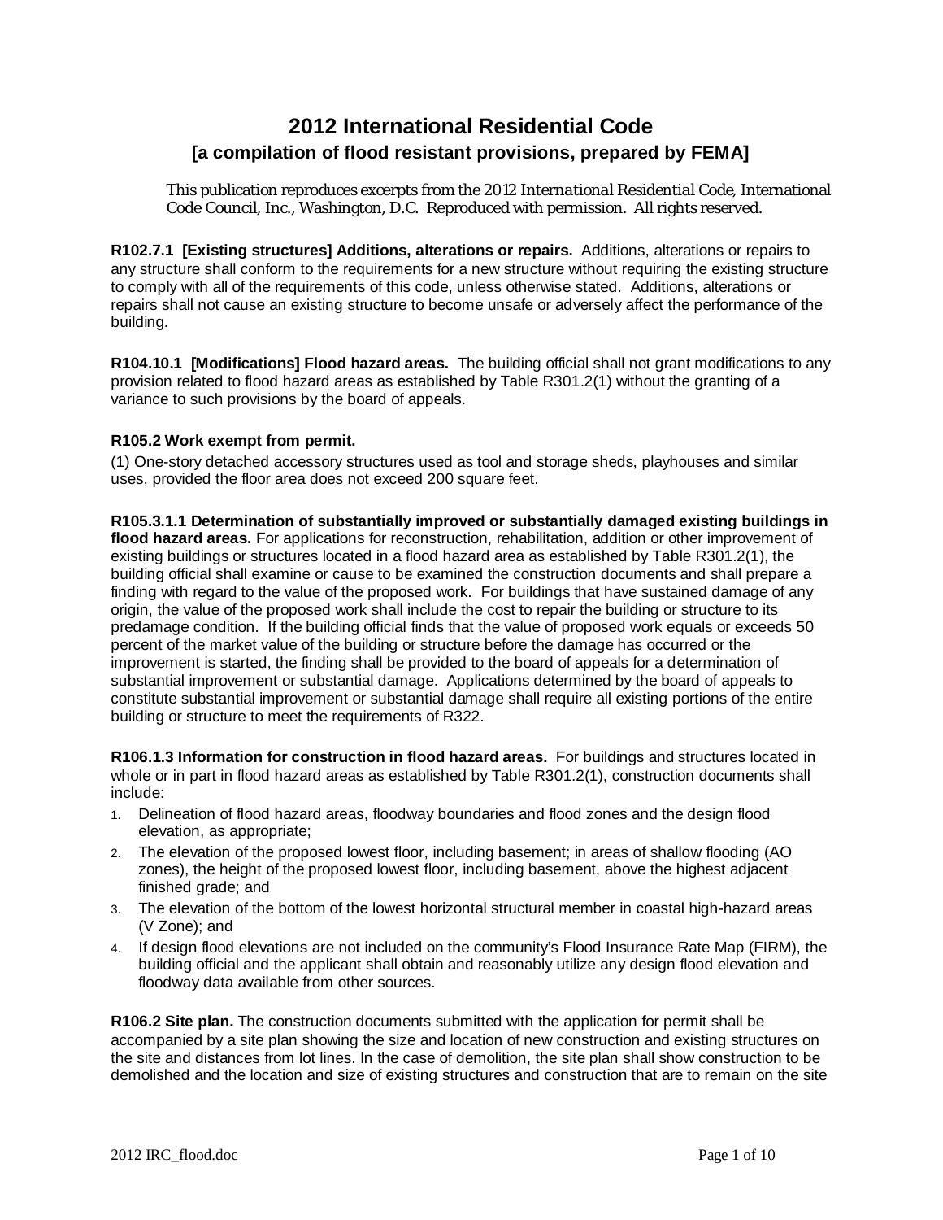# 2012 International Residential Code

## [a compilation of flood resistant provisions, prepared by FEMA]

This publication reproduces excerpts from the 2012 *International Residential Code*, International Code Council, Inc., Washington, D.C. Reproduced with permission. All rights reserved.

**R102.7.1 [Existing structures] Additions, alterations or repairs.** Additions, alterations or repairs to any structure shall conform to the requirements for a new structure without requiring the existing structure to comply with all of the requirements of this code, unless otherwise stated. Additions, alterations or repairs shall not cause an existing structure to become unsafe or adversely affect the performance of the building.

**R104.10.1 [Modifications] Flood hazard areas.** The building official shall not grant modifications to any provision related to flood hazard areas as established by Table R301.2(1) without the granting of a variance to such provisions by the board of appeals.

**R105.2 Work exempt from permit.**

(1) One-story detached accessory structures used as tool and storage sheds, playhouses and similar uses, provided the floor area does not exceed 200 square feet.

**R105.3.1.1 Determination of substantially improved or substantially damaged existing buildings in flood hazard areas.** For applications for reconstruction, rehabilitation, addition or other improvement of existing buildings or structures located in a flood hazard area as established by Table R301.2(1), the building official shall examine or cause to be examined the construction documents and shall prepare a finding with regard to the value of the proposed work. For buildings that have sustained damage of any origin, the value of the proposed work shall include the cost to repair the building or structure to its predamage condition. If the building official finds that the value of proposed work equals or exceeds 50 percent of the market value of the building or structure before the damage has occurred or the improvement is started, the finding shall be provided to the board of appeals for a determination of substantial improvement or substantial damage. Applications determined by the board of appeals to constitute substantial improvement or substantial damage shall require all existing portions of the entire building or structure to meet the requirements of R322.

**R106.1.3 Information for construction in flood hazard areas.** For buildings and structures located in whole or in part in flood hazard areas as established by Table R301.2(1), construction documents shall include:

1. Delineation of flood hazard areas, floodway boundaries and flood zones and the design flood elevation, as appropriate;
2. The elevation of the proposed lowest floor, including basement; in areas of shallow flooding (AO zones), the height of the proposed lowest floor, including basement, above the highest adjacent finished grade; and
3. The elevation of the bottom of the lowest horizontal structural member in coastal high-hazard areas (V Zone); and
4. If design flood elevations are not included on the community's Flood Insurance Rate Map (FIRM), the building official and the applicant shall obtain and reasonably utilize any design flood elevation and floodway data available from other sources.

**R106.2 Site plan.** The construction documents submitted with the application for permit shall be accompanied by a site plan showing the size and location of new construction and existing structures on the site and distances from lot lines. In the case of demolition, the site plan shall show construction to be demolished and the location and size of existing structures and construction that are to remain on the site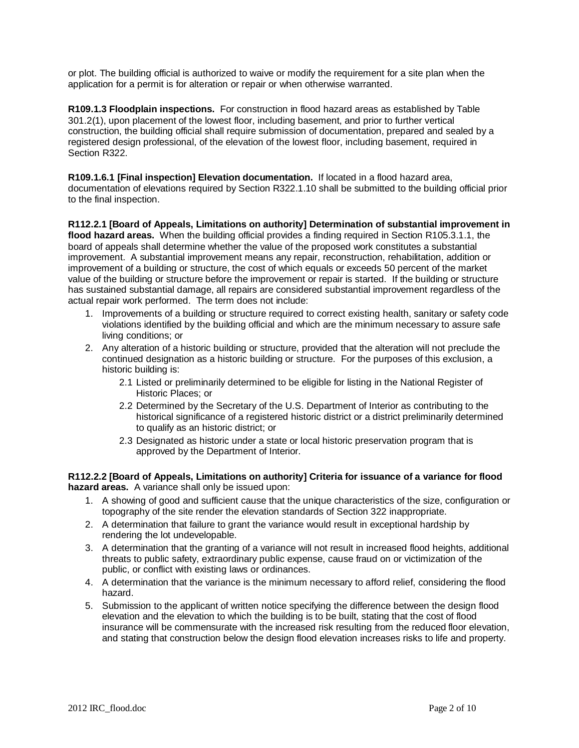or plot. The building official is authorized to waive or modify the requirement for a site plan when the application for a permit is for alteration or repair or when otherwise warranted.

**R109.1.3 Floodplain inspections.** For construction in flood hazard areas as established by Table 301.2(1), upon placement of the lowest floor, including basement, and prior to further vertical construction, the building official shall require submission of documentation, prepared and sealed by a registered design professional, of the elevation of the lowest floor, including basement, required in Section R322.

**R109.1.6.1 [Final inspection] Elevation documentation.** If located in a flood hazard area, documentation of elevations required by Section R322.1.10 shall be submitted to the building official prior to the final inspection.

**R112.2.1 [Board of Appeals, Limitations on authority] Determination of substantial improvement in flood hazard areas.** When the building official provides a finding required in Section R105.3.1.1, the board of appeals shall determine whether the value of the proposed work constitutes a substantial improvement. A substantial improvement means any repair, reconstruction, rehabilitation, addition or improvement of a building or structure, the cost of which equals or exceeds 50 percent of the market value of the building or structure before the improvement or repair is started. If the building or structure has sustained substantial damage, all repairs are considered substantial improvement regardless of the actual repair work performed. The term does not include:

1. Improvements of a building or structure required to correct existing health, sanitary or safety code violations identified by the building official and which are the minimum necessary to assure safe living conditions; or
2. Any alteration of a historic building or structure, provided that the alteration will not preclude the continued designation as a historic building or structure. For the purposes of this exclusion, a historic building is:
   - 2.1 Listed or preliminarily determined to be eligible for listing in the National Register of Historic Places; or
   - 2.2 Determined by the Secretary of the U.S. Department of Interior as contributing to the historical significance of a registered historic district or a district preliminarily determined to qualify as an historic district; or
   - 2.3 Designated as historic under a state or local historic preservation program that is approved by the Department of Interior.

**R112.2.2 [Board of Appeals, Limitations on authority] Criteria for issuance of a variance for flood hazard areas.** A variance shall only be issued upon:

1. A showing of good and sufficient cause that the unique characteristics of the size, configuration or topography of the site render the elevation standards of Section 322 inappropriate.
2. A determination that failure to grant the variance would result in exceptional hardship by rendering the lot undevelopable.
3. A determination that the granting of a variance will not result in increased flood heights, additional threats to public safety, extraordinary public expense, cause fraud on or victimization of the public, or conflict with existing laws or ordinances.
4. A determination that the variance is the minimum necessary to afford relief, considering the flood hazard.
5. Submission to the applicant of written notice specifying the difference between the design flood elevation and the elevation to which the building is to be built, stating that the cost of flood insurance will be commensurate with the increased risk resulting from the reduced floor elevation, and stating that construction below the design flood elevation increases risks to life and property.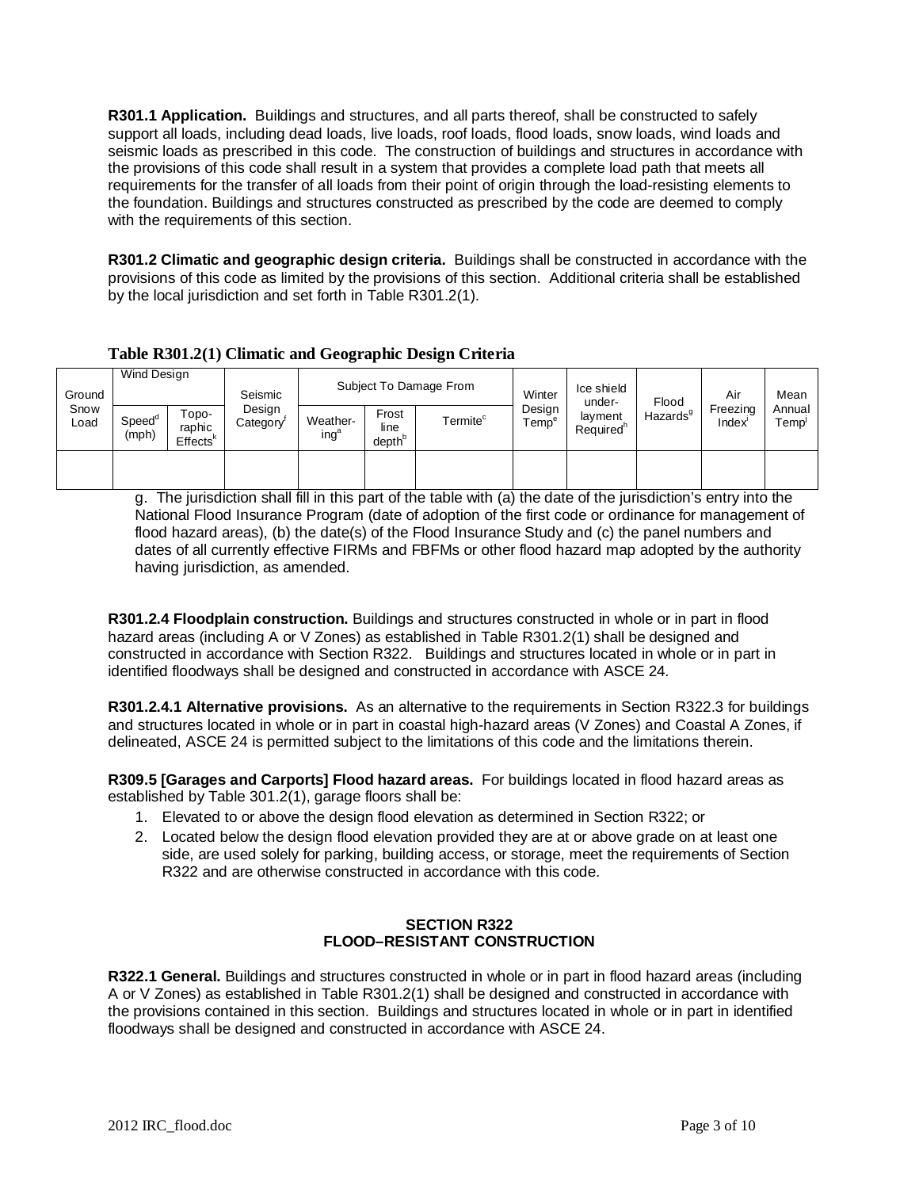**R301.1 Application.** Buildings and structures, and all parts thereof, shall be constructed to safely support all loads, including dead loads, live loads, roof loads, flood loads, snow loads, wind loads and seismic loads as prescribed in this code. The construction of buildings and structures in accordance with the provisions of this code shall result in a system that provides a complete load path that meets all requirements for the transfer of all loads from their point of origin through the load-resisting elements to the foundation. Buildings and structures constructed as prescribed by the code are deemed to comply with the requirements of this section.

**R301.2 Climatic and geographic design criteria.** Buildings shall be constructed in accordance with the provisions of this code as limited by the provisions of this section. Additional criteria shall be established by the local jurisdiction and set forth in Table R301.2(1).

**Table R301.2(1) Climatic and Geographic Design Criteria**

| Ground Snow Load | Wind Design | | Seismic Design Category[f] | Subject To Damage From | | | Winter Design Temp[e] | Ice shield under-layment Required[h] | Flood Hazards[g] | Air Freezing Index[i] | Mean Annual Temp[j] |
|---|---|---|---|---|---|---|---|---|---|---|---|
| | Speed[d] (mph) | Topo-raphic Effects[k] | | Weather-ing[a] | Frost line depth[b] | Termite[c] | | | | | |
| | | | | | | | | | | | |

g. The jurisdiction shall fill in this part of the table with (a) the date of the jurisdiction's entry into the National Flood Insurance Program (date of adoption of the first code or ordinance for management of flood hazard areas), (b) the date(s) of the Flood Insurance Study and (c) the panel numbers and dates of all currently effective FIRMs and FBFMs or other flood hazard map adopted by the authority having jurisdiction, as amended.

**R301.2.4 Floodplain construction.** Buildings and structures constructed in whole or in part in flood hazard areas (including A or V Zones) as established in Table R301.2(1) shall be designed and constructed in accordance with Section R322. Buildings and structures located in whole or in part in identified floodways shall be designed and constructed in accordance with ASCE 24.

**R301.2.4.1 Alternative provisions.** As an alternative to the requirements in Section R322.3 for buildings and structures located in whole or in part in coastal high-hazard areas (V Zones) and Coastal A Zones, if delineated, ASCE 24 is permitted subject to the limitations of this code and the limitations therein.

**R309.5 [Garages and Carports] Flood hazard areas.** For buildings located in flood hazard areas as established by Table 301.2(1), garage floors shall be:

1. Elevated to or above the design flood elevation as determined in Section R322; or
2. Located below the design flood elevation provided they are at or above grade on at least one side, are used solely for parking, building access, or storage, meet the requirements of Section R322 and are otherwise constructed in accordance with this code.

## SECTION R322
## FLOOD–RESISTANT CONSTRUCTION

**R322.1 General.** Buildings and structures constructed in whole or in part in flood hazard areas (including A or V Zones) as established in Table R301.2(1) shall be designed and constructed in accordance with the provisions contained in this section. Buildings and structures located in whole or in part in identified floodways shall be designed and constructed in accordance with ASCE 24.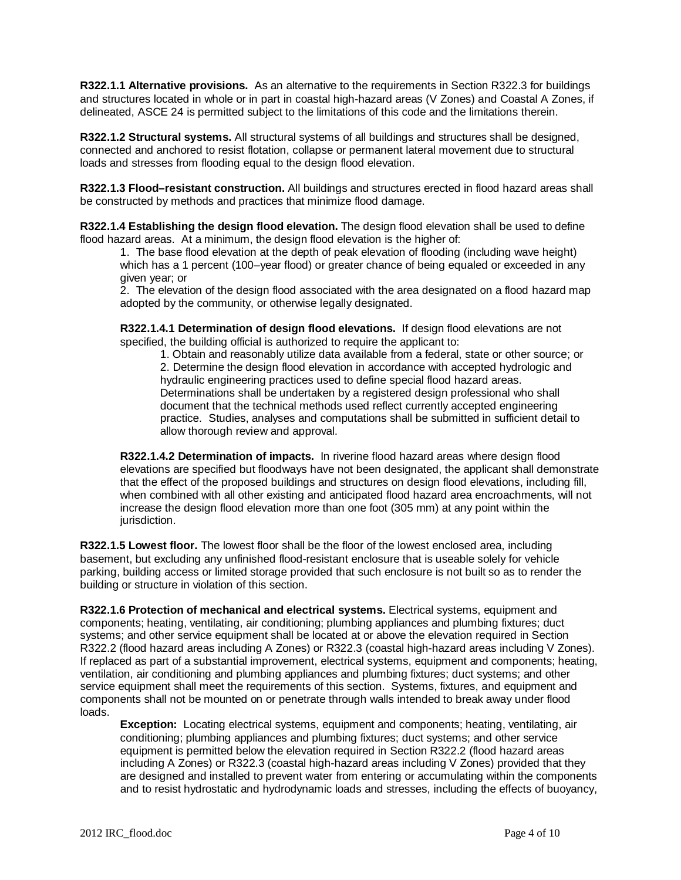**R322.1.1 Alternative provisions.** As an alternative to the requirements in Section R322.3 for buildings and structures located in whole or in part in coastal high-hazard areas (V Zones) and Coastal A Zones, if delineated, ASCE 24 is permitted subject to the limitations of this code and the limitations therein.

**R322.1.2 Structural systems.** All structural systems of all buildings and structures shall be designed, connected and anchored to resist flotation, collapse or permanent lateral movement due to structural loads and stresses from flooding equal to the design flood elevation.

**R322.1.3 Flood–resistant construction.** All buildings and structures erected in flood hazard areas shall be constructed by methods and practices that minimize flood damage.

**R322.1.4 Establishing the design flood elevation.** The design flood elevation shall be used to define flood hazard areas. At a minimum, the design flood elevation is the higher of:

1. The base flood elevation at the depth of peak elevation of flooding (including wave height) which has a 1 percent (100–year flood) or greater chance of being equaled or exceeded in any given year; or
2. The elevation of the design flood associated with the area designated on a flood hazard map adopted by the community, or otherwise legally designated.

**R322.1.4.1 Determination of design flood elevations.** If design flood elevations are not specified, the building official is authorized to require the applicant to:

1. Obtain and reasonably utilize data available from a federal, state or other source; or
2. Determine the design flood elevation in accordance with accepted hydrologic and hydraulic engineering practices used to define special flood hazard areas. Determinations shall be undertaken by a registered design professional who shall document that the technical methods used reflect currently accepted engineering practice. Studies, analyses and computations shall be submitted in sufficient detail to allow thorough review and approval.

**R322.1.4.2 Determination of impacts.** In riverine flood hazard areas where design flood elevations are specified but floodways have not been designated, the applicant shall demonstrate that the effect of the proposed buildings and structures on design flood elevations, including fill, when combined with all other existing and anticipated flood hazard area encroachments, will not increase the design flood elevation more than one foot (305 mm) at any point within the jurisdiction.

**R322.1.5 Lowest floor.** The lowest floor shall be the floor of the lowest enclosed area, including basement, but excluding any unfinished flood-resistant enclosure that is useable solely for vehicle parking, building access or limited storage provided that such enclosure is not built so as to render the building or structure in violation of this section.

**R322.1.6 Protection of mechanical and electrical systems.** Electrical systems, equipment and components; heating, ventilating, air conditioning; plumbing appliances and plumbing fixtures; duct systems; and other service equipment shall be located at or above the elevation required in Section R322.2 (flood hazard areas including A Zones) or R322.3 (coastal high-hazard areas including V Zones). If replaced as part of a substantial improvement, electrical systems, equipment and components; heating, ventilation, air conditioning and plumbing appliances and plumbing fixtures; duct systems; and other service equipment shall meet the requirements of this section. Systems, fixtures, and equipment and components shall not be mounted on or penetrate through walls intended to break away under flood loads.

**Exception:** Locating electrical systems, equipment and components; heating, ventilating, air conditioning; plumbing appliances and plumbing fixtures; duct systems; and other service equipment is permitted below the elevation required in Section R322.2 (flood hazard areas including A Zones) or R322.3 (coastal high-hazard areas including V Zones) provided that they are designed and installed to prevent water from entering or accumulating within the components and to resist hydrostatic and hydrodynamic loads and stresses, including the effects of buoyancy,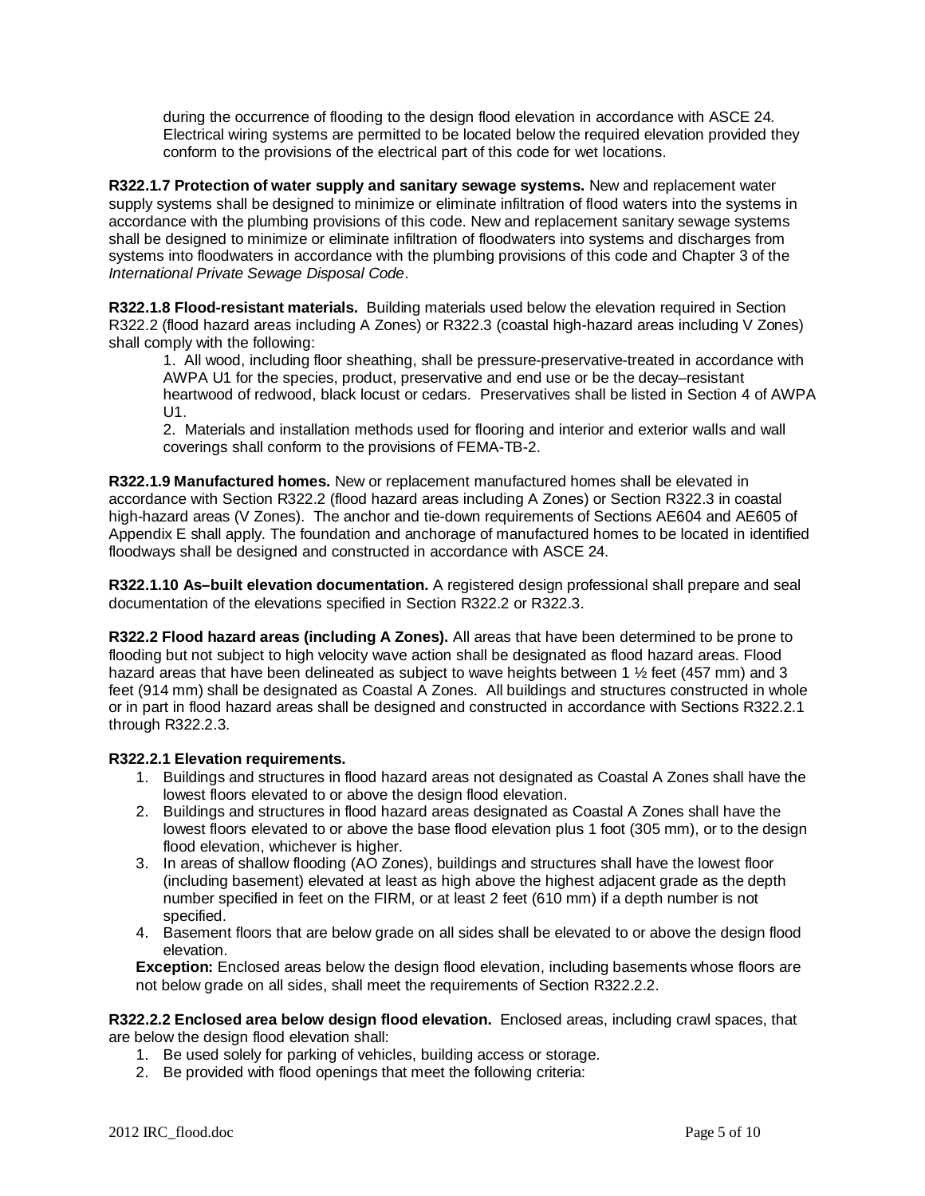during the occurrence of flooding to the design flood elevation in accordance with ASCE 24. Electrical wiring systems are permitted to be located below the required elevation provided they conform to the provisions of the electrical part of this code for wet locations.

**R322.1.7 Protection of water supply and sanitary sewage systems.** New and replacement water supply systems shall be designed to minimize or eliminate infiltration of flood waters into the systems in accordance with the plumbing provisions of this code. New and replacement sanitary sewage systems shall be designed to minimize or eliminate infiltration of floodwaters into systems and discharges from systems into floodwaters in accordance with the plumbing provisions of this code and Chapter 3 of the *International Private Sewage Disposal Code*.

**R322.1.8 Flood-resistant materials.** Building materials used below the elevation required in Section R322.2 (flood hazard areas including A Zones) or R322.3 (coastal high-hazard areas including V Zones) shall comply with the following:

1. All wood, including floor sheathing, shall be pressure-preservative-treated in accordance with AWPA U1 for the species, product, preservative and end use or be the decay–resistant heartwood of redwood, black locust or cedars. Preservatives shall be listed in Section 4 of AWPA U1.
2. Materials and installation methods used for flooring and interior and exterior walls and wall coverings shall conform to the provisions of FEMA-TB-2.

**R322.1.9 Manufactured homes.** New or replacement manufactured homes shall be elevated in accordance with Section R322.2 (flood hazard areas including A Zones) or Section R322.3 in coastal high-hazard areas (V Zones). The anchor and tie-down requirements of Sections AE604 and AE605 of Appendix E shall apply. The foundation and anchorage of manufactured homes to be located in identified floodways shall be designed and constructed in accordance with ASCE 24.

**R322.1.10 As–built elevation documentation.** A registered design professional shall prepare and seal documentation of the elevations specified in Section R322.2 or R322.3.

**R322.2 Flood hazard areas (including A Zones).** All areas that have been determined to be prone to flooding but not subject to high velocity wave action shall be designated as flood hazard areas. Flood hazard areas that have been delineated as subject to wave heights between 1 ½ feet (457 mm) and 3 feet (914 mm) shall be designated as Coastal A Zones. All buildings and structures constructed in whole or in part in flood hazard areas shall be designed and constructed in accordance with Sections R322.2.1 through R322.2.3.

**R322.2.1 Elevation requirements.**

1. Buildings and structures in flood hazard areas not designated as Coastal A Zones shall have the lowest floors elevated to or above the design flood elevation.
2. Buildings and structures in flood hazard areas designated as Coastal A Zones shall have the lowest floors elevated to or above the base flood elevation plus 1 foot (305 mm), or to the design flood elevation, whichever is higher.
3. In areas of shallow flooding (AO Zones), buildings and structures shall have the lowest floor (including basement) elevated at least as high above the highest adjacent grade as the depth number specified in feet on the FIRM, or at least 2 feet (610 mm) if a depth number is not specified.
4. Basement floors that are below grade on all sides shall be elevated to or above the design flood elevation.

**Exception:** Enclosed areas below the design flood elevation, including basements whose floors are not below grade on all sides, shall meet the requirements of Section R322.2.2.

**R322.2.2 Enclosed area below design flood elevation.** Enclosed areas, including crawl spaces, that are below the design flood elevation shall:

1. Be used solely for parking of vehicles, building access or storage.
2. Be provided with flood openings that meet the following criteria: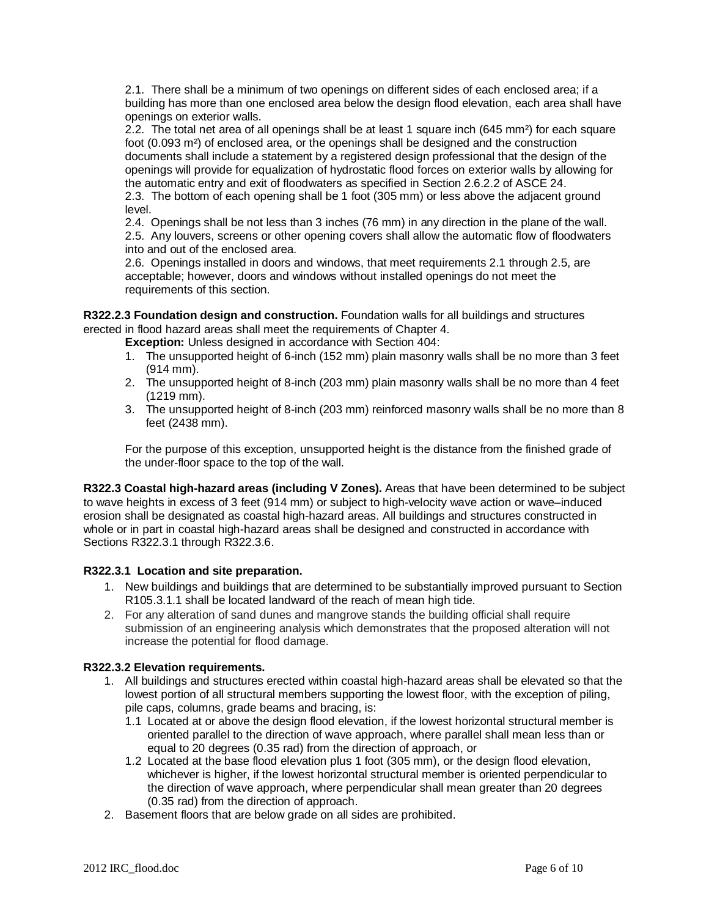2.1. There shall be a minimum of two openings on different sides of each enclosed area; if a building has more than one enclosed area below the design flood elevation, each area shall have openings on exterior walls.

2.2. The total net area of all openings shall be at least 1 square inch (645 mm²) for each square foot (0.093 m²) of enclosed area, or the openings shall be designed and the construction documents shall include a statement by a registered design professional that the design of the openings will provide for equalization of hydrostatic flood forces on exterior walls by allowing for the automatic entry and exit of floodwaters as specified in Section 2.6.2.2 of ASCE 24.

2.3. The bottom of each opening shall be 1 foot (305 mm) or less above the adjacent ground level.

2.4. Openings shall be not less than 3 inches (76 mm) in any direction in the plane of the wall.

2.5. Any louvers, screens or other opening covers shall allow the automatic flow of floodwaters into and out of the enclosed area.

2.6. Openings installed in doors and windows, that meet requirements 2.1 through 2.5, are acceptable; however, doors and windows without installed openings do not meet the requirements of this section.

**R322.2.3 Foundation design and construction.** Foundation walls for all buildings and structures erected in flood hazard areas shall meet the requirements of Chapter 4.

**Exception:** Unless designed in accordance with Section 404:

1. The unsupported height of 6-inch (152 mm) plain masonry walls shall be no more than 3 feet (914 mm).
2. The unsupported height of 8-inch (203 mm) plain masonry walls shall be no more than 4 feet (1219 mm).
3. The unsupported height of 8-inch (203 mm) reinforced masonry walls shall be no more than 8 feet (2438 mm).

For the purpose of this exception, unsupported height is the distance from the finished grade of the under-floor space to the top of the wall.

**R322.3 Coastal high-hazard areas (including V Zones).** Areas that have been determined to be subject to wave heights in excess of 3 feet (914 mm) or subject to high-velocity wave action or wave–induced erosion shall be designated as coastal high-hazard areas. All buildings and structures constructed in whole or in part in coastal high-hazard areas shall be designed and constructed in accordance with Sections R322.3.1 through R322.3.6.

**R322.3.1 Location and site preparation.**

1. New buildings and buildings that are determined to be substantially improved pursuant to Section R105.3.1.1 shall be located landward of the reach of mean high tide.
2. For any alteration of sand dunes and mangrove stands the building official shall require submission of an engineering analysis which demonstrates that the proposed alteration will not increase the potential for flood damage.

**R322.3.2 Elevation requirements.**

1. All buildings and structures erected within coastal high-hazard areas shall be elevated so that the lowest portion of all structural members supporting the lowest floor, with the exception of piling, pile caps, columns, grade beams and bracing, is:
   1.1 Located at or above the design flood elevation, if the lowest horizontal structural member is oriented parallel to the direction of wave approach, where parallel shall mean less than or equal to 20 degrees (0.35 rad) from the direction of approach, or
   1.2 Located at the base flood elevation plus 1 foot (305 mm), or the design flood elevation, whichever is higher, if the lowest horizontal structural member is oriented perpendicular to the direction of wave approach, where perpendicular shall mean greater than 20 degrees (0.35 rad) from the direction of approach.
2. Basement floors that are below grade on all sides are prohibited.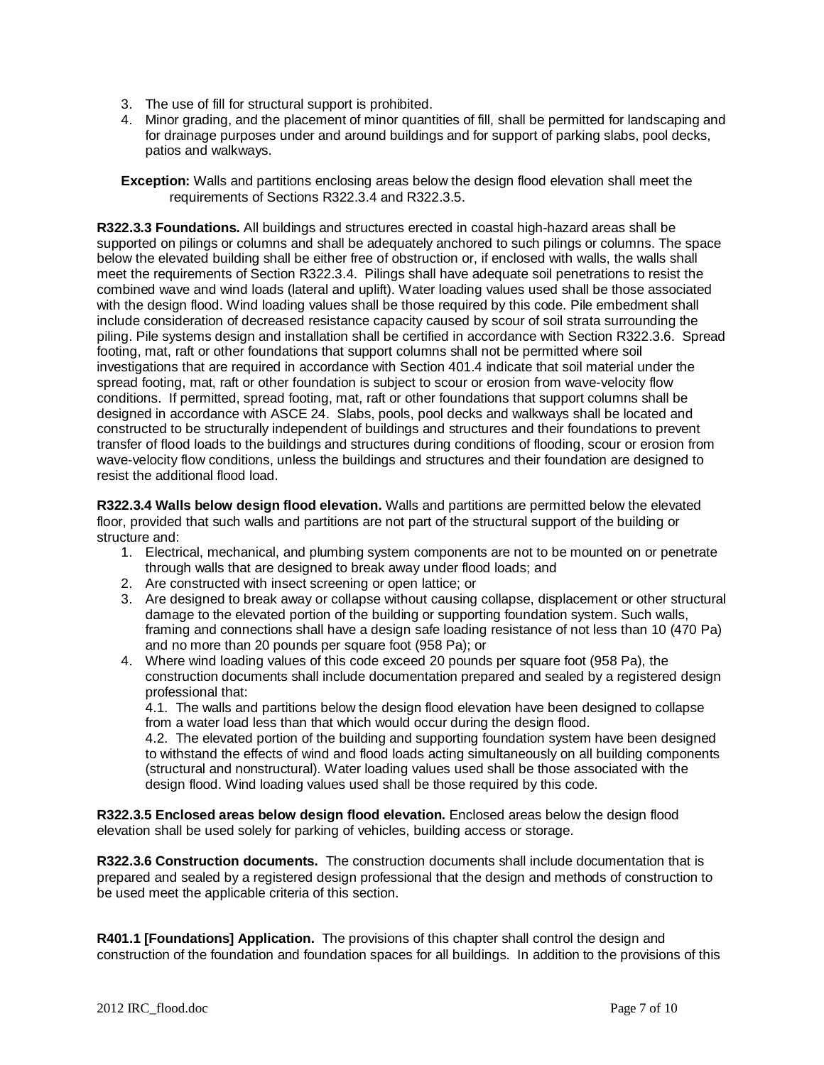3. The use of fill for structural support is prohibited.
4. Minor grading, and the placement of minor quantities of fill, shall be permitted for landscaping and for drainage purposes under and around buildings and for support of parking slabs, pool decks, patios and walkways.

**Exception:** Walls and partitions enclosing areas below the design flood elevation shall meet the requirements of Sections R322.3.4 and R322.3.5.

**R322.3.3 Foundations.** All buildings and structures erected in coastal high-hazard areas shall be supported on pilings or columns and shall be adequately anchored to such pilings or columns. The space below the elevated building shall be either free of obstruction or, if enclosed with walls, the walls shall meet the requirements of Section R322.3.4. Pilings shall have adequate soil penetrations to resist the combined wave and wind loads (lateral and uplift). Water loading values used shall be those associated with the design flood. Wind loading values shall be those required by this code. Pile embedment shall include consideration of decreased resistance capacity caused by scour of soil strata surrounding the piling. Pile systems design and installation shall be certified in accordance with Section R322.3.6. Spread footing, mat, raft or other foundations that support columns shall not be permitted where soil investigations that are required in accordance with Section 401.4 indicate that soil material under the spread footing, mat, raft or other foundation is subject to scour or erosion from wave-velocity flow conditions. If permitted, spread footing, mat, raft or other foundations that support columns shall be designed in accordance with ASCE 24. Slabs, pools, pool decks and walkways shall be located and constructed to be structurally independent of buildings and structures and their foundations to prevent transfer of flood loads to the buildings and structures during conditions of flooding, scour or erosion from wave-velocity flow conditions, unless the buildings and structures and their foundation are designed to resist the additional flood load.

**R322.3.4 Walls below design flood elevation.** Walls and partitions are permitted below the elevated floor, provided that such walls and partitions are not part of the structural support of the building or structure and:

1. Electrical, mechanical, and plumbing system components are not to be mounted on or penetrate through walls that are designed to break away under flood loads; and
2. Are constructed with insect screening or open lattice; or
3. Are designed to break away or collapse without causing collapse, displacement or other structural damage to the elevated portion of the building or supporting foundation system. Such walls, framing and connections shall have a design safe loading resistance of not less than 10 (470 Pa) and no more than 20 pounds per square foot (958 Pa); or
4. Where wind loading values of this code exceed 20 pounds per square foot (958 Pa), the construction documents shall include documentation prepared and sealed by a registered design professional that:

   4.1. The walls and partitions below the design flood elevation have been designed to collapse from a water load less than that which would occur during the design flood.

   4.2. The elevated portion of the building and supporting foundation system have been designed to withstand the effects of wind and flood loads acting simultaneously on all building components (structural and nonstructural). Water loading values used shall be those associated with the design flood. Wind loading values used shall be those required by this code.

**R322.3.5 Enclosed areas below design flood elevation.** Enclosed areas below the design flood elevation shall be used solely for parking of vehicles, building access or storage.

**R322.3.6 Construction documents.** The construction documents shall include documentation that is prepared and sealed by a registered design professional that the design and methods of construction to be used meet the applicable criteria of this section.

**R401.1 [Foundations] Application.** The provisions of this chapter shall control the design and construction of the foundation and foundation spaces for all buildings. In addition to the provisions of this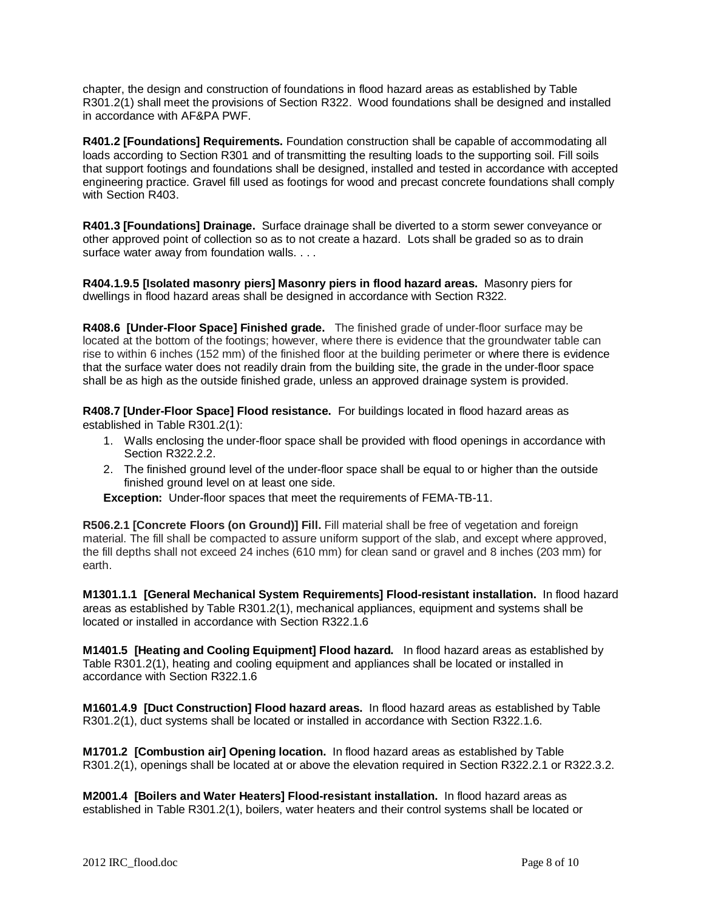chapter, the design and construction of foundations in flood hazard areas as established by Table R301.2(1) shall meet the provisions of Section R322. Wood foundations shall be designed and installed in accordance with AF&PA PWF.

**R401.2 [Foundations] Requirements.** Foundation construction shall be capable of accommodating all loads according to Section R301 and of transmitting the resulting loads to the supporting soil. Fill soils that support footings and foundations shall be designed, installed and tested in accordance with accepted engineering practice. Gravel fill used as footings for wood and precast concrete foundations shall comply with Section R403.

**R401.3 [Foundations] Drainage.** Surface drainage shall be diverted to a storm sewer conveyance or other approved point of collection so as to not create a hazard. Lots shall be graded so as to drain surface water away from foundation walls. . . .

**R404.1.9.5 [Isolated masonry piers] Masonry piers in flood hazard areas.** Masonry piers for dwellings in flood hazard areas shall be designed in accordance with Section R322.

**R408.6 [Under-Floor Space] Finished grade.** The finished grade of under-floor surface may be located at the bottom of the footings; however, where there is evidence that the groundwater table can rise to within 6 inches (152 mm) of the finished floor at the building perimeter or where there is evidence that the surface water does not readily drain from the building site, the grade in the under-floor space shall be as high as the outside finished grade, unless an approved drainage system is provided.

**R408.7 [Under-Floor Space] Flood resistance.** For buildings located in flood hazard areas as established in Table R301.2(1):

1. Walls enclosing the under-floor space shall be provided with flood openings in accordance with Section R322.2.2.
2. The finished ground level of the under-floor space shall be equal to or higher than the outside finished ground level on at least one side.

**Exception:** Under-floor spaces that meet the requirements of FEMA-TB-11.

**R506.2.1 [Concrete Floors (on Ground)] Fill.** Fill material shall be free of vegetation and foreign material. The fill shall be compacted to assure uniform support of the slab, and except where approved, the fill depths shall not exceed 24 inches (610 mm) for clean sand or gravel and 8 inches (203 mm) for earth.

**M1301.1.1 [General Mechanical System Requirements] Flood-resistant installation.** In flood hazard areas as established by Table R301.2(1), mechanical appliances, equipment and systems shall be located or installed in accordance with Section R322.1.6

**M1401.5 [Heating and Cooling Equipment] Flood hazard.** In flood hazard areas as established by Table R301.2(1), heating and cooling equipment and appliances shall be located or installed in accordance with Section R322.1.6

**M1601.4.9 [Duct Construction] Flood hazard areas.** In flood hazard areas as established by Table R301.2(1), duct systems shall be located or installed in accordance with Section R322.1.6.

**M1701.2 [Combustion air] Opening location.** In flood hazard areas as established by Table R301.2(1), openings shall be located at or above the elevation required in Section R322.2.1 or R322.3.2.

**M2001.4 [Boilers and Water Heaters] Flood-resistant installation.** In flood hazard areas as established in Table R301.2(1), boilers, water heaters and their control systems shall be located or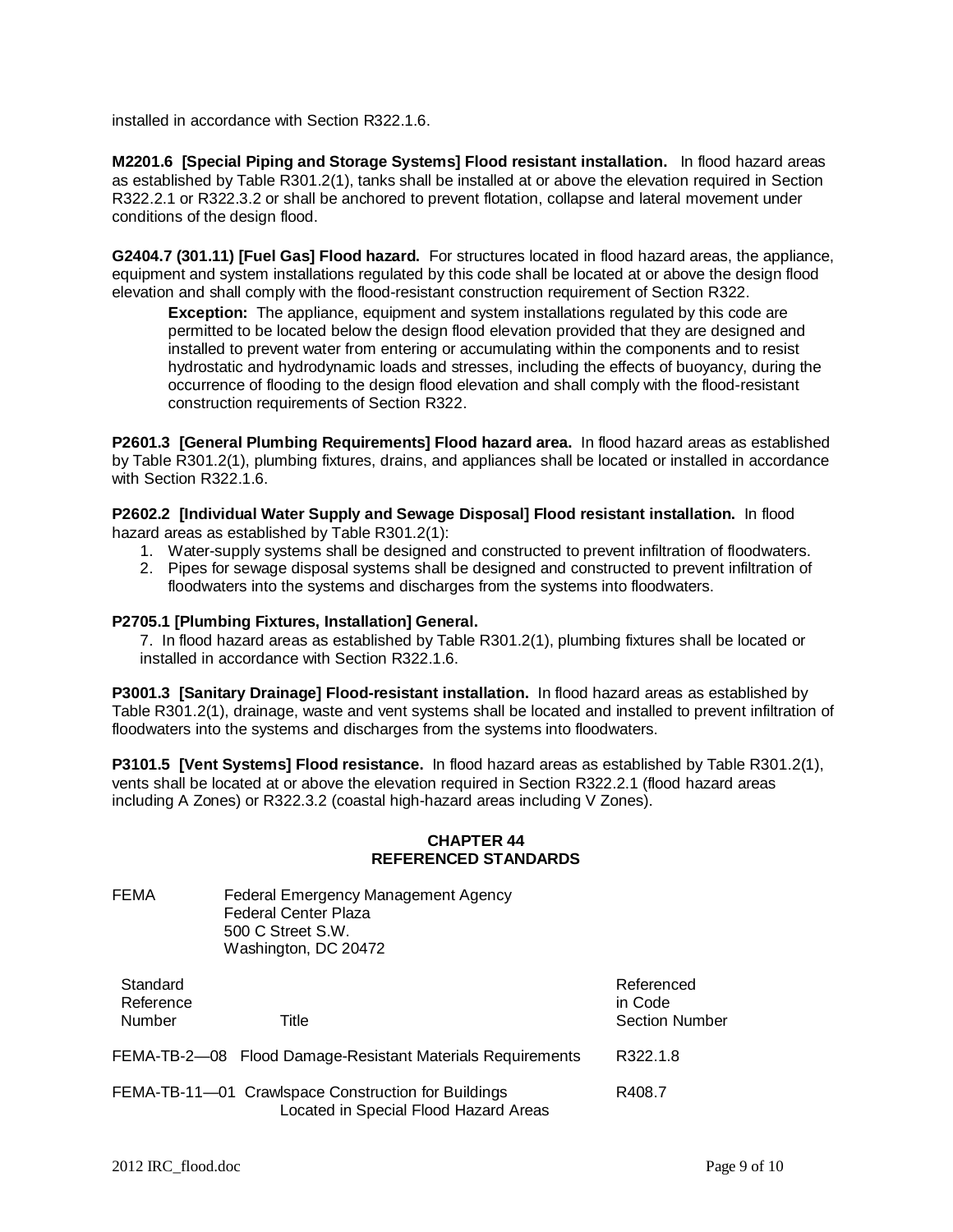installed in accordance with Section R322.1.6.

**M2201.6 [Special Piping and Storage Systems] Flood resistant installation.** In flood hazard areas as established by Table R301.2(1), tanks shall be installed at or above the elevation required in Section R322.2.1 or R322.3.2 or shall be anchored to prevent flotation, collapse and lateral movement under conditions of the design flood.

**G2404.7 (301.11) [Fuel Gas] Flood hazard.** For structures located in flood hazard areas, the appliance, equipment and system installations regulated by this code shall be located at or above the design flood elevation and shall comply with the flood-resistant construction requirement of Section R322.

> **Exception:** The appliance, equipment and system installations regulated by this code are permitted to be located below the design flood elevation provided that they are designed and installed to prevent water from entering or accumulating within the components and to resist hydrostatic and hydrodynamic loads and stresses, including the effects of buoyancy, during the occurrence of flooding to the design flood elevation and shall comply with the flood-resistant construction requirements of Section R322.

**P2601.3 [General Plumbing Requirements] Flood hazard area.** In flood hazard areas as established by Table R301.2(1), plumbing fixtures, drains, and appliances shall be located or installed in accordance with Section R322.1.6.

**P2602.2 [Individual Water Supply and Sewage Disposal] Flood resistant installation.** In flood hazard areas as established by Table R301.2(1):

1. Water-supply systems shall be designed and constructed to prevent infiltration of floodwaters.
2. Pipes for sewage disposal systems shall be designed and constructed to prevent infiltration of floodwaters into the systems and discharges from the systems into floodwaters.

**P2705.1 [Plumbing Fixtures, Installation] General.**

7. In flood hazard areas as established by Table R301.2(1), plumbing fixtures shall be located or installed in accordance with Section R322.1.6.

**P3001.3 [Sanitary Drainage] Flood-resistant installation.** In flood hazard areas as established by Table R301.2(1), drainage, waste and vent systems shall be located and installed to prevent infiltration of floodwaters into the systems and discharges from the systems into floodwaters.

**P3101.5 [Vent Systems] Flood resistance.** In flood hazard areas as established by Table R301.2(1), vents shall be located at or above the elevation required in Section R322.2.1 (flood hazard areas including A Zones) or R322.3.2 (coastal high-hazard areas including V Zones).

## CHAPTER 44
## REFERENCED STANDARDS

FEMA — Federal Emergency Management Agency
Federal Center Plaza
500 C Street S.W.
Washington, DC 20472

| Standard Reference Number | Title | Referenced in Code Section Number |
|---|---|---|
| FEMA-TB-2—08 | Flood Damage-Resistant Materials Requirements | R322.1.8 |
| FEMA-TB-11—01 | Crawlspace Construction for Buildings Located in Special Flood Hazard Areas | R408.7 |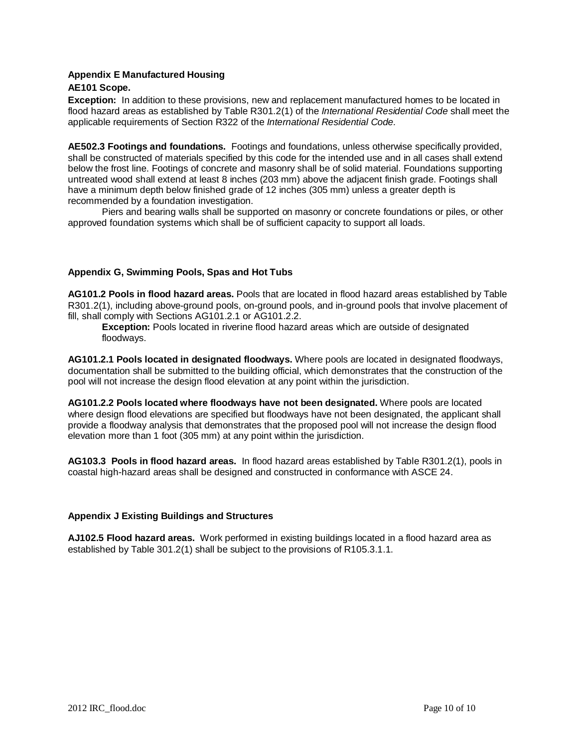**Appendix E Manufactured Housing**

**AE101 Scope.**

**Exception:** In addition to these provisions, new and replacement manufactured homes to be located in flood hazard areas as established by Table R301.2(1) of the *International Residential Code* shall meet the applicable requirements of Section R322 of the *International Residential Code.*

**AE502.3 Footings and foundations.** Footings and foundations, unless otherwise specifically provided, shall be constructed of materials specified by this code for the intended use and in all cases shall extend below the frost line. Footings of concrete and masonry shall be of solid material. Foundations supporting untreated wood shall extend at least 8 inches (203 mm) above the adjacent finish grade. Footings shall have a minimum depth below finished grade of 12 inches (305 mm) unless a greater depth is recommended by a foundation investigation.

Piers and bearing walls shall be supported on masonry or concrete foundations or piles, or other approved foundation systems which shall be of sufficient capacity to support all loads.

**Appendix G, Swimming Pools, Spas and Hot Tubs**

**AG101.2 Pools in flood hazard areas.** Pools that are located in flood hazard areas established by Table R301.2(1), including above-ground pools, on-ground pools, and in-ground pools that involve placement of fill, shall comply with Sections AG101.2.1 or AG101.2.2.

> **Exception:** Pools located in riverine flood hazard areas which are outside of designated floodways.

**AG101.2.1 Pools located in designated floodways.** Where pools are located in designated floodways, documentation shall be submitted to the building official, which demonstrates that the construction of the pool will not increase the design flood elevation at any point within the jurisdiction.

**AG101.2.2 Pools located where floodways have not been designated.** Where pools are located where design flood elevations are specified but floodways have not been designated, the applicant shall provide a floodway analysis that demonstrates that the proposed pool will not increase the design flood elevation more than 1 foot (305 mm) at any point within the jurisdiction.

**AG103.3 Pools in flood hazard areas.** In flood hazard areas established by Table R301.2(1), pools in coastal high-hazard areas shall be designed and constructed in conformance with ASCE 24.

**Appendix J Existing Buildings and Structures**

**AJ102.5 Flood hazard areas.** Work performed in existing buildings located in a flood hazard area as established by Table 301.2(1) shall be subject to the provisions of R105.3.1.1.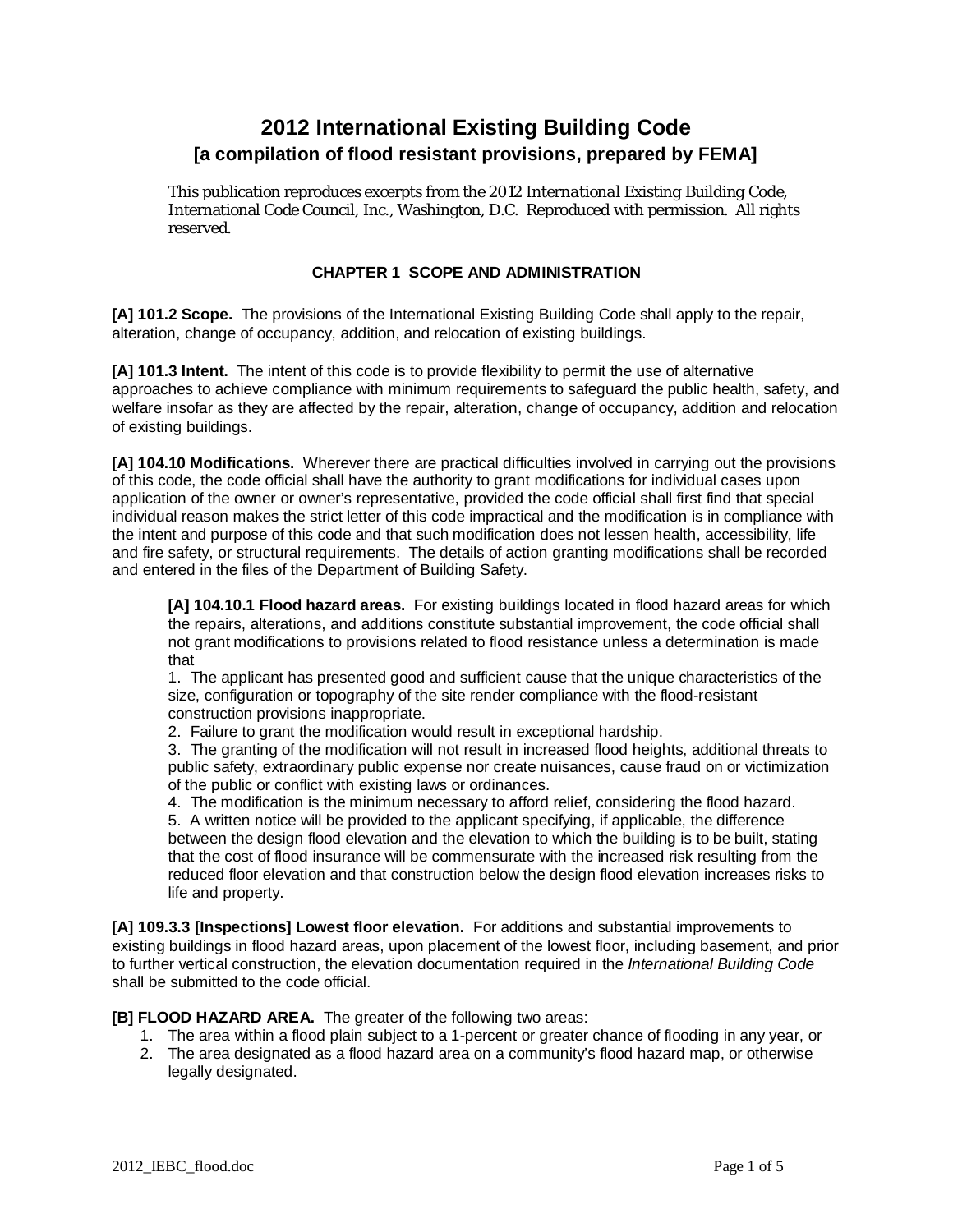# 2012 International Existing Building Code

## [a compilation of flood resistant provisions, prepared by FEMA]

This publication reproduces excerpts from the 2012 *International Existing Building Code*, International Code Council, Inc., Washington, D.C. Reproduced with permission. All rights reserved.

### CHAPTER 1 SCOPE AND ADMINISTRATION

**[A] 101.2 Scope.** The provisions of the International Existing Building Code shall apply to the repair, alteration, change of occupancy, addition, and relocation of existing buildings.

**[A] 101.3 Intent.** The intent of this code is to provide flexibility to permit the use of alternative approaches to achieve compliance with minimum requirements to safeguard the public health, safety, and welfare insofar as they are affected by the repair, alteration, change of occupancy, addition and relocation of existing buildings.

**[A] 104.10 Modifications.** Wherever there are practical difficulties involved in carrying out the provisions of this code, the code official shall have the authority to grant modifications for individual cases upon application of the owner or owner's representative, provided the code official shall first find that special individual reason makes the strict letter of this code impractical and the modification is in compliance with the intent and purpose of this code and that such modification does not lessen health, accessibility, life and fire safety, or structural requirements. The details of action granting modifications shall be recorded and entered in the files of the Department of Building Safety.

> **[A] 104.10.1 Flood hazard areas.** For existing buildings located in flood hazard areas for which the repairs, alterations, and additions constitute substantial improvement, the code official shall not grant modifications to provisions related to flood resistance unless a determination is made that
>
> 1. The applicant has presented good and sufficient cause that the unique characteristics of the size, configuration or topography of the site render compliance with the flood-resistant construction provisions inappropriate.
> 2. Failure to grant the modification would result in exceptional hardship.
> 3. The granting of the modification will not result in increased flood heights, additional threats to public safety, extraordinary public expense nor create nuisances, cause fraud on or victimization of the public or conflict with existing laws or ordinances.
> 4. The modification is the minimum necessary to afford relief, considering the flood hazard.
> 5. A written notice will be provided to the applicant specifying, if applicable, the difference between the design flood elevation and the elevation to which the building is to be built, stating that the cost of flood insurance will be commensurate with the increased risk resulting from the reduced floor elevation and that construction below the design flood elevation increases risks to life and property.

**[A] 109.3.3 [Inspections] Lowest floor elevation.** For additions and substantial improvements to existing buildings in flood hazard areas, upon placement of the lowest floor, including basement, and prior to further vertical construction, the elevation documentation required in the *International Building Code* shall be submitted to the code official.

**[B] FLOOD HAZARD AREA.** The greater of the following two areas:

1. The area within a flood plain subject to a 1-percent or greater chance of flooding in any year, or
2. The area designated as a flood hazard area on a community's flood hazard map, or otherwise legally designated.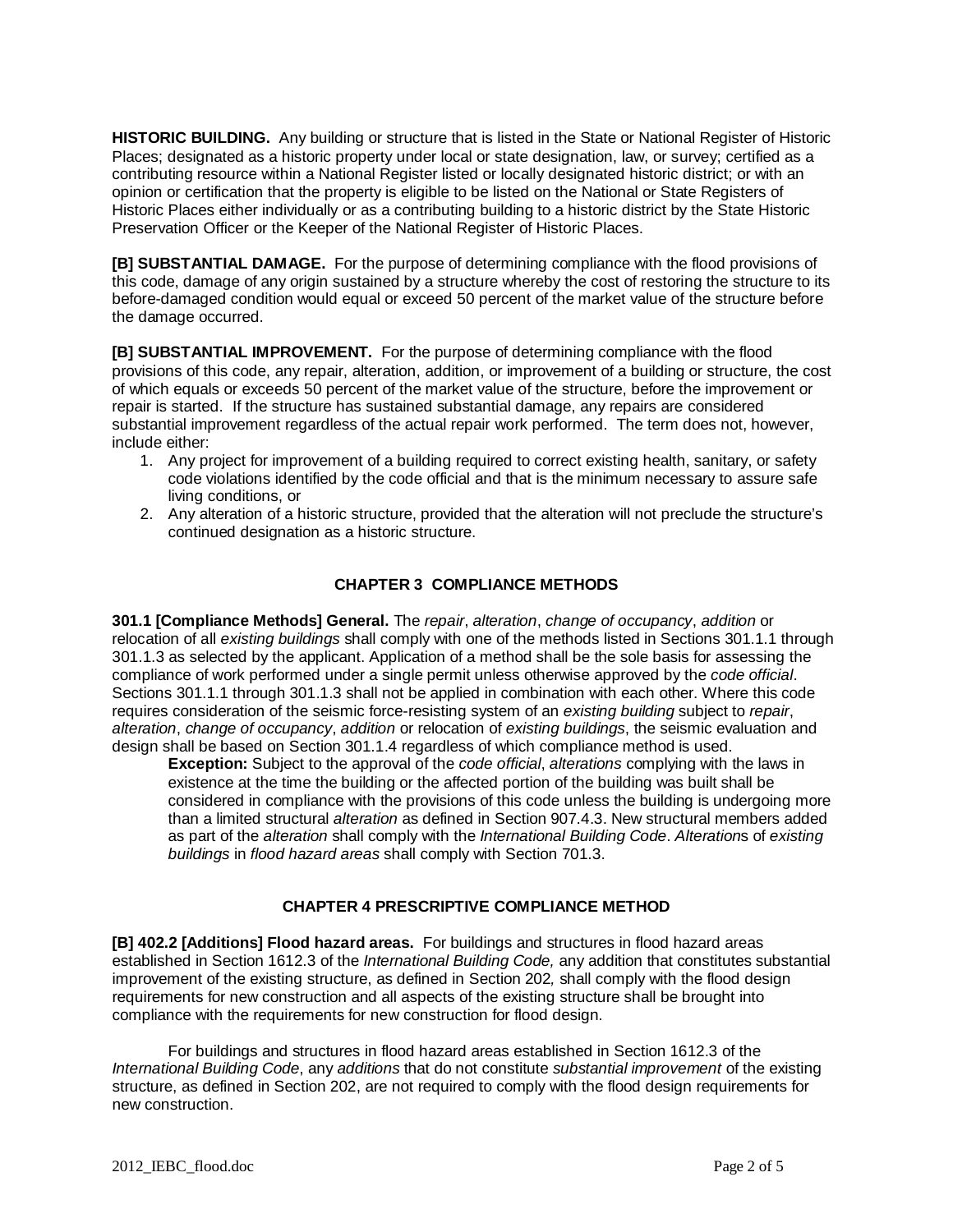**HISTORIC BUILDING.** Any building or structure that is listed in the State or National Register of Historic Places; designated as a historic property under local or state designation, law, or survey; certified as a contributing resource within a National Register listed or locally designated historic district; or with an opinion or certification that the property is eligible to be listed on the National or State Registers of Historic Places either individually or as a contributing building to a historic district by the State Historic Preservation Officer or the Keeper of the National Register of Historic Places.

**[B] SUBSTANTIAL DAMAGE.** For the purpose of determining compliance with the flood provisions of this code, damage of any origin sustained by a structure whereby the cost of restoring the structure to its before-damaged condition would equal or exceed 50 percent of the market value of the structure before the damage occurred.

**[B] SUBSTANTIAL IMPROVEMENT.** For the purpose of determining compliance with the flood provisions of this code, any repair, alteration, addition, or improvement of a building or structure, the cost of which equals or exceeds 50 percent of the market value of the structure, before the improvement or repair is started. If the structure has sustained substantial damage, any repairs are considered substantial improvement regardless of the actual repair work performed. The term does not, however, include either:

1. Any project for improvement of a building required to correct existing health, sanitary, or safety code violations identified by the code official and that is the minimum necessary to assure safe living conditions, or
2. Any alteration of a historic structure, provided that the alteration will not preclude the structure's continued designation as a historic structure.

## CHAPTER 3 COMPLIANCE METHODS

**301.1 [Compliance Methods] General.** The *repair*, *alteration*, *change of occupancy*, *addition* or relocation of all *existing buildings* shall comply with one of the methods listed in Sections 301.1.1 through 301.1.3 as selected by the applicant. Application of a method shall be the sole basis for assessing the compliance of work performed under a single permit unless otherwise approved by the *code official*. Sections 301.1.1 through 301.1.3 shall not be applied in combination with each other. Where this code requires consideration of the seismic force-resisting system of an *existing building* subject to *repair*, *alteration*, *change of occupancy*, *addition* or relocation of *existing buildings*, the seismic evaluation and design shall be based on Section 301.1.4 regardless of which compliance method is used.

> **Exception:** Subject to the approval of the *code official*, *alterations* complying with the laws in existence at the time the building or the affected portion of the building was built shall be considered in compliance with the provisions of this code unless the building is undergoing more than a limited structural *alteration* as defined in Section 907.4.3. New structural members added as part of the *alteration* shall comply with the *International Building Code*. *Alteration*s of *existing buildings* in *flood hazard areas* shall comply with Section 701.3.

## CHAPTER 4 PRESCRIPTIVE COMPLIANCE METHOD

**[B] 402.2 [Additions] Flood hazard areas.** For buildings and structures in flood hazard areas established in Section 1612.3 of the *International Building Code,* any addition that constitutes substantial improvement of the existing structure, as defined in Section 202*,* shall comply with the flood design requirements for new construction and all aspects of the existing structure shall be brought into compliance with the requirements for new construction for flood design.

For buildings and structures in flood hazard areas established in Section 1612.3 of the *International Building Code*, any *additions* that do not constitute *substantial improvement* of the existing structure, as defined in Section 202, are not required to comply with the flood design requirements for new construction.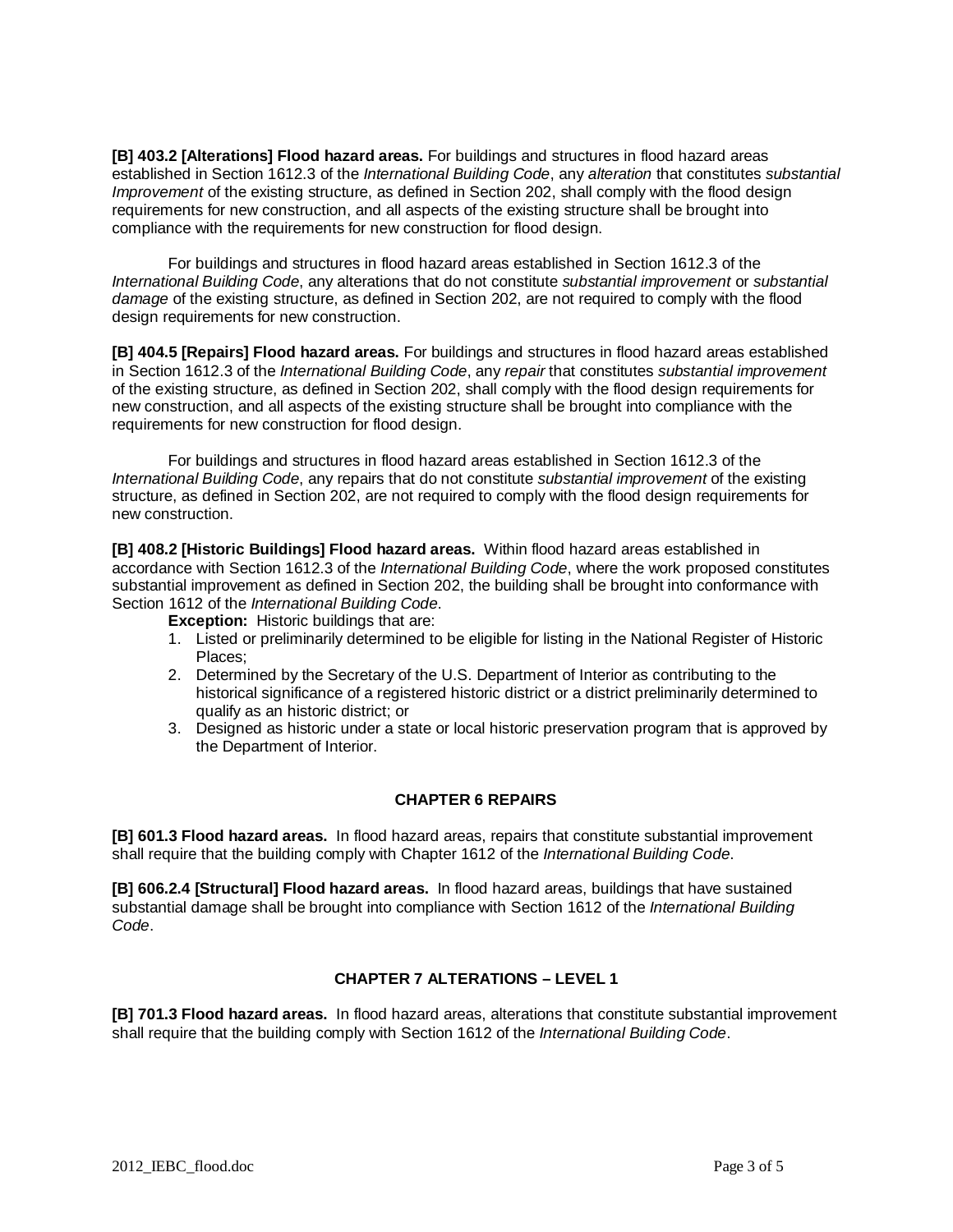**[B] 403.2 [Alterations] Flood hazard areas.** For buildings and structures in flood hazard areas established in Section 1612.3 of the *International Building Code*, any *alteration* that constitutes *substantial Improvement* of the existing structure, as defined in Section 202, shall comply with the flood design requirements for new construction, and all aspects of the existing structure shall be brought into compliance with the requirements for new construction for flood design.

For buildings and structures in flood hazard areas established in Section 1612.3 of the *International Building Code*, any alterations that do not constitute *substantial improvement* or *substantial damage* of the existing structure, as defined in Section 202, are not required to comply with the flood design requirements for new construction.

**[B] 404.5 [Repairs] Flood hazard areas.** For buildings and structures in flood hazard areas established in Section 1612.3 of the *International Building Code*, any *repair* that constitutes *substantial improvement* of the existing structure, as defined in Section 202, shall comply with the flood design requirements for new construction, and all aspects of the existing structure shall be brought into compliance with the requirements for new construction for flood design.

For buildings and structures in flood hazard areas established in Section 1612.3 of the *International Building Code*, any repairs that do not constitute *substantial improvement* of the existing structure, as defined in Section 202, are not required to comply with the flood design requirements for new construction.

**[B] 408.2 [Historic Buildings] Flood hazard areas.** Within flood hazard areas established in accordance with Section 1612.3 of the *International Building Code*, where the work proposed constitutes substantial improvement as defined in Section 202, the building shall be brought into conformance with Section 1612 of the *International Building Code*.

**Exception:** Historic buildings that are:

1. Listed or preliminarily determined to be eligible for listing in the National Register of Historic Places;
2. Determined by the Secretary of the U.S. Department of Interior as contributing to the historical significance of a registered historic district or a district preliminarily determined to qualify as an historic district; or
3. Designed as historic under a state or local historic preservation program that is approved by the Department of Interior.

## CHAPTER 6 REPAIRS

**[B] 601.3 Flood hazard areas.** In flood hazard areas, repairs that constitute substantial improvement shall require that the building comply with Chapter 1612 of the *International Building Code*.

**[B] 606.2.4 [Structural] Flood hazard areas.** In flood hazard areas, buildings that have sustained substantial damage shall be brought into compliance with Section 1612 of the *International Building Code*.

## CHAPTER 7 ALTERATIONS – LEVEL 1

**[B] 701.3 Flood hazard areas.** In flood hazard areas, alterations that constitute substantial improvement shall require that the building comply with Section 1612 of the *International Building Code*.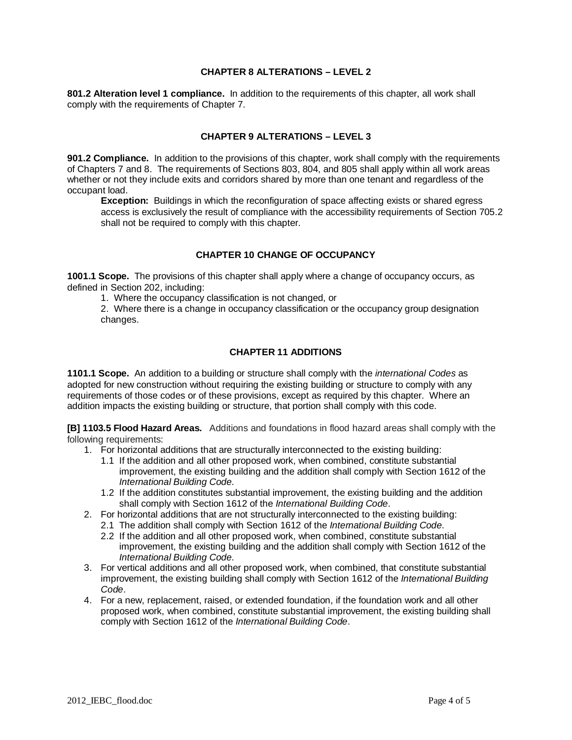## CHAPTER 8 ALTERATIONS – LEVEL 2

**801.2 Alteration level 1 compliance.** In addition to the requirements of this chapter, all work shall comply with the requirements of Chapter 7.

## CHAPTER 9 ALTERATIONS – LEVEL 3

**901.2 Compliance.** In addition to the provisions of this chapter, work shall comply with the requirements of Chapters 7 and 8. The requirements of Sections 803, 804, and 805 shall apply within all work areas whether or not they include exits and corridors shared by more than one tenant and regardless of the occupant load.

> **Exception:** Buildings in which the reconfiguration of space affecting exists or shared egress access is exclusively the result of compliance with the accessibility requirements of Section 705.2 shall not be required to comply with this chapter.

## CHAPTER 10 CHANGE OF OCCUPANCY

**1001.1 Scope.** The provisions of this chapter shall apply where a change of occupancy occurs, as defined in Section 202, including:

1. Where the occupancy classification is not changed, or
2. Where there is a change in occupancy classification or the occupancy group designation changes.

## CHAPTER 11 ADDITIONS

**1101.1 Scope.** An addition to a building or structure shall comply with the *international Codes* as adopted for new construction without requiring the existing building or structure to comply with any requirements of those codes or of these provisions, except as required by this chapter. Where an addition impacts the existing building or structure, that portion shall comply with this code.

**[B] 1103.5 Flood Hazard Areas.** Additions and foundations in flood hazard areas shall comply with the following requirements:

1. For horizontal additions that are structurally interconnected to the existing building:
   - 1.1 If the addition and all other proposed work, when combined, constitute substantial improvement, the existing building and the addition shall comply with Section 1612 of the *International Building Code*.
   - 1.2 If the addition constitutes substantial improvement, the existing building and the addition shall comply with Section 1612 of the *International Building Code*.
2. For horizontal additions that are not structurally interconnected to the existing building:
   - 2.1 The addition shall comply with Section 1612 of the *International Building Code*.
   - 2.2 If the addition and all other proposed work, when combined, constitute substantial improvement, the existing building and the addition shall comply with Section 1612 of the *International Building Code*.
3. For vertical additions and all other proposed work, when combined, that constitute substantial improvement, the existing building shall comply with Section 1612 of the *International Building Code*.
4. For a new, replacement, raised, or extended foundation, if the foundation work and all other proposed work, when combined, constitute substantial improvement, the existing building shall comply with Section 1612 of the *International Building Code*.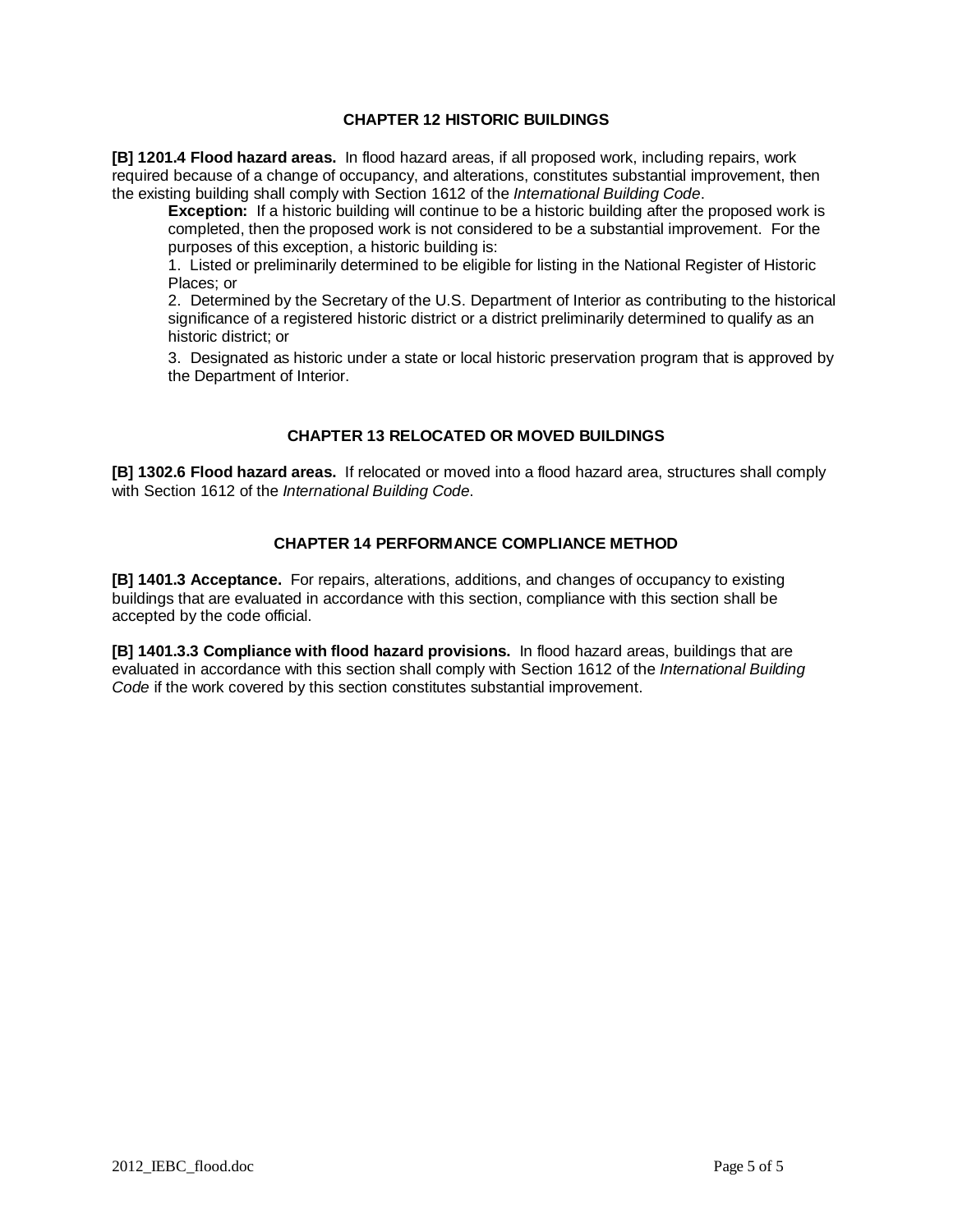## CHAPTER 12 HISTORIC BUILDINGS

**[B] 1201.4 Flood hazard areas.** In flood hazard areas, if all proposed work, including repairs, work required because of a change of occupancy, and alterations, constitutes substantial improvement, then the existing building shall comply with Section 1612 of the *International Building Code*.

> **Exception:** If a historic building will continue to be a historic building after the proposed work is completed, then the proposed work is not considered to be a substantial improvement. For the purposes of this exception, a historic building is:
>
> 1. Listed or preliminarily determined to be eligible for listing in the National Register of Historic Places; or
> 2. Determined by the Secretary of the U.S. Department of Interior as contributing to the historical significance of a registered historic district or a district preliminarily determined to qualify as an historic district; or
> 3. Designated as historic under a state or local historic preservation program that is approved by the Department of Interior.

## CHAPTER 13 RELOCATED OR MOVED BUILDINGS

**[B] 1302.6 Flood hazard areas.** If relocated or moved into a flood hazard area, structures shall comply with Section 1612 of the *International Building Code*.

## CHAPTER 14 PERFORMANCE COMPLIANCE METHOD

**[B] 1401.3 Acceptance.** For repairs, alterations, additions, and changes of occupancy to existing buildings that are evaluated in accordance with this section, compliance with this section shall be accepted by the code official.

**[B] 1401.3.3 Compliance with flood hazard provisions.** In flood hazard areas, buildings that are evaluated in accordance with this section shall comply with Section 1612 of the *International Building Code* if the work covered by this section constitutes substantial improvement.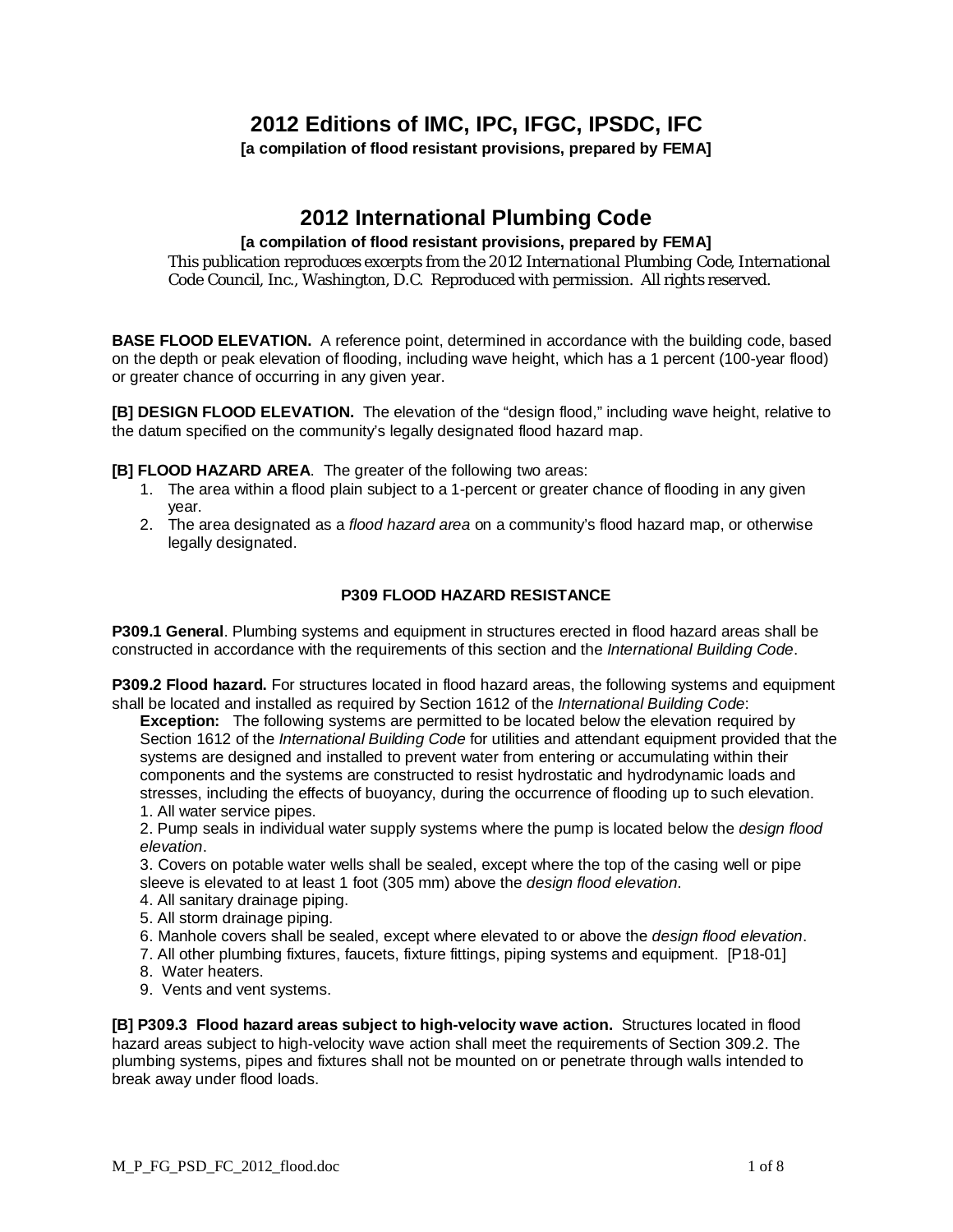# 2012 Editions of IMC, IPC, IFGC, IPSDC, IFC

**[a compilation of flood resistant provisions, prepared by FEMA]**

## 2012 International Plumbing Code

**[a compilation of flood resistant provisions, prepared by FEMA]**

This publication reproduces excerpts from the 2012 *International Plumbing Code*, International Code Council, Inc., Washington, D.C. Reproduced with permission. All rights reserved.

**BASE FLOOD ELEVATION.** A reference point, determined in accordance with the building code, based on the depth or peak elevation of flooding, including wave height, which has a 1 percent (100-year flood) or greater chance of occurring in any given year.

**[B] DESIGN FLOOD ELEVATION.** The elevation of the "design flood," including wave height, relative to the datum specified on the community's legally designated flood hazard map.

**[B] FLOOD HAZARD AREA**. The greater of the following two areas:

1. The area within a flood plain subject to a 1-percent or greater chance of flooding in any given year.
2. The area designated as a *flood hazard area* on a community's flood hazard map, or otherwise legally designated.

### P309 FLOOD HAZARD RESISTANCE

**P309.1 General**. Plumbing systems and equipment in structures erected in flood hazard areas shall be constructed in accordance with the requirements of this section and the *International Building Code*.

**P309.2 Flood hazard.** For structures located in flood hazard areas, the following systems and equipment shall be located and installed as required by Section 1612 of the *International Building Code*:

**Exception:** The following systems are permitted to be located below the elevation required by Section 1612 of the *International Building Code* for utilities and attendant equipment provided that the systems are designed and installed to prevent water from entering or accumulating within their components and the systems are constructed to resist hydrostatic and hydrodynamic loads and stresses, including the effects of buoyancy, during the occurrence of flooding up to such elevation.

1. All water service pipes.
2. Pump seals in individual water supply systems where the pump is located below the *design flood elevation*.
3. Covers on potable water wells shall be sealed, except where the top of the casing well or pipe sleeve is elevated to at least 1 foot (305 mm) above the *design flood elevation*.
4. All sanitary drainage piping.
5. All storm drainage piping.
6. Manhole covers shall be sealed, except where elevated to or above the *design flood elevation*.
7. All other plumbing fixtures, faucets, fixture fittings, piping systems and equipment. [P18-01]
8. Water heaters.
9. Vents and vent systems.

**[B] P309.3 Flood hazard areas subject to high-velocity wave action.** Structures located in flood hazard areas subject to high-velocity wave action shall meet the requirements of Section 309.2. The plumbing systems, pipes and fixtures shall not be mounted on or penetrate through walls intended to break away under flood loads.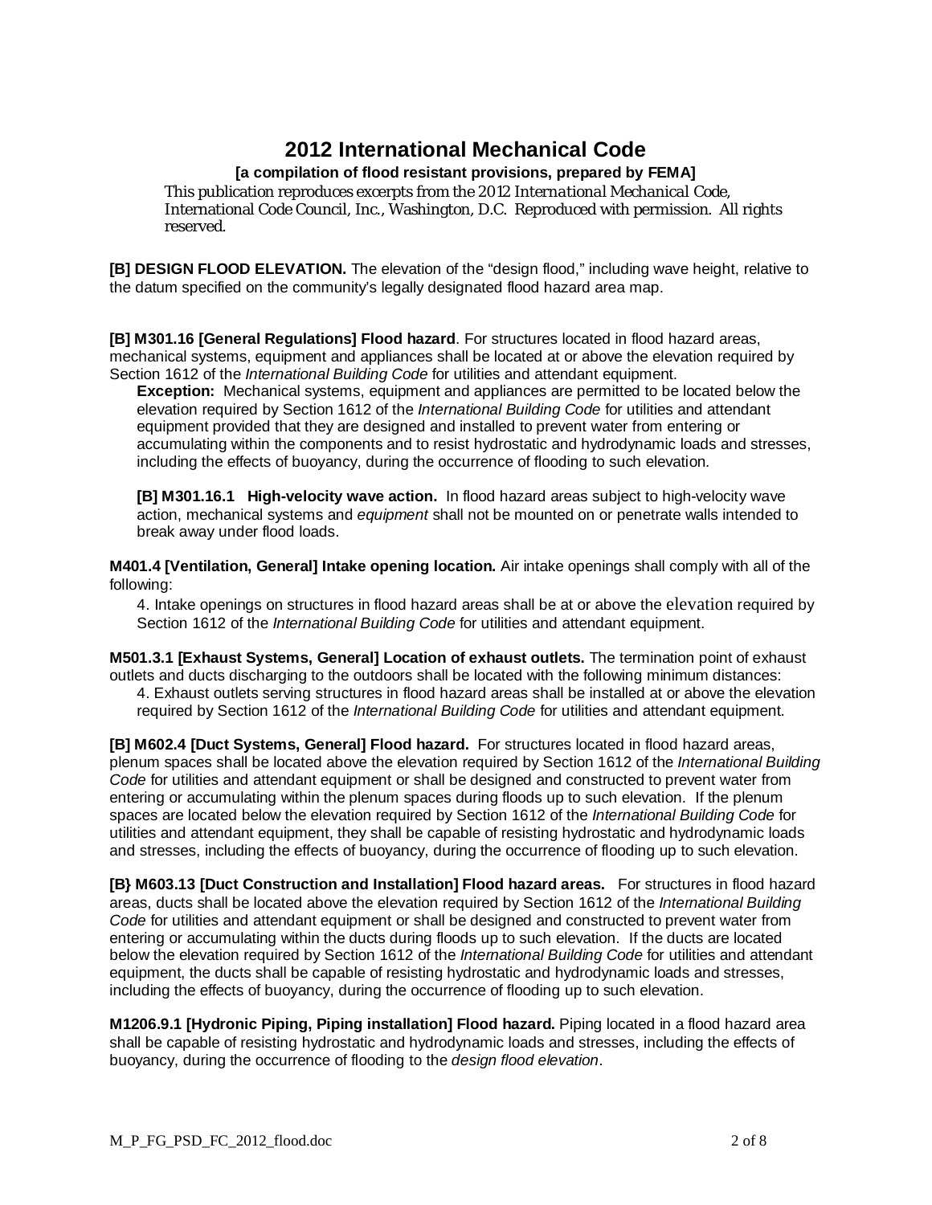# 2012 International Mechanical Code

**[a compilation of flood resistant provisions, prepared by FEMA]**

*This publication reproduces excerpts from the 2012 International Mechanical Code, International Code Council, Inc., Washington, D.C. Reproduced with permission. All rights reserved.*

**[B] DESIGN FLOOD ELEVATION.** The elevation of the "design flood," including wave height, relative to the datum specified on the community's legally designated flood hazard area map.

**[B] M301.16 [General Regulations] Flood hazard**. For structures located in flood hazard areas, mechanical systems, equipment and appliances shall be located at or above the elevation required by Section 1612 of the *International Building Code* for utilities and attendant equipment.

**Exception:** Mechanical systems, equipment and appliances are permitted to be located below the elevation required by Section 1612 of the *International Building Code* for utilities and attendant equipment provided that they are designed and installed to prevent water from entering or accumulating within the components and to resist hydrostatic and hydrodynamic loads and stresses, including the effects of buoyancy, during the occurrence of flooding to such elevation.

**[B] M301.16.1 High-velocity wave action.** In flood hazard areas subject to high-velocity wave action, mechanical systems and *equipment* shall not be mounted on or penetrate walls intended to break away under flood loads.

**M401.4 [Ventilation, General] Intake opening location.** Air intake openings shall comply with all of the following:

4. Intake openings on structures in flood hazard areas shall be at or above the elevation required by Section 1612 of the *International Building Code* for utilities and attendant equipment.

**M501.3.1 [Exhaust Systems, General] Location of exhaust outlets.** The termination point of exhaust outlets and ducts discharging to the outdoors shall be located with the following minimum distances:

4. Exhaust outlets serving structures in flood hazard areas shall be installed at or above the elevation required by Section 1612 of the *International Building Code* for utilities and attendant equipment.

**[B] M602.4 [Duct Systems, General] Flood hazard.** For structures located in flood hazard areas, plenum spaces shall be located above the elevation required by Section 1612 of the *International Building Code* for utilities and attendant equipment or shall be designed and constructed to prevent water from entering or accumulating within the plenum spaces during floods up to such elevation. If the plenum spaces are located below the elevation required by Section 1612 of the *International Building Code* for utilities and attendant equipment, they shall be capable of resisting hydrostatic and hydrodynamic loads and stresses, including the effects of buoyancy, during the occurrence of flooding up to such elevation.

**[B} M603.13 [Duct Construction and Installation] Flood hazard areas.** For structures in flood hazard areas, ducts shall be located above the elevation required by Section 1612 of the *International Building Code* for utilities and attendant equipment or shall be designed and constructed to prevent water from entering or accumulating within the ducts during floods up to such elevation. If the ducts are located below the elevation required by Section 1612 of the *International Building Code* for utilities and attendant equipment, the ducts shall be capable of resisting hydrostatic and hydrodynamic loads and stresses, including the effects of buoyancy, during the occurrence of flooding up to such elevation.

**M1206.9.1 [Hydronic Piping, Piping installation] Flood hazard.** Piping located in a flood hazard area shall be capable of resisting hydrostatic and hydrodynamic loads and stresses, including the effects of buoyancy, during the occurrence of flooding to the *design flood elevation*.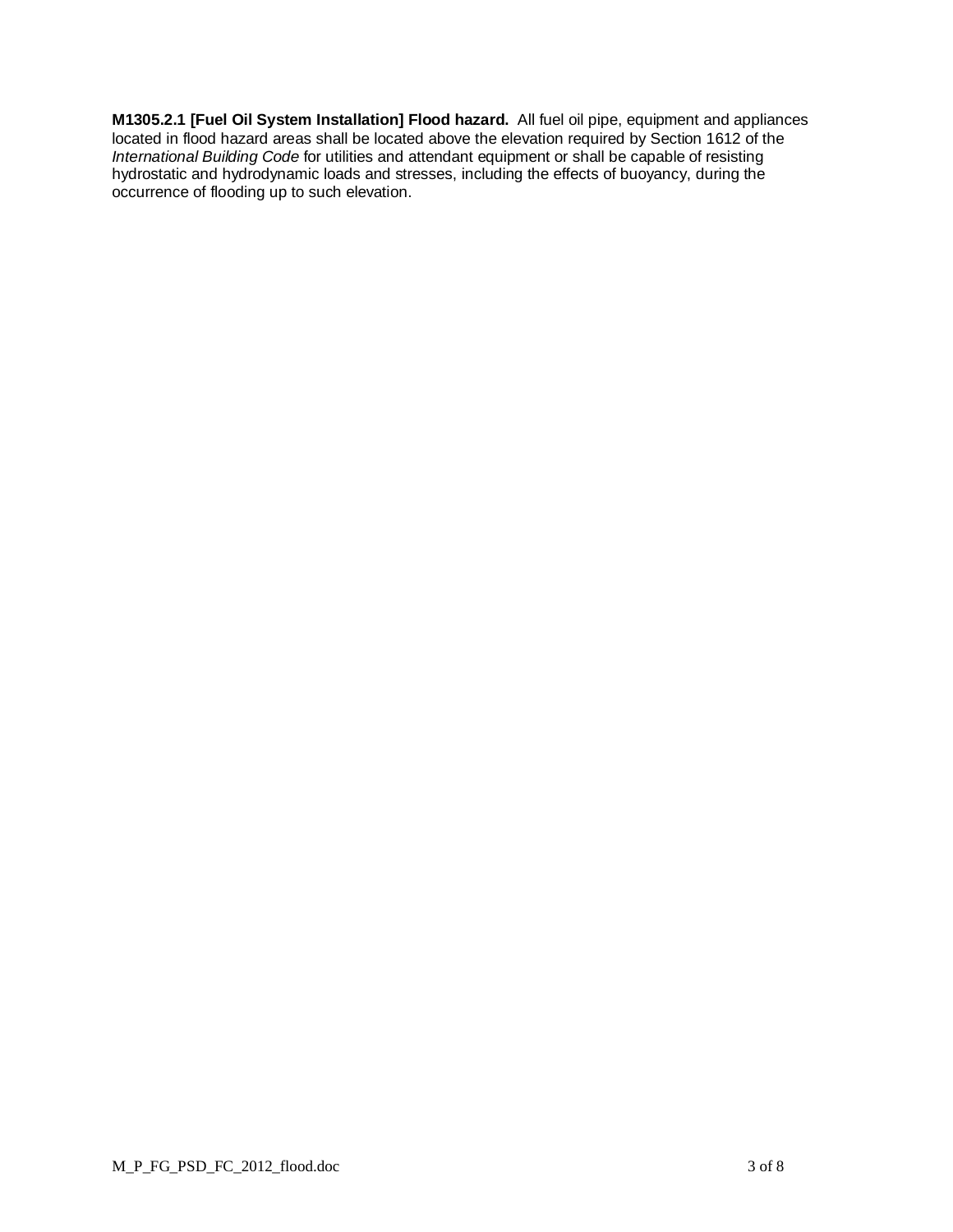**M1305.2.1 [Fuel Oil System Installation] Flood hazard.** All fuel oil pipe, equipment and appliances located in flood hazard areas shall be located above the elevation required by Section 1612 of the *International Building Code* for utilities and attendant equipment or shall be capable of resisting hydrostatic and hydrodynamic loads and stresses, including the effects of buoyancy, during the occurrence of flooding up to such elevation.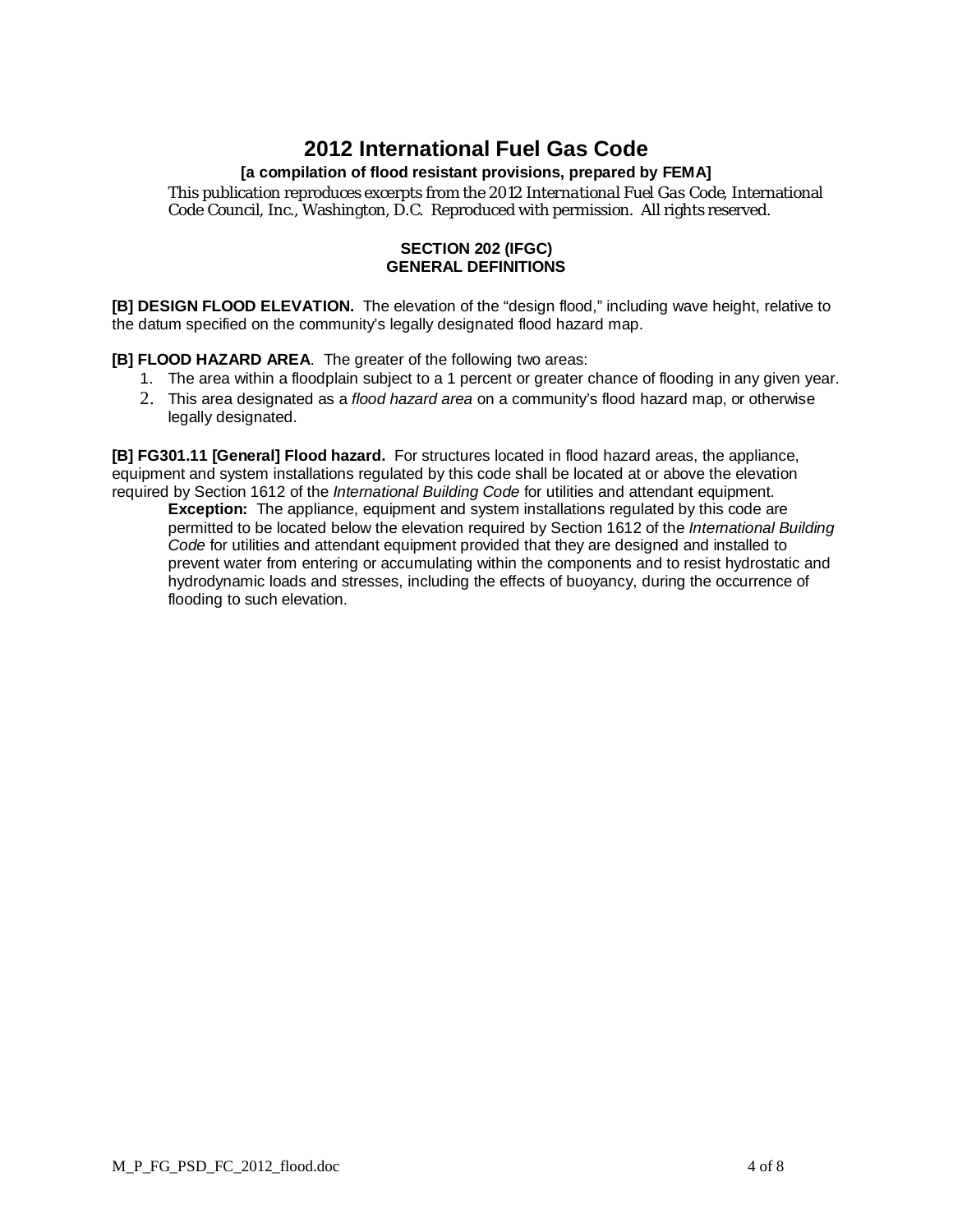# 2012 International Fuel Gas Code

**[a compilation of flood resistant provisions, prepared by FEMA]**

*This publication reproduces excerpts from the 2012 International Fuel Gas Code, International Code Council, Inc., Washington, D.C. Reproduced with permission. All rights reserved.*

## SECTION 202 (IFGC)
## GENERAL DEFINITIONS

**[B] DESIGN FLOOD ELEVATION.** The elevation of the "design flood," including wave height, relative to the datum specified on the community's legally designated flood hazard map.

**[B] FLOOD HAZARD AREA**. The greater of the following two areas:

1. The area within a floodplain subject to a 1 percent or greater chance of flooding in any given year.
2. This area designated as a *flood hazard area* on a community's flood hazard map, or otherwise legally designated.

**[B] FG301.11 [General] Flood hazard.** For structures located in flood hazard areas, the appliance, equipment and system installations regulated by this code shall be located at or above the elevation required by Section 1612 of the *International Building Code* for utilities and attendant equipment.

> **Exception:** The appliance, equipment and system installations regulated by this code are permitted to be located below the elevation required by Section 1612 of the *International Building Code* for utilities and attendant equipment provided that they are designed and installed to prevent water from entering or accumulating within the components and to resist hydrostatic and hydrodynamic loads and stresses, including the effects of buoyancy, during the occurrence of flooding to such elevation.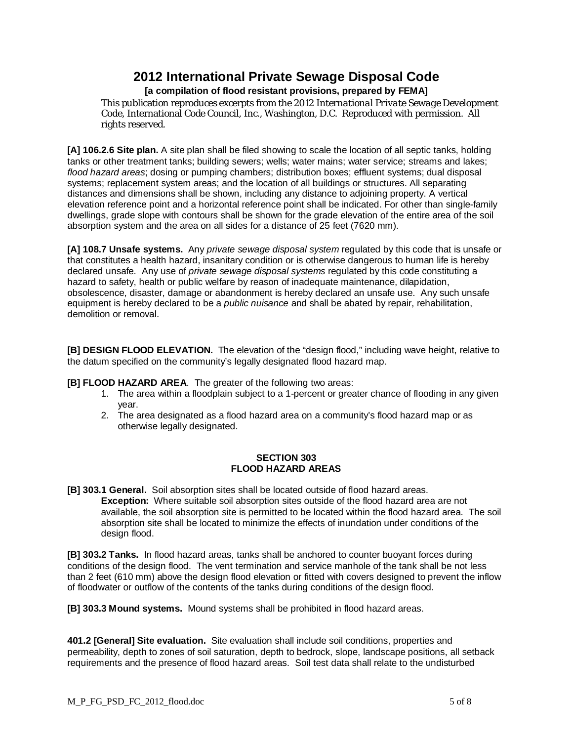# 2012 International Private Sewage Disposal Code

**[a compilation of flood resistant provisions, prepared by FEMA]**

*This publication reproduces excerpts from the 2012 International Private Sewage Development Code, International Code Council, Inc., Washington, D.C. Reproduced with permission. All rights reserved.*

**[A] 106.2.6 Site plan.** A site plan shall be filed showing to scale the location of all septic tanks, holding tanks or other treatment tanks; building sewers; wells; water mains; water service; streams and lakes; *flood hazard areas*; dosing or pumping chambers; distribution boxes; effluent systems; dual disposal systems; replacement system areas; and the location of all buildings or structures. All separating distances and dimensions shall be shown, including any distance to adjoining property. A vertical elevation reference point and a horizontal reference point shall be indicated. For other than single-family dwellings, grade slope with contours shall be shown for the grade elevation of the entire area of the soil absorption system and the area on all sides for a distance of 25 feet (7620 mm).

**[A] 108.7 Unsafe systems.** Any *private sewage disposal system* regulated by this code that is unsafe or that constitutes a health hazard, insanitary condition or is otherwise dangerous to human life is hereby declared unsafe. Any use of *private sewage disposal systems* regulated by this code constituting a hazard to safety, health or public welfare by reason of inadequate maintenance, dilapidation, obsolescence, disaster, damage or abandonment is hereby declared an unsafe use. Any such unsafe equipment is hereby declared to be a *public nuisance* and shall be abated by repair, rehabilitation, demolition or removal.

**[B] DESIGN FLOOD ELEVATION.** The elevation of the "design flood," including wave height, relative to the datum specified on the community's legally designated flood hazard map.

**[B] FLOOD HAZARD AREA**. The greater of the following two areas:

1. The area within a floodplain subject to a 1-percent or greater chance of flooding in any given year.
2. The area designated as a flood hazard area on a community's flood hazard map or as otherwise legally designated.

## SECTION 303
## FLOOD HAZARD AREAS

**[B] 303.1 General.** Soil absorption sites shall be located outside of flood hazard areas.

**Exception:** Where suitable soil absorption sites outside of the flood hazard area are not available, the soil absorption site is permitted to be located within the flood hazard area. The soil absorption site shall be located to minimize the effects of inundation under conditions of the design flood.

**[B] 303.2 Tanks.** In flood hazard areas, tanks shall be anchored to counter buoyant forces during conditions of the design flood. The vent termination and service manhole of the tank shall be not less than 2 feet (610 mm) above the design flood elevation or fitted with covers designed to prevent the inflow of floodwater or outflow of the contents of the tanks during conditions of the design flood.

**[B] 303.3 Mound systems.** Mound systems shall be prohibited in flood hazard areas.

**401.2 [General] Site evaluation.** Site evaluation shall include soil conditions, properties and permeability, depth to zones of soil saturation, depth to bedrock, slope, landscape positions, all setback requirements and the presence of flood hazard areas. Soil test data shall relate to the undisturbed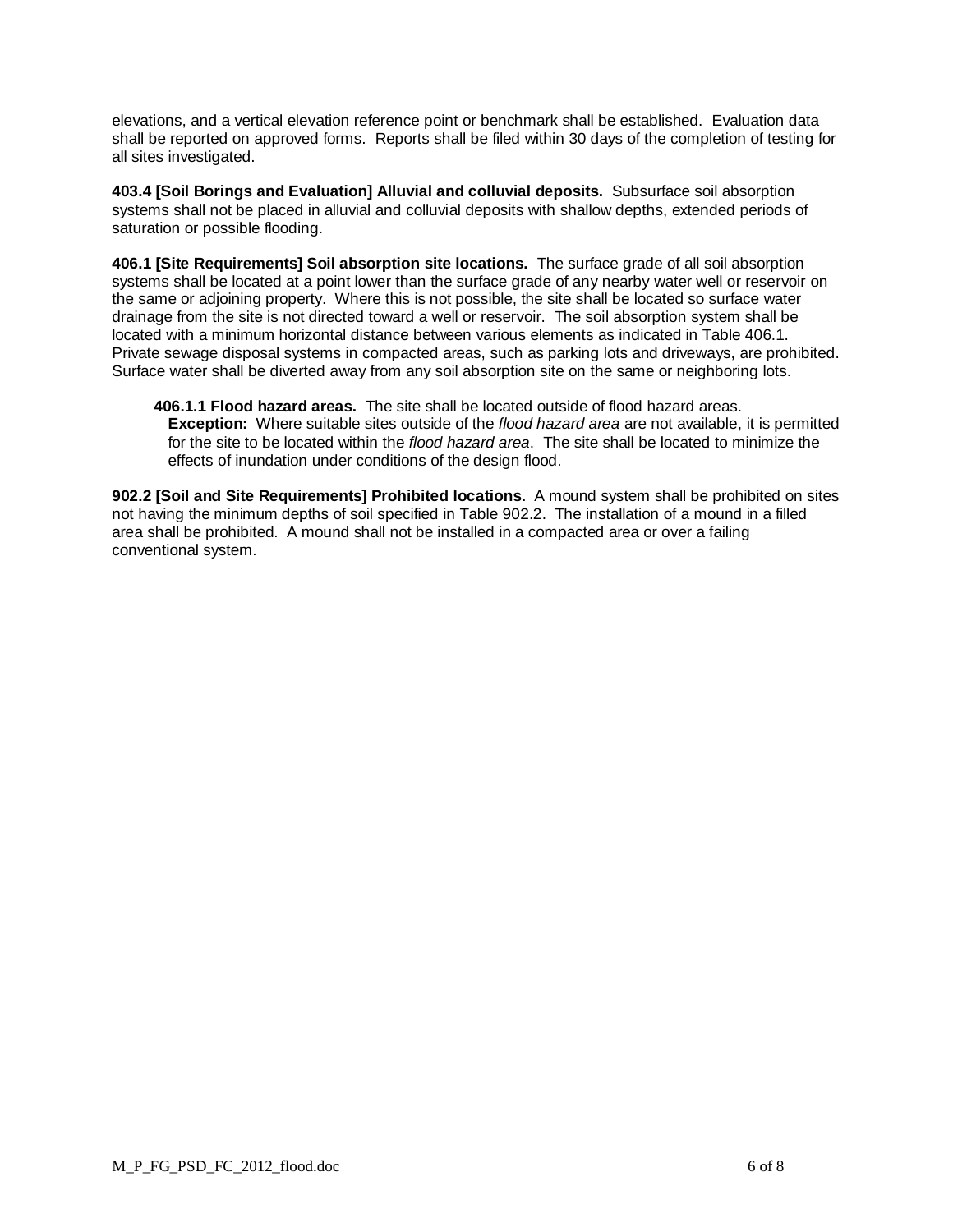elevations, and a vertical elevation reference point or benchmark shall be established. Evaluation data shall be reported on approved forms. Reports shall be filed within 30 days of the completion of testing for all sites investigated.

**403.4 [Soil Borings and Evaluation] Alluvial and colluvial deposits.** Subsurface soil absorption systems shall not be placed in alluvial and colluvial deposits with shallow depths, extended periods of saturation or possible flooding.

**406.1 [Site Requirements] Soil absorption site locations.** The surface grade of all soil absorption systems shall be located at a point lower than the surface grade of any nearby water well or reservoir on the same or adjoining property. Where this is not possible, the site shall be located so surface water drainage from the site is not directed toward a well or reservoir. The soil absorption system shall be located with a minimum horizontal distance between various elements as indicated in Table 406.1. Private sewage disposal systems in compacted areas, such as parking lots and driveways, are prohibited. Surface water shall be diverted away from any soil absorption site on the same or neighboring lots.

**406.1.1 Flood hazard areas.** The site shall be located outside of flood hazard areas.
**Exception:** Where suitable sites outside of the *flood hazard area* are not available, it is permitted for the site to be located within the *flood hazard area*. The site shall be located to minimize the effects of inundation under conditions of the design flood.

**902.2 [Soil and Site Requirements] Prohibited locations.** A mound system shall be prohibited on sites not having the minimum depths of soil specified in Table 902.2. The installation of a mound in a filled area shall be prohibited. A mound shall not be installed in a compacted area or over a failing conventional system.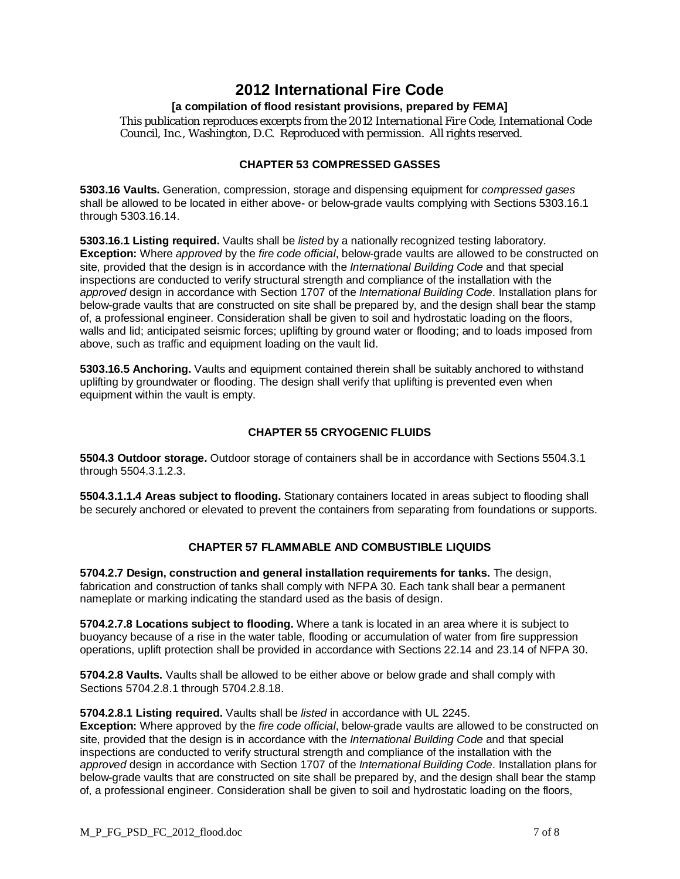# 2012 International Fire Code

**[a compilation of flood resistant provisions, prepared by FEMA]**

This publication reproduces excerpts from the 2012 *International Fire Code*, International Code Council, Inc., Washington, D.C. Reproduced with permission. All rights reserved.

## CHAPTER 53 COMPRESSED GASSES

**5303.16 Vaults.** Generation, compression, storage and dispensing equipment for *compressed gases* shall be allowed to be located in either above- or below-grade vaults complying with Sections 5303.16.1 through 5303.16.14.

**5303.16.1 Listing required.** Vaults shall be *listed* by a nationally recognized testing laboratory.
**Exception:** Where *approved* by the *fire code official*, below-grade vaults are allowed to be constructed on site, provided that the design is in accordance with the *International Building Code* and that special inspections are conducted to verify structural strength and compliance of the installation with the *approved* design in accordance with Section 1707 of the *International Building Code*. Installation plans for below-grade vaults that are constructed on site shall be prepared by, and the design shall bear the stamp of, a professional engineer. Consideration shall be given to soil and hydrostatic loading on the floors, walls and lid; anticipated seismic forces; uplifting by ground water or flooding; and to loads imposed from above, such as traffic and equipment loading on the vault lid.

**5303.16.5 Anchoring.** Vaults and equipment contained therein shall be suitably anchored to withstand uplifting by groundwater or flooding. The design shall verify that uplifting is prevented even when equipment within the vault is empty.

## CHAPTER 55 CRYOGENIC FLUIDS

**5504.3 Outdoor storage.** Outdoor storage of containers shall be in accordance with Sections 5504.3.1 through 5504.3.1.2.3.

**5504.3.1.1.4 Areas subject to flooding.** Stationary containers located in areas subject to flooding shall be securely anchored or elevated to prevent the containers from separating from foundations or supports.

## CHAPTER 57 FLAMMABLE AND COMBUSTIBLE LIQUIDS

**5704.2.7 Design, construction and general installation requirements for tanks.** The design, fabrication and construction of tanks shall comply with NFPA 30. Each tank shall bear a permanent nameplate or marking indicating the standard used as the basis of design.

**5704.2.7.8 Locations subject to flooding.** Where a tank is located in an area where it is subject to buoyancy because of a rise in the water table, flooding or accumulation of water from fire suppression operations, uplift protection shall be provided in accordance with Sections 22.14 and 23.14 of NFPA 30.

**5704.2.8 Vaults.** Vaults shall be allowed to be either above or below grade and shall comply with Sections 5704.2.8.1 through 5704.2.8.18.

**5704.2.8.1 Listing required.** Vaults shall be *listed* in accordance with UL 2245.
**Exception:** Where approved by the *fire code official*, below-grade vaults are allowed to be constructed on site, provided that the design is in accordance with the *International Building Code* and that special inspections are conducted to verify structural strength and compliance of the installation with the *approved* design in accordance with Section 1707 of the *International Building Code*. Installation plans for below-grade vaults that are constructed on site shall be prepared by, and the design shall bear the stamp of, a professional engineer. Consideration shall be given to soil and hydrostatic loading on the floors,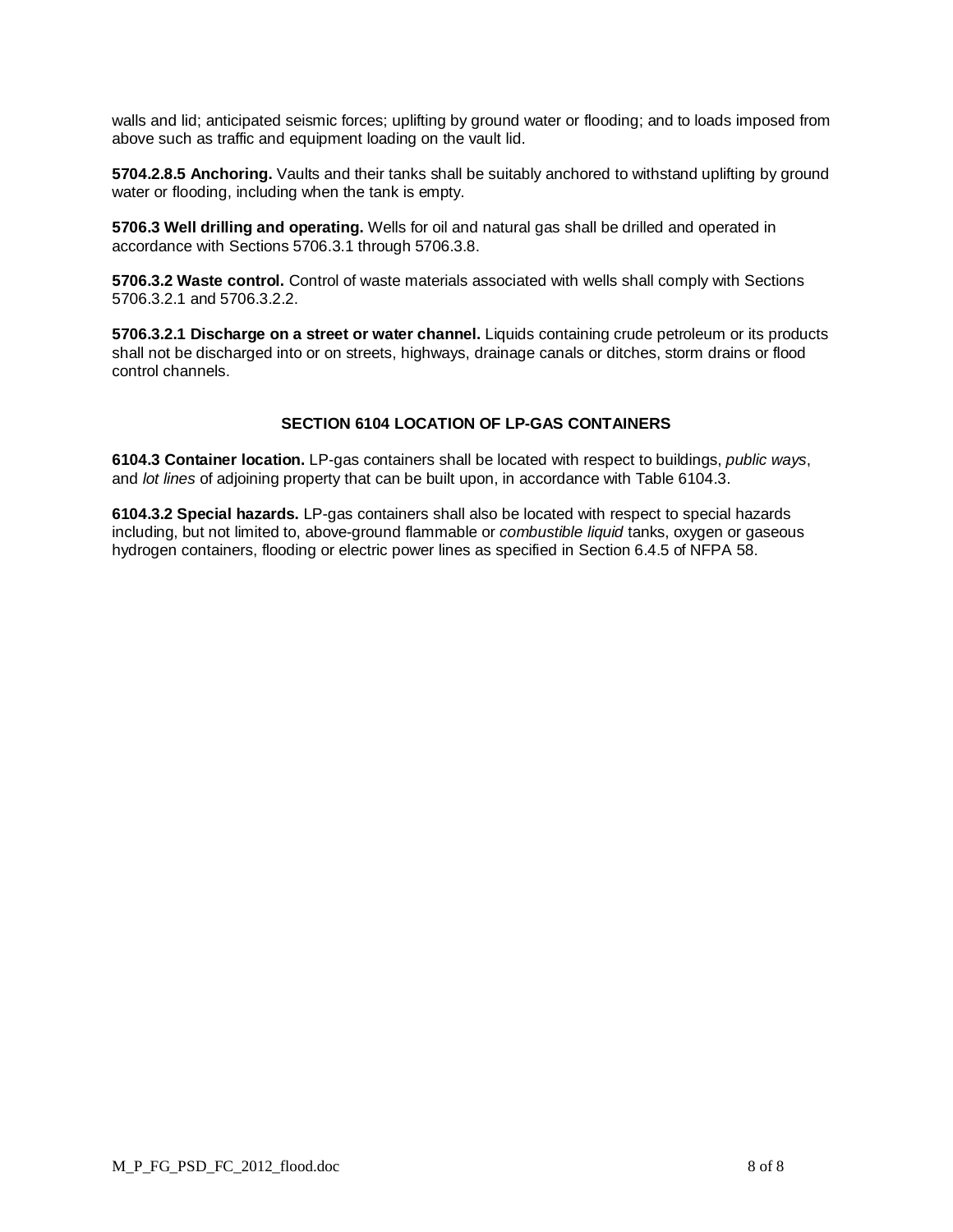walls and lid; anticipated seismic forces; uplifting by ground water or flooding; and to loads imposed from above such as traffic and equipment loading on the vault lid.

**5704.2.8.5 Anchoring.** Vaults and their tanks shall be suitably anchored to withstand uplifting by ground water or flooding, including when the tank is empty.

**5706.3 Well drilling and operating.** Wells for oil and natural gas shall be drilled and operated in accordance with Sections 5706.3.1 through 5706.3.8.

**5706.3.2 Waste control.** Control of waste materials associated with wells shall comply with Sections 5706.3.2.1 and 5706.3.2.2.

**5706.3.2.1 Discharge on a street or water channel.** Liquids containing crude petroleum or its products shall not be discharged into or on streets, highways, drainage canals or ditches, storm drains or flood control channels.

## SECTION 6104 LOCATION OF LP-GAS CONTAINERS

**6104.3 Container location.** LP-gas containers shall be located with respect to buildings, *public ways*, and *lot lines* of adjoining property that can be built upon, in accordance with Table 6104.3.

**6104.3.2 Special hazards.** LP-gas containers shall also be located with respect to special hazards including, but not limited to, above-ground flammable or *combustible liquid* tanks, oxygen or gaseous hydrogen containers, flooding or electric power lines as specified in Section 6.4.5 of NFPA 58.